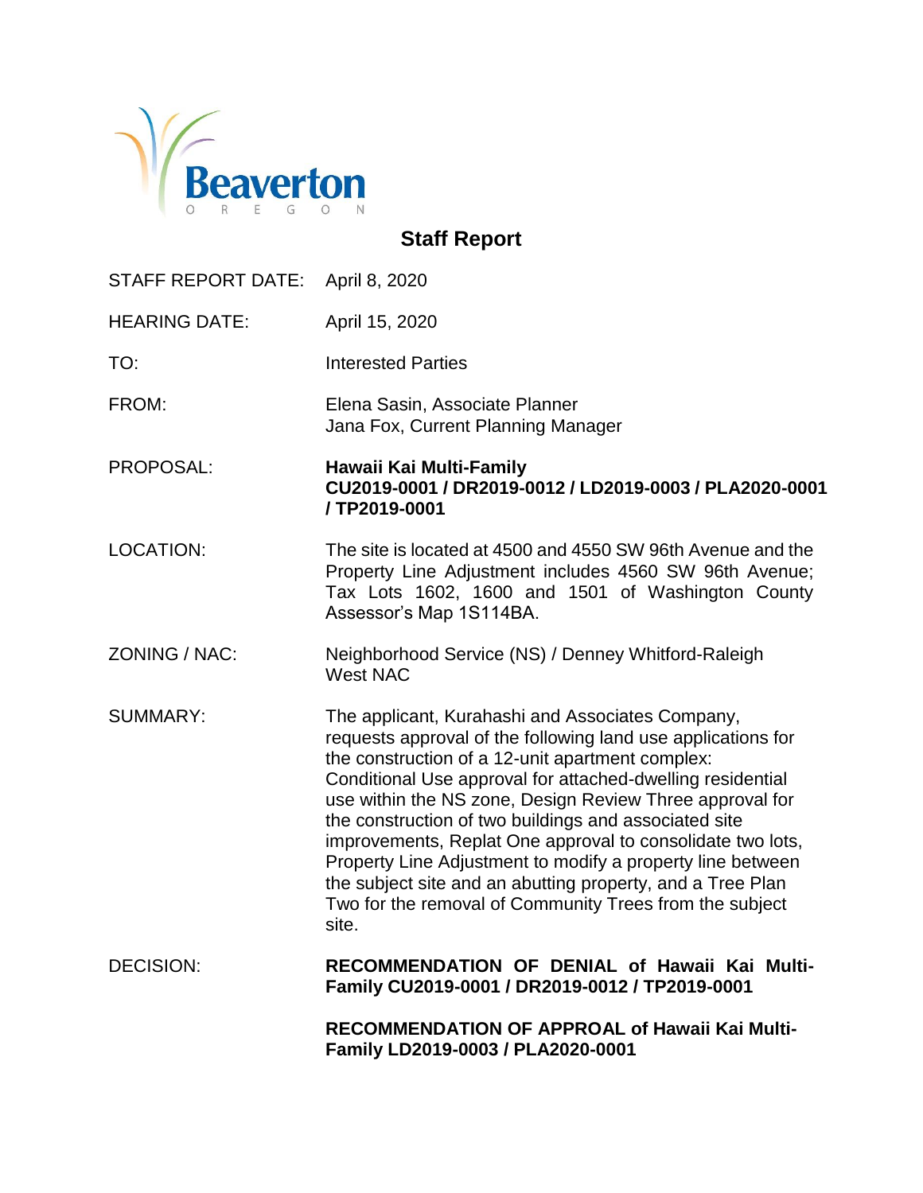Beaverton

OREGON

# Staff Report

| | |
|---|---|
| STAFF REPORT DATE: | April 8, 2020 |
| HEARING DATE: | April 15, 2020 |
| TO: | Interested Parties |
| FROM: | Elena Sasin, Associate Planner<br>Jana Fox, Current Planning Manager |
| PROPOSAL: | **Hawaii Kai Multi-Family**<br>**CU2019-0001 / DR2019-0012 / LD2019-0003 / PLA2020-0001 / TP2019-0001** |
| LOCATION: | The site is located at 4500 and 4550 SW 96th Avenue and the Property Line Adjustment includes 4560 SW 96th Avenue; Tax Lots 1602, 1600 and 1501 of Washington County Assessor's Map 1S114BA. |
| ZONING / NAC: | Neighborhood Service (NS) / Denney Whitford-Raleigh West NAC |
| SUMMARY: | The applicant, Kurahashi and Associates Company, requests approval of the following land use applications for the construction of a 12-unit apartment complex: Conditional Use approval for attached-dwelling residential use within the NS zone, Design Review Three approval for the construction of two buildings and associated site improvements, Replat One approval to consolidate two lots, Property Line Adjustment to modify a property line between the subject site and an abutting property, and a Tree Plan Two for the removal of Community Trees from the subject site. |
| DECISION: | **RECOMMENDATION OF DENIAL of Hawaii Kai Multi-Family CU2019-0001 / DR2019-0012 / TP2019-0001**<br><br>**RECOMMENDATION OF APPROAL of Hawaii Kai Multi-Family LD2019-0003 / PLA2020-0001** |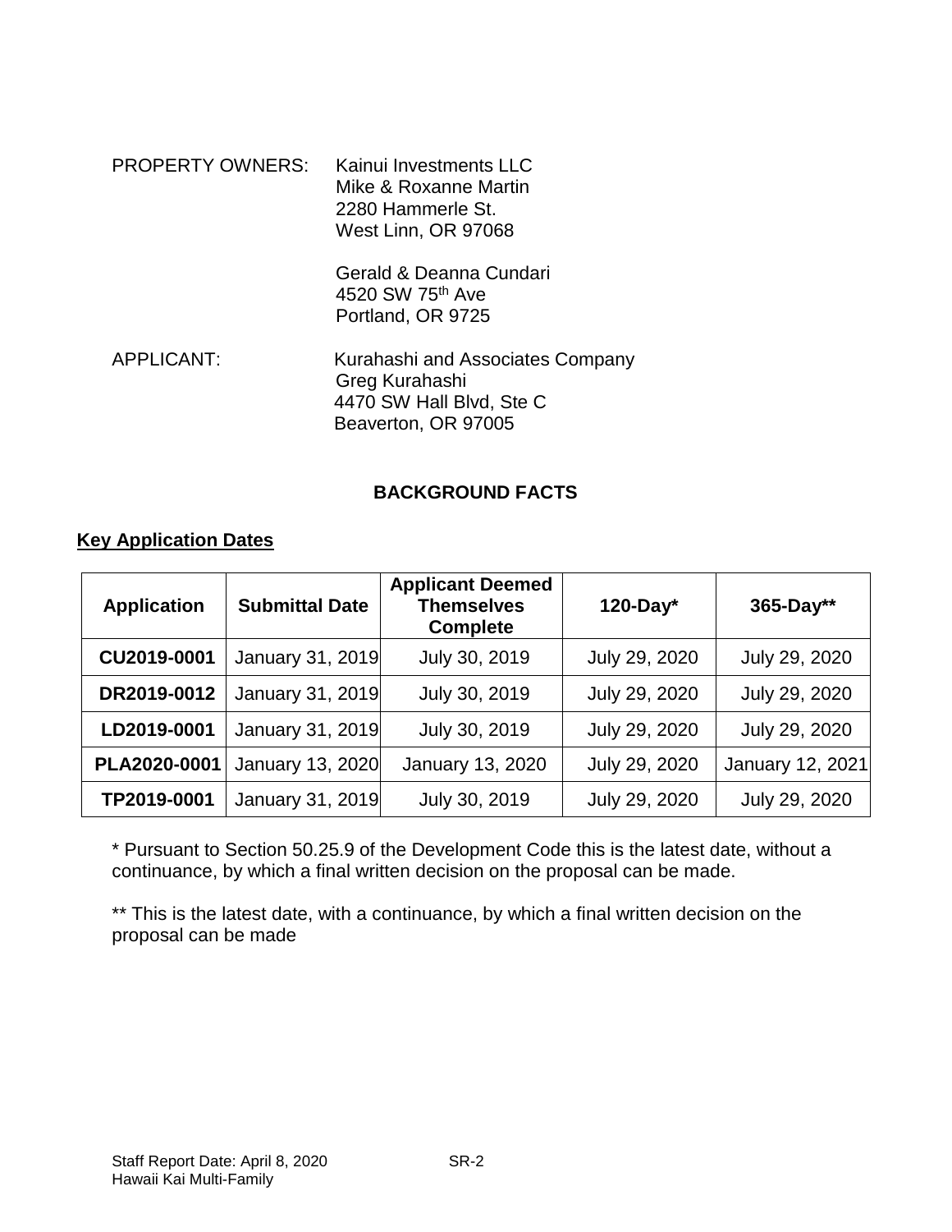PROPERTY OWNERS: Kainui Investments LLC
Mike & Roxanne Martin
2280 Hammerle St.
West Linn, OR 97068

Gerald & Deanna Cundari
4520 SW 75th Ave
Portland, OR 9725

APPLICANT: Kurahashi and Associates Company
Greg Kurahashi
4470 SW Hall Blvd, Ste C
Beaverton, OR 97005

## BACKGROUND FACTS

**Key Application Dates**

| Application | Submittal Date | Applicant Deemed Themselves Complete | 120-Day* | 365-Day** |
|---|---|---|---|---|
| CU2019-0001 | January 31, 2019 | July 30, 2019 | July 29, 2020 | July 29, 2020 |
| DR2019-0012 | January 31, 2019 | July 30, 2019 | July 29, 2020 | July 29, 2020 |
| LD2019-0001 | January 31, 2019 | July 30, 2019 | July 29, 2020 | July 29, 2020 |
| PLA2020-0001 | January 13, 2020 | January 13, 2020 | July 29, 2020 | January 12, 2021 |
| TP2019-0001 | January 31, 2019 | July 30, 2019 | July 29, 2020 | July 29, 2020 |

* Pursuant to Section 50.25.9 of the Development Code this is the latest date, without a continuance, by which a final written decision on the proposal can be made.

** This is the latest date, with a continuance, by which a final written decision on the proposal can be made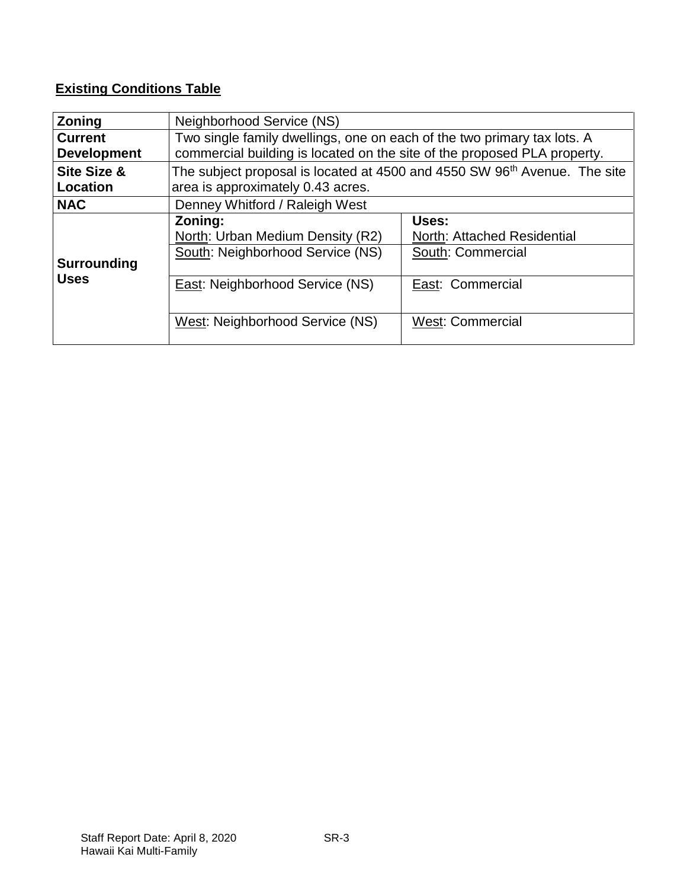**Existing Conditions Table**

| Zoning | Neighborhood Service (NS) | |
|---|---|---|
| Current Development | Two single family dwellings, one on each of the two primary tax lots. A commercial building is located on the site of the proposed PLA property. | |
| Site Size & Location | The subject proposal is located at 4500 and 4550 SW 96th Avenue. The site area is approximately 0.43 acres. | |
| NAC | Denney Whitford / Raleigh West | |
| Surrounding Uses | **Zoning:** North: Urban Medium Density (R2) | **Uses:** North: Attached Residential |
| | South: Neighborhood Service (NS) | South: Commercial |
| | East: Neighborhood Service (NS) | East: Commercial |
| | West: Neighborhood Service (NS) | West: Commercial |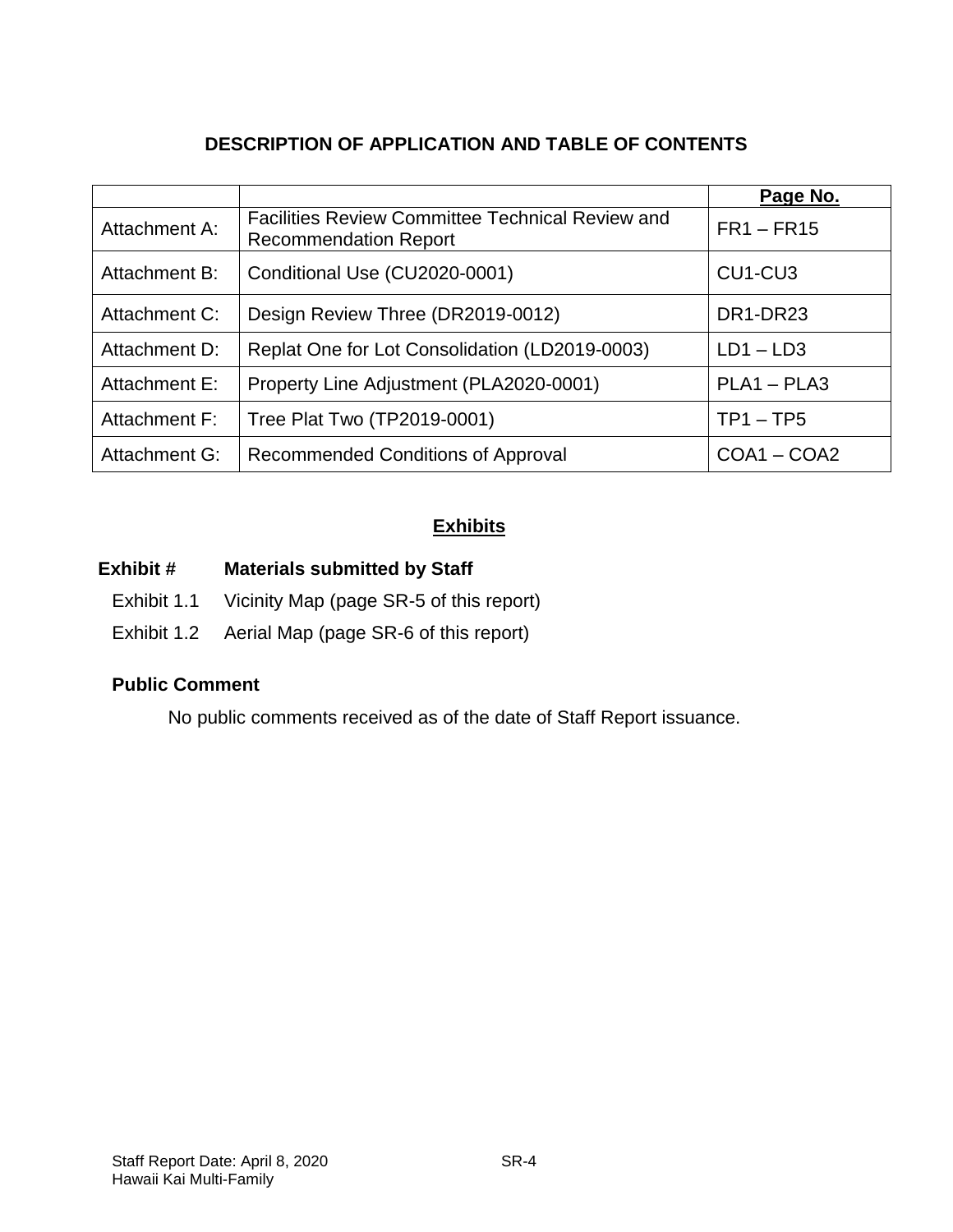## DESCRIPTION OF APPLICATION AND TABLE OF CONTENTS

| | | Page No. |
|---|---|---|
| Attachment A: | Facilities Review Committee Technical Review and Recommendation Report | FR1 – FR15 |
| Attachment B: | Conditional Use (CU2020-0001) | CU1-CU3 |
| Attachment C: | Design Review Three (DR2019-0012) | DR1-DR23 |
| Attachment D: | Replat One for Lot Consolidation (LD2019-0003) | LD1 – LD3 |
| Attachment E: | Property Line Adjustment (PLA2020-0001) | PLA1 – PLA3 |
| Attachment F: | Tree Plat Two (TP2019-0001) | TP1 – TP5 |
| Attachment G: | Recommended Conditions of Approval | COA1 – COA2 |

## Exhibits

**Exhibit #** **Materials submitted by Staff**

Exhibit 1.1 Vicinity Map (page SR-5 of this report)

Exhibit 1.2 Aerial Map (page SR-6 of this report)

**Public Comment**

No public comments received as of the date of Staff Report issuance.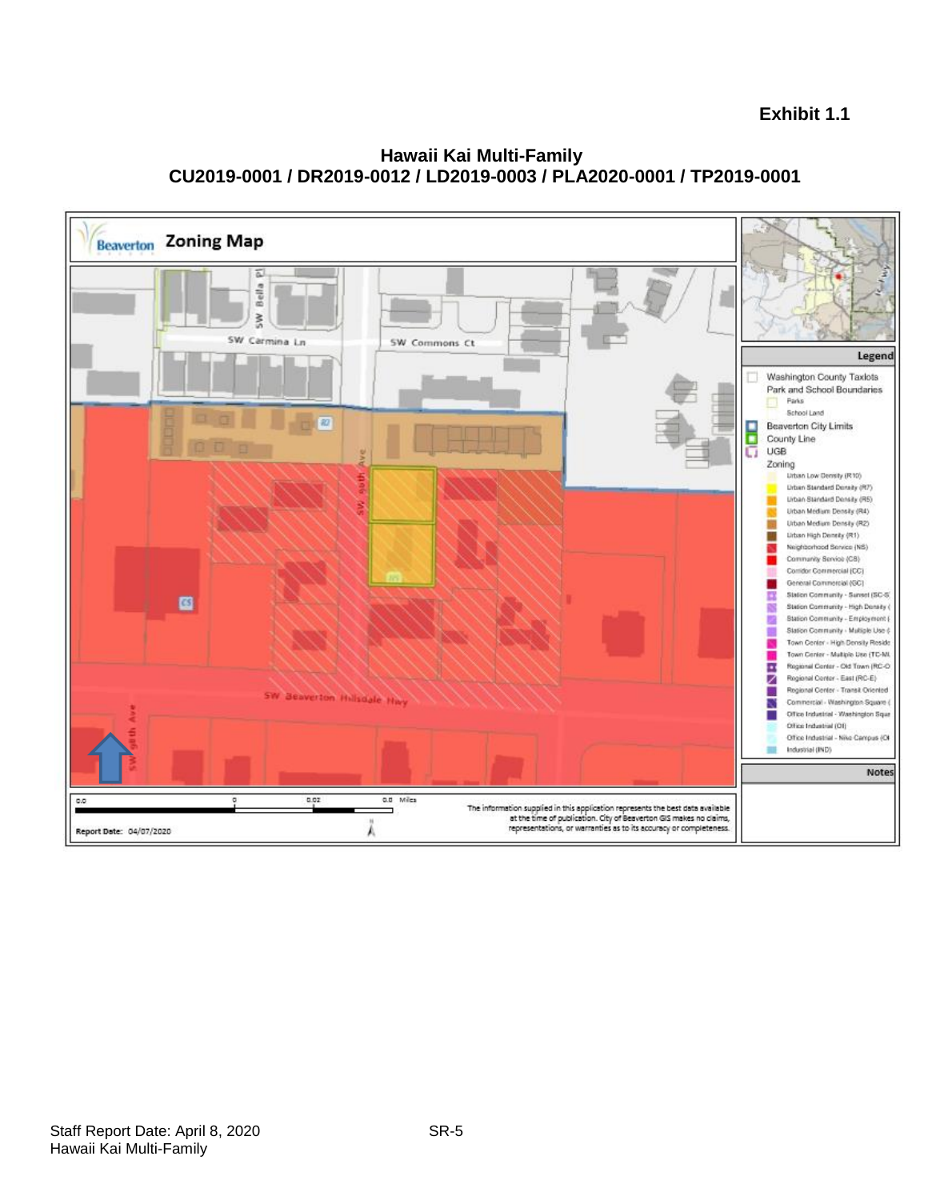**Exhibit 1.1**

**Hawaii Kai Multi-Family**
**CU2019-0001 / DR2019-0012 / LD2019-0003 / PLA2020-0001 / TP2019-0001**

Beaverton **Zoning Map**

SW Bella Pl

SW Carmina Ln

SW Commons Ct

SW 90th Ave

SW Beaverton Hillsdale Hwy

SW 89th Ave

R2

R1

CS

**Legend**

Washington County Taxlots

Park and School Boundaries

- Parks
- School Land

Beaverton City Limits

County Line

UGB

Zoning

- Urban Low Density (R10)
- Urban Standard Density (R7)
- Urban Standard Density (R5)
- Urban Medium Density (R4)
- Urban Medium Density (R2)
- Urban High Density (R1)
- Neighborhood Service (NS)
- Community Service (CS)
- Corridor Commercial (CC)
- General Commercial (GC)
- Station Community - Sunset (SC-S
- Station Community - High Density (
- Station Community - Employment (
- Station Community - Multiple Use (
- Town Center - High Density Reside
- Town Center - Multiple Use (TC-MU
- Regional Center - Old Town (RC-O
- Regional Center - East (RC-E)
- Regional Center - Transit Oriented
- Commercial - Washington Square (
- Office Industrial - Washington Squa
- Office Industrial (OI)
- Office Industrial - Nike Campus (OI
- Industrial (IND)

**Notes**

0.0 0 0.02 0.0 Miles

Report Date: 04/07/2020

The information supplied in this application represents the best data available at the time of publication. City of Beaverton GIS makes no claims, representations, or warranties as to its accuracy or completeness.

Staff Report Date: April 8, 2020
Hawaii Kai Multi-Family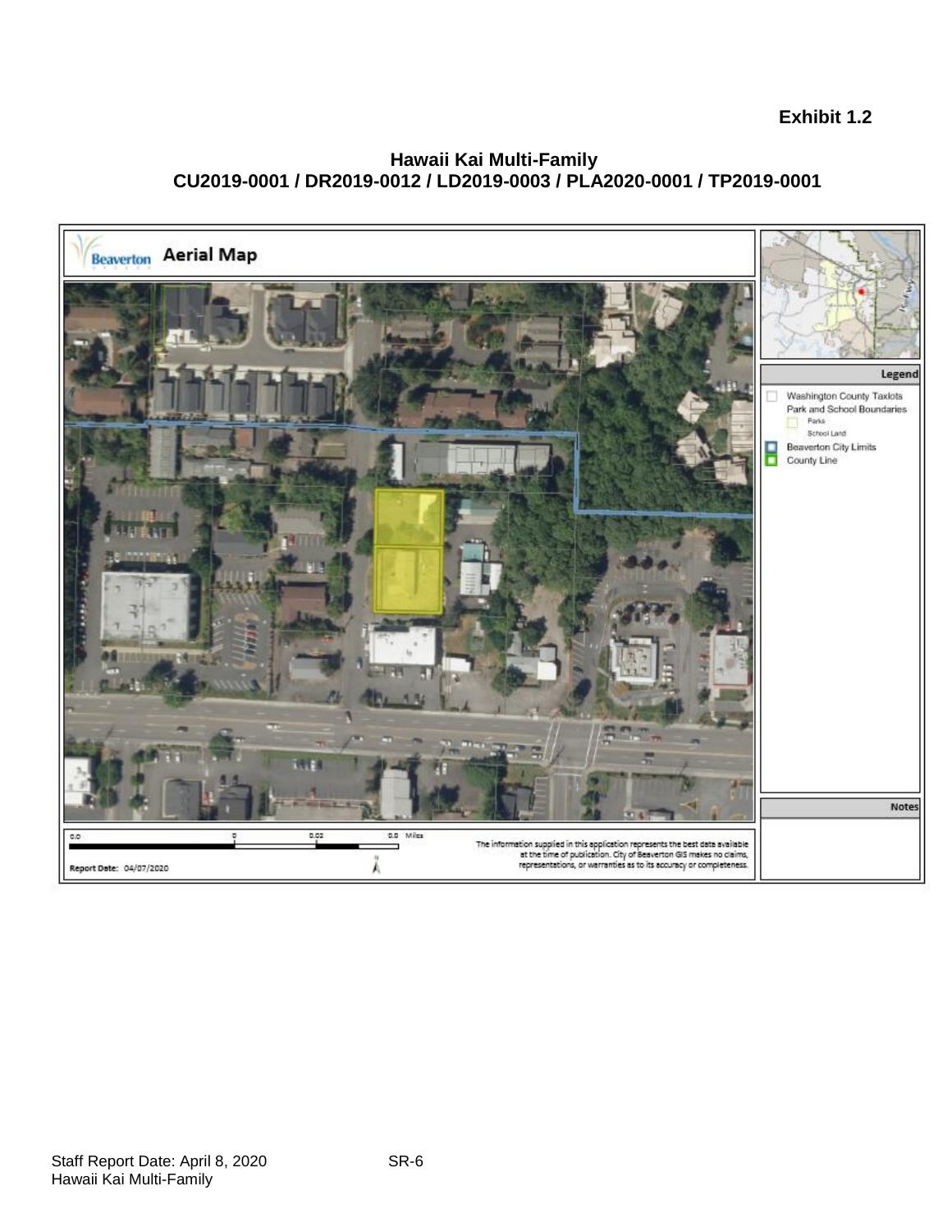**Exhibit 1.2**

**Hawaii Kai Multi-Family**
**CU2019-0001 / DR2019-0012 / LD2019-0003 / PLA2020-0001 / TP2019-0001**

Beaverton **Aerial Map**

Legend

- Washington County Taxlots
- Park and School Boundaries
  - Parks
  - School Land
- Beaverton City Limits
- County Line

Notes

0.0 0 0.02 0.0 Miles

Report Date: 04/07/2020

The information supplied in this application represents the best data available at the time of publication. City of Beaverton GIS makes no claims, representations, or warranties as to its accuracy or completeness.

Staff Report Date: April 8, 2020
Hawaii Kai Multi-Family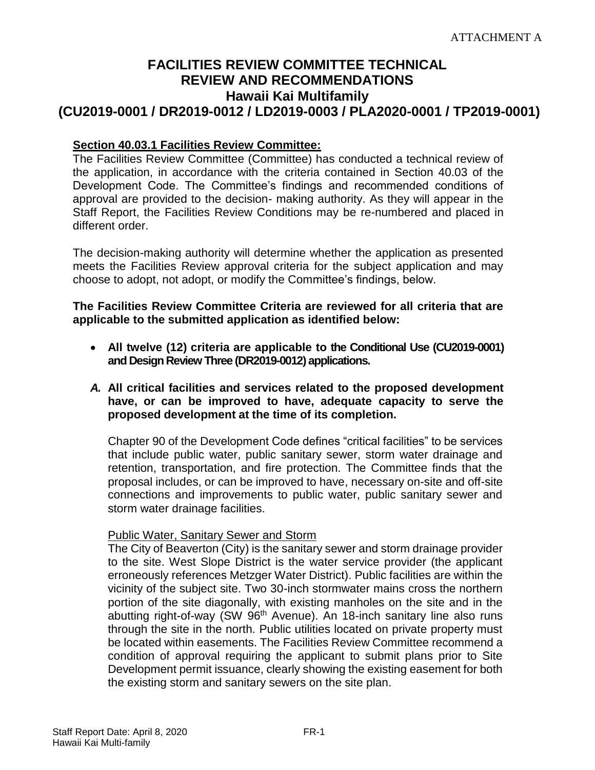ATTACHMENT A

# FACILITIES REVIEW COMMITTEE TECHNICAL REVIEW AND RECOMMENDATIONS
## Hawaii Kai Multifamily
## (CU2019-0001 / DR2019-0012 / LD2019-0003 / PLA2020-0001 / TP2019-0001)

**Section 40.03.1 Facilities Review Committee:**

The Facilities Review Committee (Committee) has conducted a technical review of the application, in accordance with the criteria contained in Section 40.03 of the Development Code. The Committee's findings and recommended conditions of approval are provided to the decision- making authority. As they will appear in the Staff Report, the Facilities Review Conditions may be re-numbered and placed in different order.

The decision-making authority will determine whether the application as presented meets the Facilities Review approval criteria for the subject application and may choose to adopt, not adopt, or modify the Committee's findings, below.

**The Facilities Review Committee Criteria are reviewed for all criteria that are applicable to the submitted application as identified below:**

- **All twelve (12) criteria are applicable to the Conditional Use (CU2019-0001) and Design Review Three (DR2019-0012) applications.**

***A.*** **All critical facilities and services related to the proposed development have, or can be improved to have, adequate capacity to serve the proposed development at the time of its completion.**

Chapter 90 of the Development Code defines "critical facilities" to be services that include public water, public sanitary sewer, storm water drainage and retention, transportation, and fire protection. The Committee finds that the proposal includes, or can be improved to have, necessary on-site and off-site connections and improvements to public water, public sanitary sewer and storm water drainage facilities.

Public Water, Sanitary Sewer and Storm

The City of Beaverton (City) is the sanitary sewer and storm drainage provider to the site. West Slope District is the water service provider (the applicant erroneously references Metzger Water District). Public facilities are within the vicinity of the subject site. Two 30-inch stormwater mains cross the northern portion of the site diagonally, with existing manholes on the site and in the abutting right-of-way (SW 96th Avenue). An 18-inch sanitary line also runs through the site in the north. Public utilities located on private property must be located within easements. The Facilities Review Committee recommend a condition of approval requiring the applicant to submit plans prior to Site Development permit issuance, clearly showing the existing easement for both the existing storm and sanitary sewers on the site plan.

Staff Report Date: April 8, 2020
Hawaii Kai Multi-family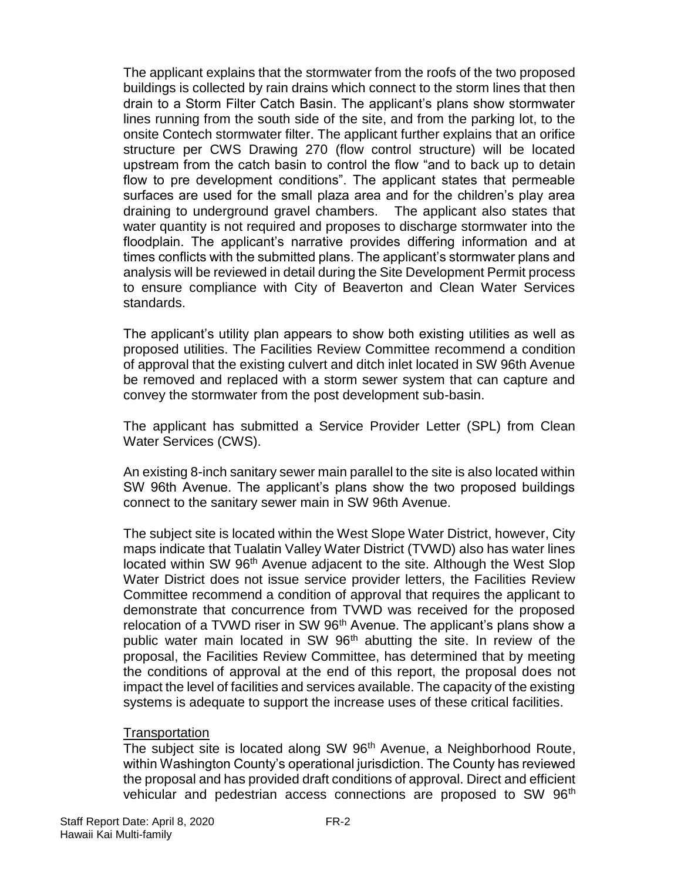The applicant explains that the stormwater from the roofs of the two proposed buildings is collected by rain drains which connect to the storm lines that then drain to a Storm Filter Catch Basin. The applicant's plans show stormwater lines running from the south side of the site, and from the parking lot, to the onsite Contech stormwater filter. The applicant further explains that an orifice structure per CWS Drawing 270 (flow control structure) will be located upstream from the catch basin to control the flow "and to back up to detain flow to pre development conditions". The applicant states that permeable surfaces are used for the small plaza area and for the children's play area draining to underground gravel chambers. The applicant also states that water quantity is not required and proposes to discharge stormwater into the floodplain. The applicant's narrative provides differing information and at times conflicts with the submitted plans. The applicant's stormwater plans and analysis will be reviewed in detail during the Site Development Permit process to ensure compliance with City of Beaverton and Clean Water Services standards.

The applicant's utility plan appears to show both existing utilities as well as proposed utilities. The Facilities Review Committee recommend a condition of approval that the existing culvert and ditch inlet located in SW 96th Avenue be removed and replaced with a storm sewer system that can capture and convey the stormwater from the post development sub-basin.

The applicant has submitted a Service Provider Letter (SPL) from Clean Water Services (CWS).

An existing 8-inch sanitary sewer main parallel to the site is also located within SW 96th Avenue. The applicant's plans show the two proposed buildings connect to the sanitary sewer main in SW 96th Avenue.

The subject site is located within the West Slope Water District, however, City maps indicate that Tualatin Valley Water District (TVWD) also has water lines located within SW 96th Avenue adjacent to the site. Although the West Slop Water District does not issue service provider letters, the Facilities Review Committee recommend a condition of approval that requires the applicant to demonstrate that concurrence from TVWD was received for the proposed relocation of a TVWD riser in SW 96th Avenue. The applicant's plans show a public water main located in SW 96th abutting the site. In review of the proposal, the Facilities Review Committee, has determined that by meeting the conditions of approval at the end of this report, the proposal does not impact the level of facilities and services available. The capacity of the existing systems is adequate to support the increase uses of these critical facilities.

Transportation

The subject site is located along SW 96th Avenue, a Neighborhood Route, within Washington County's operational jurisdiction. The County has reviewed the proposal and has provided draft conditions of approval. Direct and efficient vehicular and pedestrian access connections are proposed to SW 96th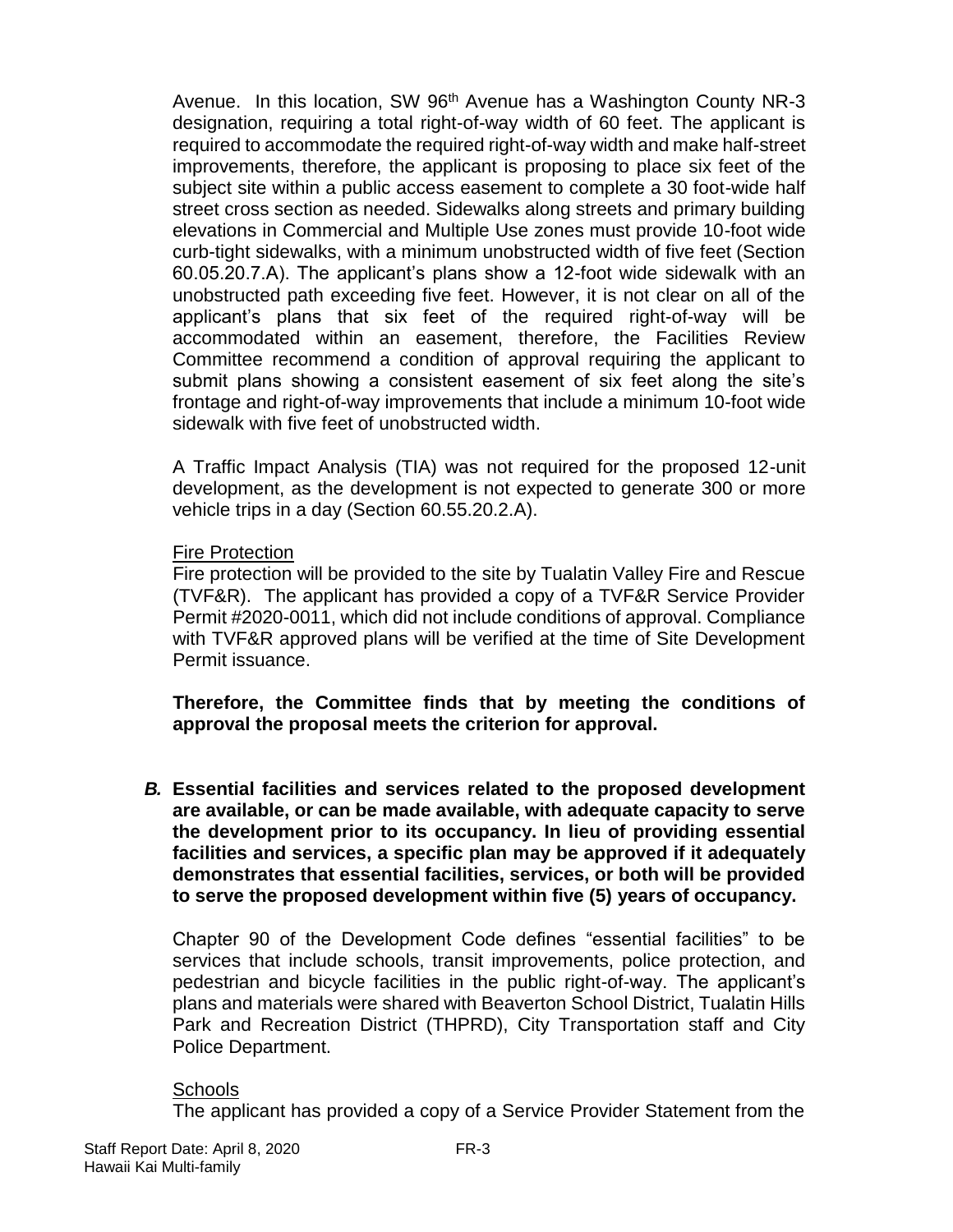Avenue. In this location, SW 96th Avenue has a Washington County NR-3 designation, requiring a total right-of-way width of 60 feet. The applicant is required to accommodate the required right-of-way width and make half-street improvements, therefore, the applicant is proposing to place six feet of the subject site within a public access easement to complete a 30 foot-wide half street cross section as needed. Sidewalks along streets and primary building elevations in Commercial and Multiple Use zones must provide 10-foot wide curb-tight sidewalks, with a minimum unobstructed width of five feet (Section 60.05.20.7.A). The applicant's plans show a 12-foot wide sidewalk with an unobstructed path exceeding five feet. However, it is not clear on all of the applicant's plans that six feet of the required right-of-way will be accommodated within an easement, therefore, the Facilities Review Committee recommend a condition of approval requiring the applicant to submit plans showing a consistent easement of six feet along the site's frontage and right-of-way improvements that include a minimum 10-foot wide sidewalk with five feet of unobstructed width.

A Traffic Impact Analysis (TIA) was not required for the proposed 12-unit development, as the development is not expected to generate 300 or more vehicle trips in a day (Section 60.55.20.2.A).

Fire Protection

Fire protection will be provided to the site by Tualatin Valley Fire and Rescue (TVF&R). The applicant has provided a copy of a TVF&R Service Provider Permit #2020-0011, which did not include conditions of approval. Compliance with TVF&R approved plans will be verified at the time of Site Development Permit issuance.

**Therefore, the Committee finds that by meeting the conditions of approval the proposal meets the criterion for approval.**

***B.*** **Essential facilities and services related to the proposed development are available, or can be made available, with adequate capacity to serve the development prior to its occupancy. In lieu of providing essential facilities and services, a specific plan may be approved if it adequately demonstrates that essential facilities, services, or both will be provided to serve the proposed development within five (5) years of occupancy.**

Chapter 90 of the Development Code defines "essential facilities" to be services that include schools, transit improvements, police protection, and pedestrian and bicycle facilities in the public right-of-way. The applicant's plans and materials were shared with Beaverton School District, Tualatin Hills Park and Recreation District (THPRD), City Transportation staff and City Police Department.

Schools

The applicant has provided a copy of a Service Provider Statement from the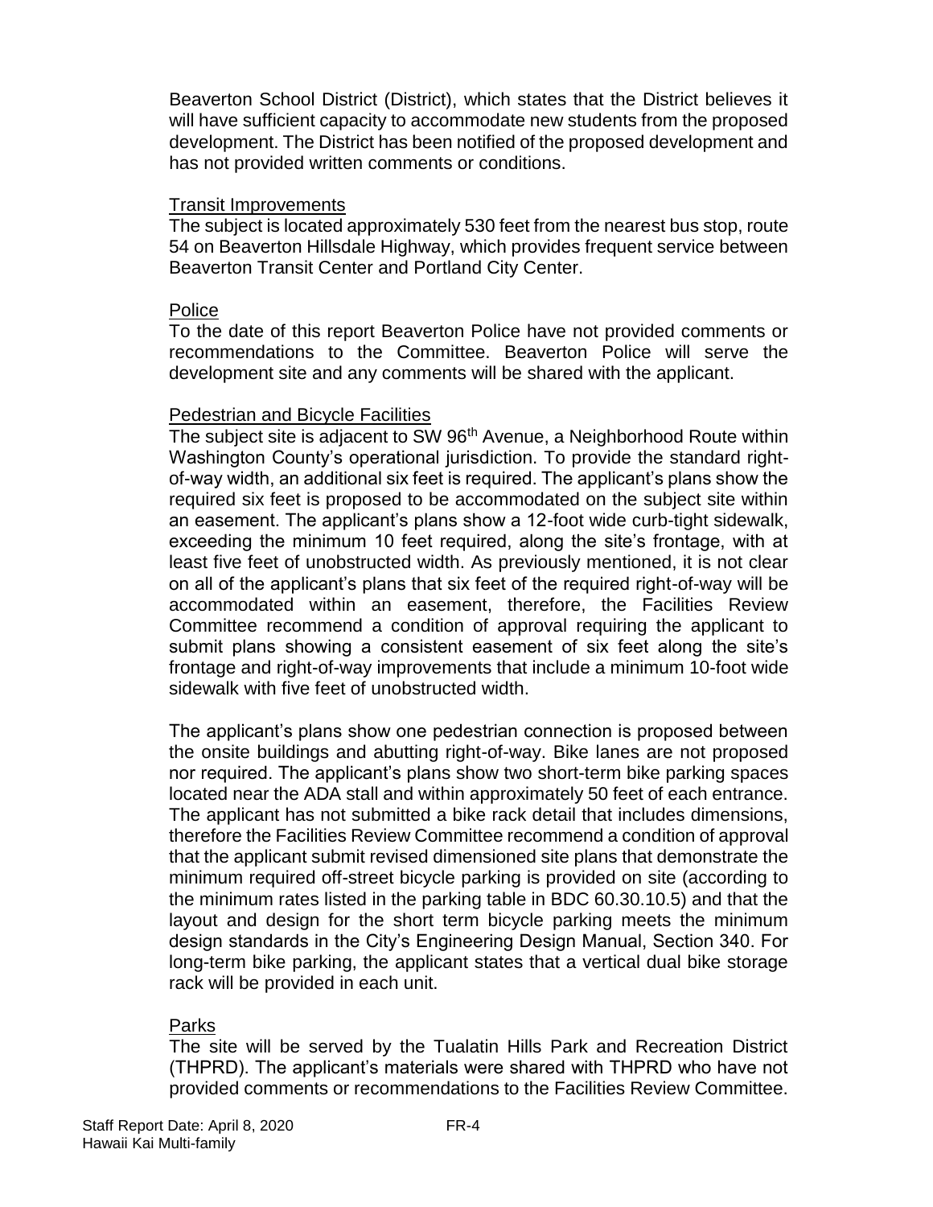Beaverton School District (District), which states that the District believes it will have sufficient capacity to accommodate new students from the proposed development. The District has been notified of the proposed development and has not provided written comments or conditions.

Transit Improvements

The subject is located approximately 530 feet from the nearest bus stop, route 54 on Beaverton Hillsdale Highway, which provides frequent service between Beaverton Transit Center and Portland City Center.

Police

To the date of this report Beaverton Police have not provided comments or recommendations to the Committee. Beaverton Police will serve the development site and any comments will be shared with the applicant.

Pedestrian and Bicycle Facilities

The subject site is adjacent to SW 96th Avenue, a Neighborhood Route within Washington County's operational jurisdiction. To provide the standard right-of-way width, an additional six feet is required. The applicant's plans show the required six feet is proposed to be accommodated on the subject site within an easement. The applicant's plans show a 12-foot wide curb-tight sidewalk, exceeding the minimum 10 feet required, along the site's frontage, with at least five feet of unobstructed width. As previously mentioned, it is not clear on all of the applicant's plans that six feet of the required right-of-way will be accommodated within an easement, therefore, the Facilities Review Committee recommend a condition of approval requiring the applicant to submit plans showing a consistent easement of six feet along the site's frontage and right-of-way improvements that include a minimum 10-foot wide sidewalk with five feet of unobstructed width.

The applicant's plans show one pedestrian connection is proposed between the onsite buildings and abutting right-of-way. Bike lanes are not proposed nor required. The applicant's plans show two short-term bike parking spaces located near the ADA stall and within approximately 50 feet of each entrance. The applicant has not submitted a bike rack detail that includes dimensions, therefore the Facilities Review Committee recommend a condition of approval that the applicant submit revised dimensioned site plans that demonstrate the minimum required off-street bicycle parking is provided on site (according to the minimum rates listed in the parking table in BDC 60.30.10.5) and that the layout and design for the short term bicycle parking meets the minimum design standards in the City's Engineering Design Manual, Section 340. For long-term bike parking, the applicant states that a vertical dual bike storage rack will be provided in each unit.

Parks

The site will be served by the Tualatin Hills Park and Recreation District (THPRD). The applicant's materials were shared with THPRD who have not provided comments or recommendations to the Facilities Review Committee.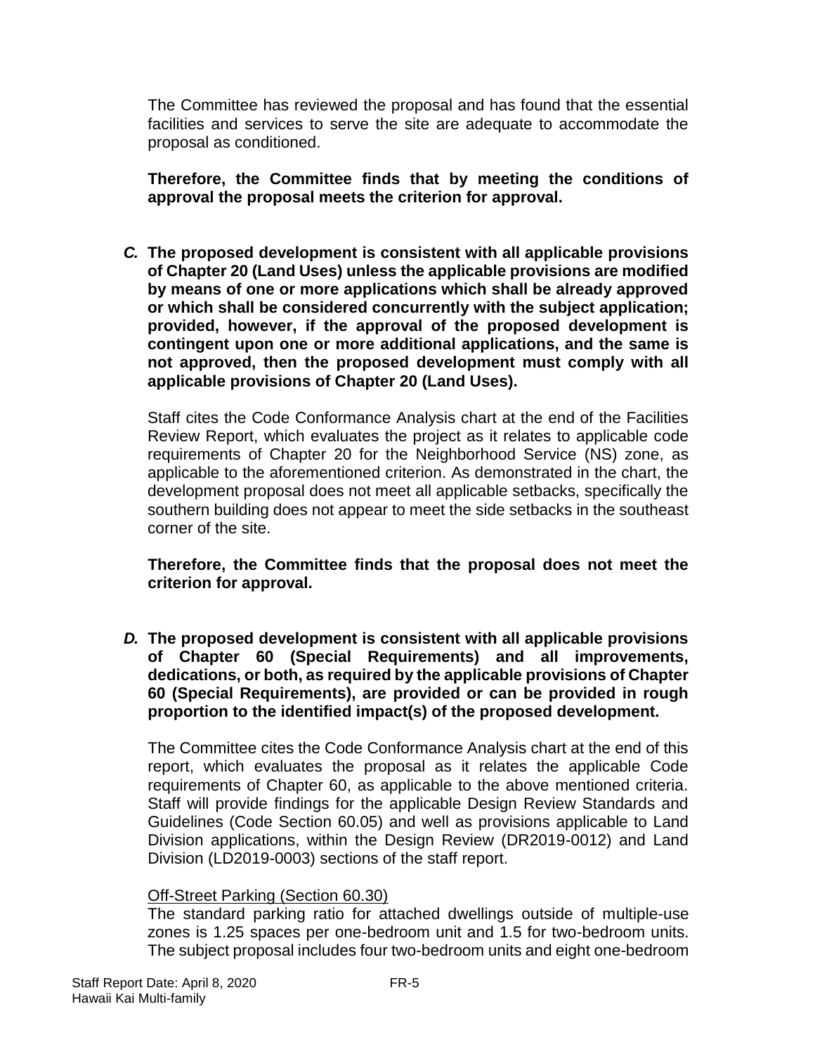The Committee has reviewed the proposal and has found that the essential facilities and services to serve the site are adequate to accommodate the proposal as conditioned.

**Therefore, the Committee finds that by meeting the conditions of approval the proposal meets the criterion for approval.**

***C.*** **The proposed development is consistent with all applicable provisions of Chapter 20 (Land Uses) unless the applicable provisions are modified by means of one or more applications which shall be already approved or which shall be considered concurrently with the subject application; provided, however, if the approval of the proposed development is contingent upon one or more additional applications, and the same is not approved, then the proposed development must comply with all applicable provisions of Chapter 20 (Land Uses).**

Staff cites the Code Conformance Analysis chart at the end of the Facilities Review Report, which evaluates the project as it relates to applicable code requirements of Chapter 20 for the Neighborhood Service (NS) zone, as applicable to the aforementioned criterion. As demonstrated in the chart, the development proposal does not meet all applicable setbacks, specifically the southern building does not appear to meet the side setbacks in the southeast corner of the site.

**Therefore, the Committee finds that the proposal does not meet the criterion for approval.**

***D.*** **The proposed development is consistent with all applicable provisions of Chapter 60 (Special Requirements) and all improvements, dedications, or both, as required by the applicable provisions of Chapter 60 (Special Requirements), are provided or can be provided in rough proportion to the identified impact(s) of the proposed development.**

The Committee cites the Code Conformance Analysis chart at the end of this report, which evaluates the proposal as it relates the applicable Code requirements of Chapter 60, as applicable to the above mentioned criteria. Staff will provide findings for the applicable Design Review Standards and Guidelines (Code Section 60.05) and well as provisions applicable to Land Division applications, within the Design Review (DR2019-0012) and Land Division (LD2019-0003) sections of the staff report.

Off-Street Parking (Section 60.30)

The standard parking ratio for attached dwellings outside of multiple-use zones is 1.25 spaces per one-bedroom unit and 1.5 for two-bedroom units. The subject proposal includes four two-bedroom units and eight one-bedroom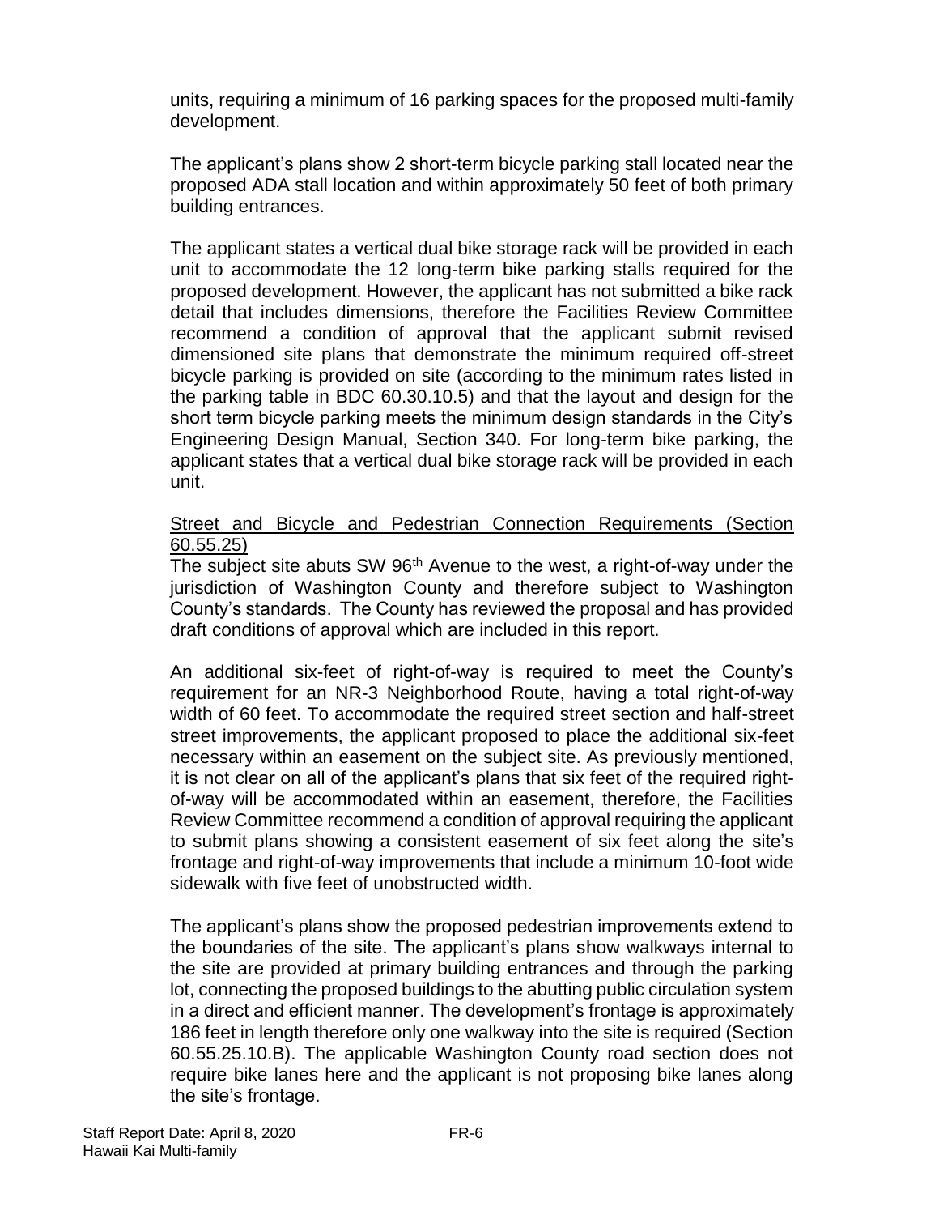units, requiring a minimum of 16 parking spaces for the proposed multi-family development.

The applicant's plans show 2 short-term bicycle parking stall located near the proposed ADA stall location and within approximately 50 feet of both primary building entrances.

The applicant states a vertical dual bike storage rack will be provided in each unit to accommodate the 12 long-term bike parking stalls required for the proposed development. However, the applicant has not submitted a bike rack detail that includes dimensions, therefore the Facilities Review Committee recommend a condition of approval that the applicant submit revised dimensioned site plans that demonstrate the minimum required off-street bicycle parking is provided on site (according to the minimum rates listed in the parking table in BDC 60.30.10.5) and that the layout and design for the short term bicycle parking meets the minimum design standards in the City's Engineering Design Manual, Section 340. For long-term bike parking, the applicant states that a vertical dual bike storage rack will be provided in each unit.

Street and Bicycle and Pedestrian Connection Requirements (Section 60.55.25)

The subject site abuts SW 96th Avenue to the west, a right-of-way under the jurisdiction of Washington County and therefore subject to Washington County's standards. The County has reviewed the proposal and has provided draft conditions of approval which are included in this report.

An additional six-feet of right-of-way is required to meet the County's requirement for an NR-3 Neighborhood Route, having a total right-of-way width of 60 feet. To accommodate the required street section and half-street street improvements, the applicant proposed to place the additional six-feet necessary within an easement on the subject site. As previously mentioned, it is not clear on all of the applicant's plans that six feet of the required right-of-way will be accommodated within an easement, therefore, the Facilities Review Committee recommend a condition of approval requiring the applicant to submit plans showing a consistent easement of six feet along the site's frontage and right-of-way improvements that include a minimum 10-foot wide sidewalk with five feet of unobstructed width.

The applicant's plans show the proposed pedestrian improvements extend to the boundaries of the site. The applicant's plans show walkways internal to the site are provided at primary building entrances and through the parking lot, connecting the proposed buildings to the abutting public circulation system in a direct and efficient manner. The development's frontage is approximately 186 feet in length therefore only one walkway into the site is required (Section 60.55.25.10.B). The applicable Washington County road section does not require bike lanes here and the applicant is not proposing bike lanes along the site's frontage.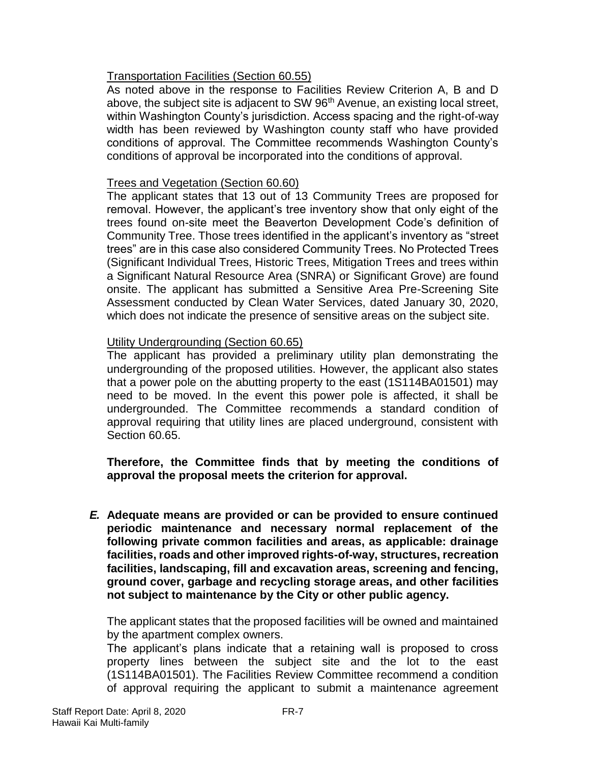Transportation Facilities (Section 60.55)

As noted above in the response to Facilities Review Criterion A, B and D above, the subject site is adjacent to SW 96$^{th}$ Avenue, an existing local street, within Washington County's jurisdiction. Access spacing and the right-of-way width has been reviewed by Washington county staff who have provided conditions of approval. The Committee recommends Washington County's conditions of approval be incorporated into the conditions of approval.

Trees and Vegetation (Section 60.60)

The applicant states that 13 out of 13 Community Trees are proposed for removal. However, the applicant's tree inventory show that only eight of the trees found on-site meet the Beaverton Development Code's definition of Community Tree. Those trees identified in the applicant's inventory as "street trees" are in this case also considered Community Trees. No Protected Trees (Significant Individual Trees, Historic Trees, Mitigation Trees and trees within a Significant Natural Resource Area (SNRA) or Significant Grove) are found onsite. The applicant has submitted a Sensitive Area Pre-Screening Site Assessment conducted by Clean Water Services, dated January 30, 2020, which does not indicate the presence of sensitive areas on the subject site.

Utility Undergrounding (Section 60.65)

The applicant has provided a preliminary utility plan demonstrating the undergrounding of the proposed utilities. However, the applicant also states that a power pole on the abutting property to the east (1S114BA01501) may need to be moved. In the event this power pole is affected, it shall be undergrounded. The Committee recommends a standard condition of approval requiring that utility lines are placed underground, consistent with Section 60.65.

**Therefore, the Committee finds that by meeting the conditions of approval the proposal meets the criterion for approval.**

***E.*** **Adequate means are provided or can be provided to ensure continued periodic maintenance and necessary normal replacement of the following private common facilities and areas, as applicable: drainage facilities, roads and other improved rights-of-way, structures, recreation facilities, landscaping, fill and excavation areas, screening and fencing, ground cover, garbage and recycling storage areas, and other facilities not subject to maintenance by the City or other public agency.**

The applicant states that the proposed facilities will be owned and maintained by the apartment complex owners.

The applicant's plans indicate that a retaining wall is proposed to cross property lines between the subject site and the lot to the east (1S114BA01501). The Facilities Review Committee recommend a condition of approval requiring the applicant to submit a maintenance agreement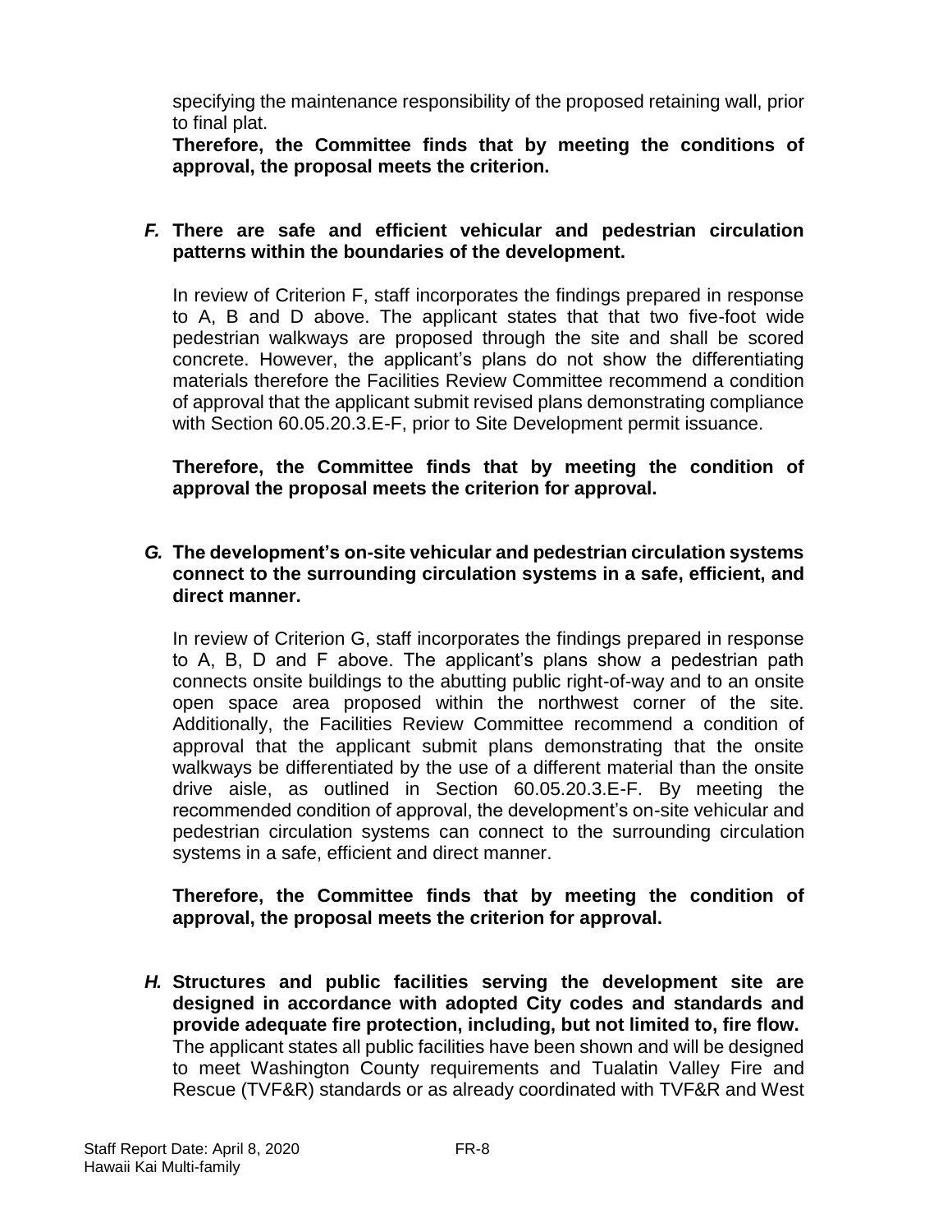specifying the maintenance responsibility of the proposed retaining wall, prior to final plat.

**Therefore, the Committee finds that by meeting the conditions of approval, the proposal meets the criterion.**

***F.*** **There are safe and efficient vehicular and pedestrian circulation patterns within the boundaries of the development.**

In review of Criterion F, staff incorporates the findings prepared in response to A, B and D above. The applicant states that that two five-foot wide pedestrian walkways are proposed through the site and shall be scored concrete. However, the applicant's plans do not show the differentiating materials therefore the Facilities Review Committee recommend a condition of approval that the applicant submit revised plans demonstrating compliance with Section 60.05.20.3.E-F, prior to Site Development permit issuance.

**Therefore, the Committee finds that by meeting the condition of approval the proposal meets the criterion for approval.**

***G.*** **The development's on-site vehicular and pedestrian circulation systems connect to the surrounding circulation systems in a safe, efficient, and direct manner.**

In review of Criterion G, staff incorporates the findings prepared in response to A, B, D and F above. The applicant's plans show a pedestrian path connects onsite buildings to the abutting public right-of-way and to an onsite open space area proposed within the northwest corner of the site. Additionally, the Facilities Review Committee recommend a condition of approval that the applicant submit plans demonstrating that the onsite walkways be differentiated by the use of a different material than the onsite drive aisle, as outlined in Section 60.05.20.3.E-F. By meeting the recommended condition of approval, the development's on-site vehicular and pedestrian circulation systems can connect to the surrounding circulation systems in a safe, efficient and direct manner.

**Therefore, the Committee finds that by meeting the condition of approval, the proposal meets the criterion for approval.**

***H.*** **Structures and public facilities serving the development site are designed in accordance with adopted City codes and standards and provide adequate fire protection, including, but not limited to, fire flow.**
The applicant states all public facilities have been shown and will be designed to meet Washington County requirements and Tualatin Valley Fire and Rescue (TVF&R) standards or as already coordinated with TVF&R and West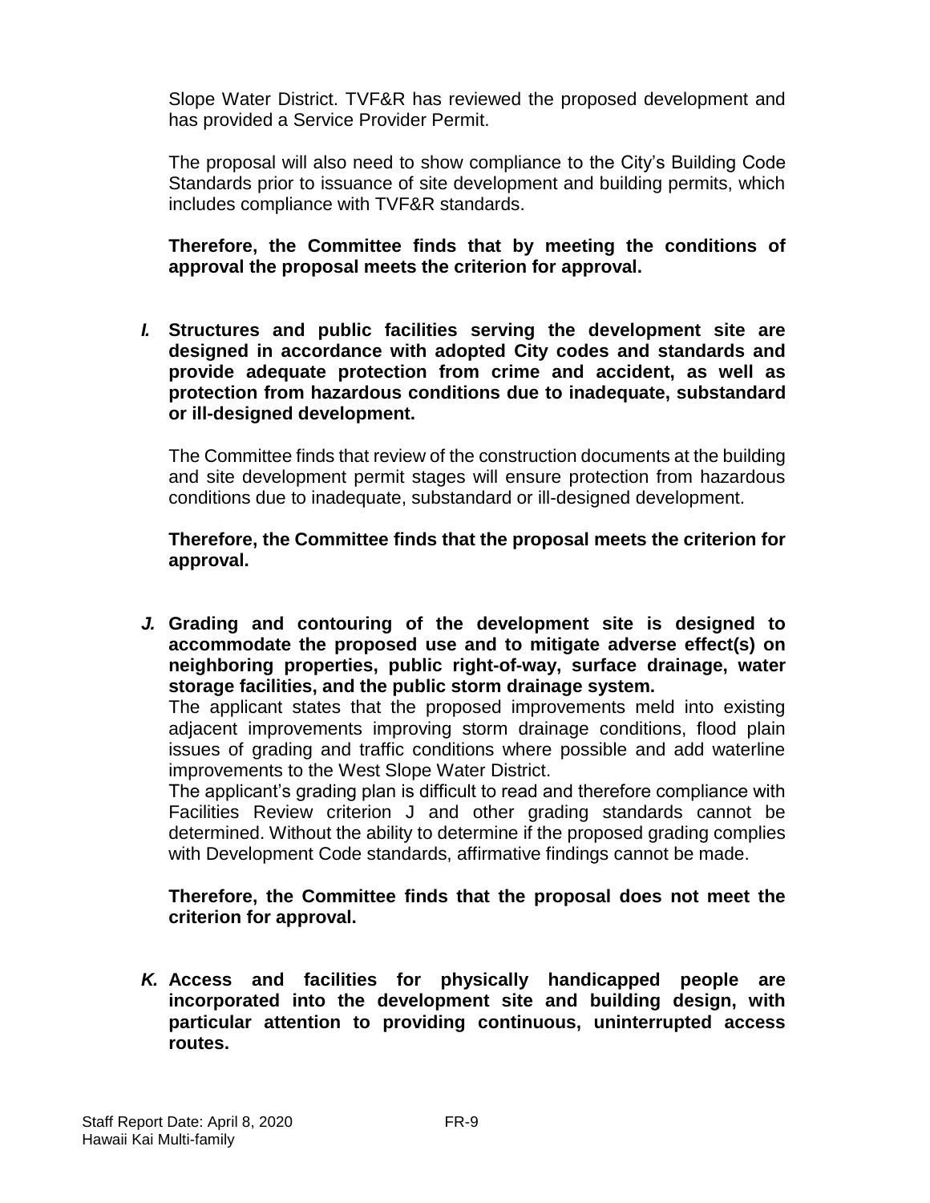Slope Water District. TVF&R has reviewed the proposed development and has provided a Service Provider Permit.

The proposal will also need to show compliance to the City's Building Code Standards prior to issuance of site development and building permits, which includes compliance with TVF&R standards.

**Therefore, the Committee finds that by meeting the conditions of approval the proposal meets the criterion for approval.**

***I.*** **Structures and public facilities serving the development site are designed in accordance with adopted City codes and standards and provide adequate protection from crime and accident, as well as protection from hazardous conditions due to inadequate, substandard or ill-designed development.**

The Committee finds that review of the construction documents at the building and site development permit stages will ensure protection from hazardous conditions due to inadequate, substandard or ill-designed development.

**Therefore, the Committee finds that the proposal meets the criterion for approval.**

***J.*** **Grading and contouring of the development site is designed to accommodate the proposed use and to mitigate adverse effect(s) on neighboring properties, public right-of-way, surface drainage, water storage facilities, and the public storm drainage system.**

The applicant states that the proposed improvements meld into existing adjacent improvements improving storm drainage conditions, flood plain issues of grading and traffic conditions where possible and add waterline improvements to the West Slope Water District.

The applicant's grading plan is difficult to read and therefore compliance with Facilities Review criterion J and other grading standards cannot be determined. Without the ability to determine if the proposed grading complies with Development Code standards, affirmative findings cannot be made.

**Therefore, the Committee finds that the proposal does not meet the criterion for approval.**

***K.*** **Access and facilities for physically handicapped people are incorporated into the development site and building design, with particular attention to providing continuous, uninterrupted access routes.**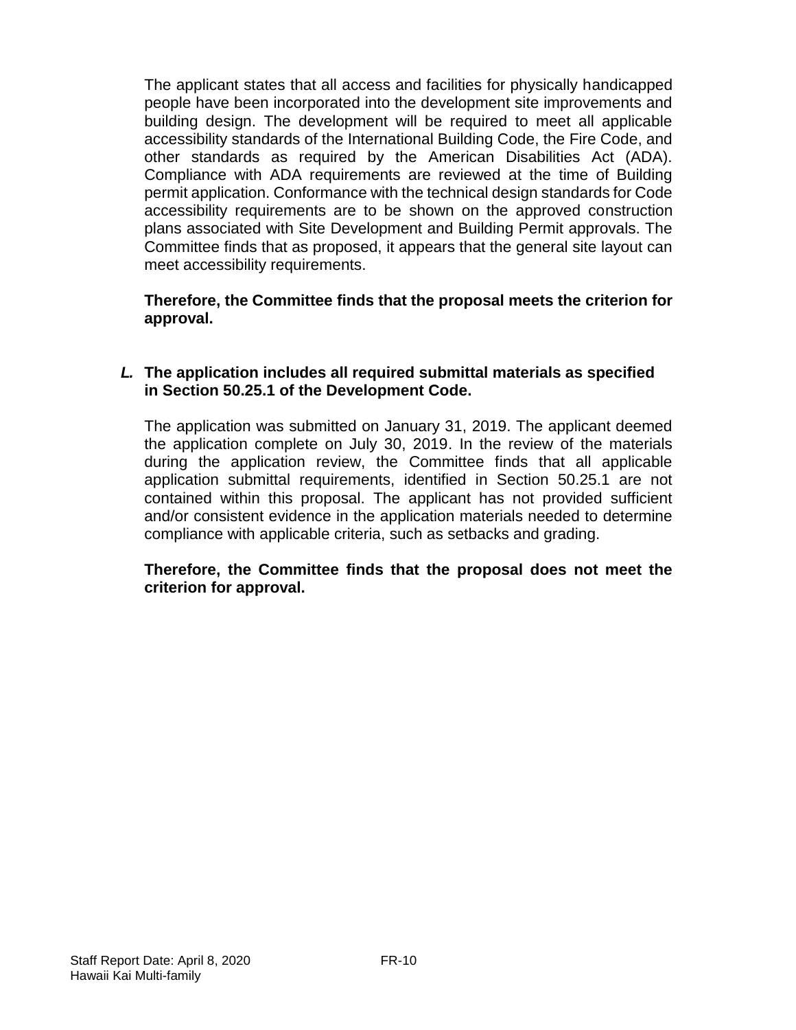The applicant states that all access and facilities for physically handicapped people have been incorporated into the development site improvements and building design. The development will be required to meet all applicable accessibility standards of the International Building Code, the Fire Code, and other standards as required by the American Disabilities Act (ADA). Compliance with ADA requirements are reviewed at the time of Building permit application. Conformance with the technical design standards for Code accessibility requirements are to be shown on the approved construction plans associated with Site Development and Building Permit approvals. The Committee finds that as proposed, it appears that the general site layout can meet accessibility requirements.

**Therefore, the Committee finds that the proposal meets the criterion for approval.**

***L.*** **The application includes all required submittal materials as specified in Section 50.25.1 of the Development Code.**

The application was submitted on January 31, 2019. The applicant deemed the application complete on July 30, 2019. In the review of the materials during the application review, the Committee finds that all applicable application submittal requirements, identified in Section 50.25.1 are not contained within this proposal. The applicant has not provided sufficient and/or consistent evidence in the application materials needed to determine compliance with applicable criteria, such as setbacks and grading.

**Therefore, the Committee finds that the proposal does not meet the criterion for approval.**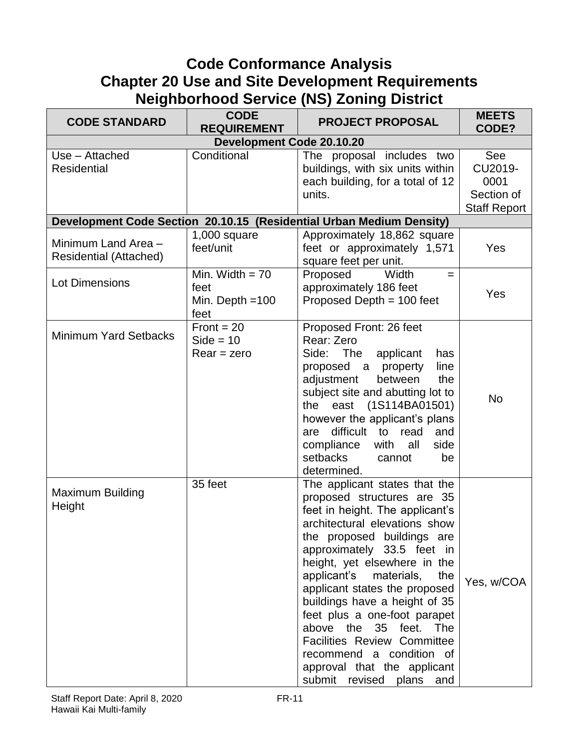# Code Conformance Analysis
# Chapter 20 Use and Site Development Requirements
# Neighborhood Service (NS) Zoning District

| CODE STANDARD | CODE REQUIREMENT | PROJECT PROPOSAL | MEETS CODE? |
|---|---|---|---|
| **Development Code 20.10.20** | | | |
| Use – Attached Residential | Conditional | The proposal includes two buildings, with six units within each building, for a total of 12 units. | See CU2019-0001 Section of Staff Report |
| **Development Code Section 20.10.15 (Residential Urban Medium Density)** | | | |
| Minimum Land Area – Residential (Attached) | 1,000 square feet/unit | Approximately 18,862 square feet or approximately 1,571 square feet per unit. | Yes |
| Lot Dimensions | Min. Width = 70 feet<br>Min. Depth =100 feet | Proposed Width = approximately 186 feet<br>Proposed Depth = 100 feet | Yes |
| Minimum Yard Setbacks | Front = 20<br>Side = 10<br>Rear = zero | Proposed Front: 26 feet<br>Rear: Zero<br>Side: The applicant has proposed a property line adjustment between the subject site and abutting lot to the east (1S114BA01501) however the applicant's plans are difficult to read and compliance with all side setbacks cannot be determined. | No |
| Maximum Building Height | 35 feet | The applicant states that the proposed structures are 35 feet in height. The applicant's architectural elevations show the proposed buildings are approximately 33.5 feet in height, yet elsewhere in the applicant's materials, the applicant states the proposed buildings have a height of 35 feet plus a one-foot parapet above the 35 feet. The Facilities Review Committee recommend a condition of approval that the applicant submit revised plans and | Yes, w/COA |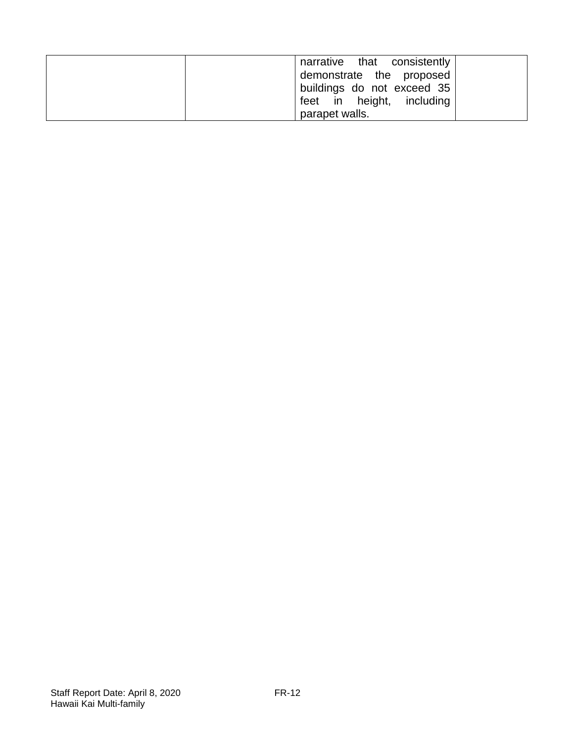| | | | |
|---|---|---|---|
| | | narrative that consistently demonstrate the proposed buildings do not exceed 35 feet in height, including parapet walls. | |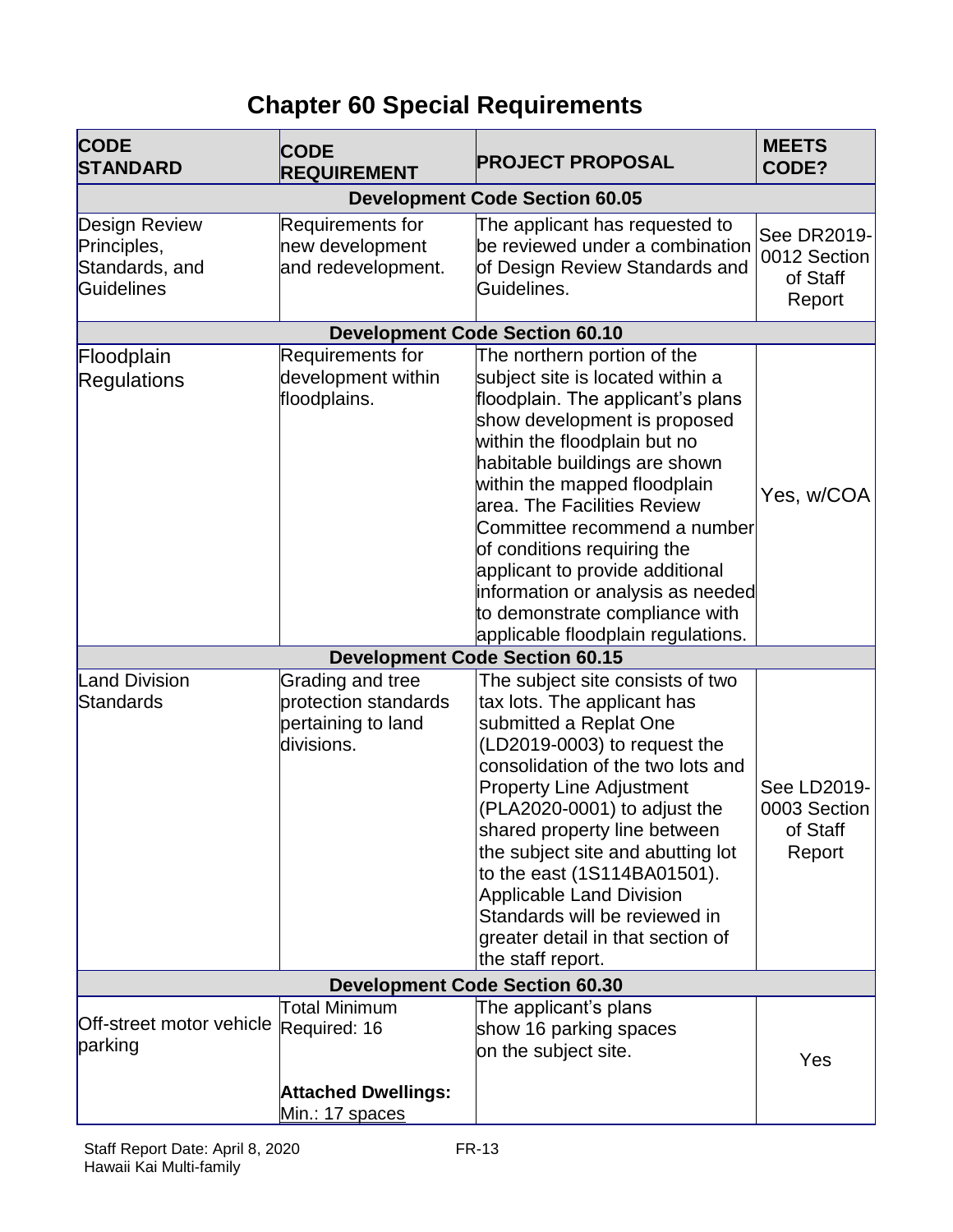# Chapter 60 Special Requirements

| CODE STANDARD | CODE REQUIREMENT | PROJECT PROPOSAL | MEETS CODE? |
|---|---|---|---|
| **Development Code Section 60.05** | | | |
| Design Review Principles, Standards, and Guidelines | Requirements for new development and redevelopment. | The applicant has requested to be reviewed under a combination of Design Review Standards and Guidelines. | See DR2019-0012 Section of Staff Report |
| **Development Code Section 60.10** | | | |
| Floodplain Regulations | Requirements for development within floodplains. | The northern portion of the subject site is located within a floodplain. The applicant's plans show development is proposed within the floodplain but no habitable buildings are shown within the mapped floodplain area. The Facilities Review Committee recommend a number of conditions requiring the applicant to provide additional information or analysis as needed to demonstrate compliance with applicable floodplain regulations. | Yes, w/COA |
| **Development Code Section 60.15** | | | |
| Land Division Standards | Grading and tree protection standards pertaining to land divisions. | The subject site consists of two tax lots. The applicant has submitted a Replat One (LD2019-0003) to request the consolidation of the two lots and Property Line Adjustment (PLA2020-0001) to adjust the shared property line between the subject site and abutting lot to the east (1S114BA01501). Applicable Land Division Standards will be reviewed in greater detail in that section of the staff report. | See LD2019-0003 Section of Staff Report |
| **Development Code Section 60.30** | | | |
| Off-street motor vehicle parking | Total Minimum Required: 16<br><br>**Attached Dwellings:**<br>Min.: 17 spaces | The applicant's plans show 16 parking spaces on the subject site. | Yes |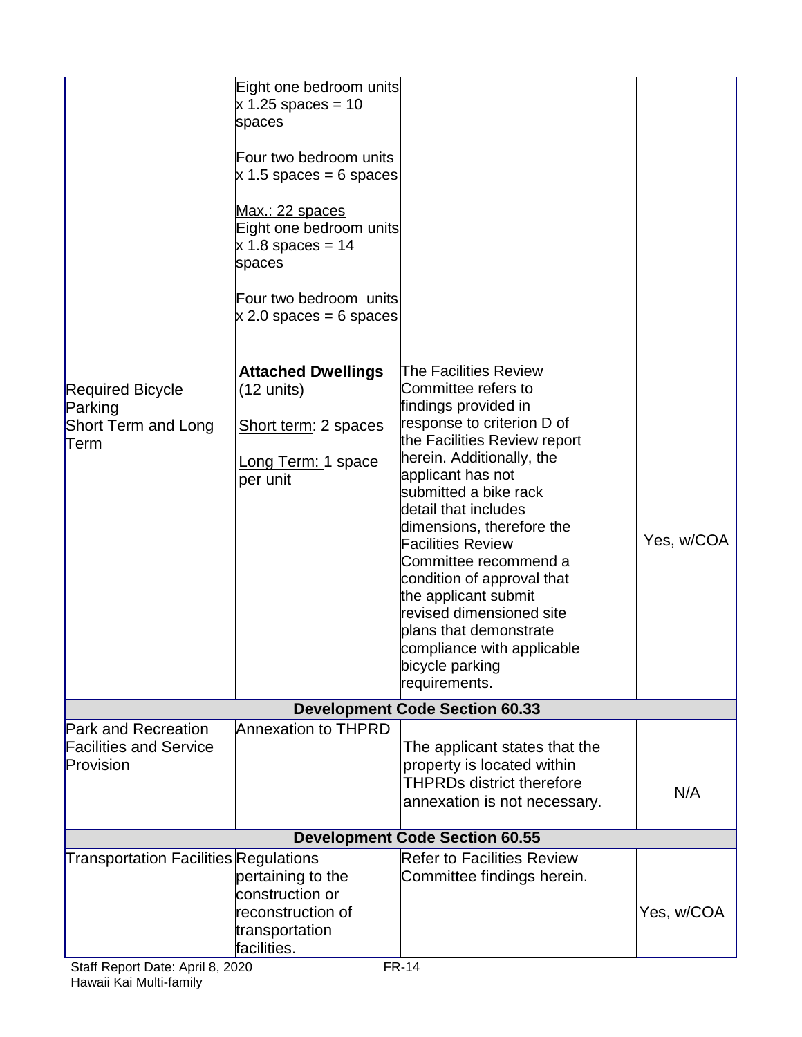| | | | |
|---|---|---|---|
| | Eight one bedroom units x 1.25 spaces = 10 spaces<br><br>Four two bedroom units x 1.5 spaces = 6 spaces<br><br><u>Max.: 22 spaces</u><br>Eight one bedroom units x 1.8 spaces = 14 spaces<br><br>Four two bedroom units x 2.0 spaces = 6 spaces | | |
| Required Bicycle Parking<br>Short Term and Long Term | **Attached Dwellings** (12 units)<br><br><u>Short term</u>: 2 spaces<br><br><u>Long Term:</u> 1 space per unit | The Facilities Review Committee refers to findings provided in response to criterion D of the Facilities Review report herein. Additionally, the applicant has not submitted a bike rack detail that includes dimensions, therefore the Facilities Review Committee recommend a condition of approval that the applicant submit revised dimensioned site plans that demonstrate compliance with applicable bicycle parking requirements. | Yes, w/COA |
| **Development Code Section 60.33** | | | |
| Park and Recreation Facilities and Service Provision | Annexation to THPRD | The applicant states that the property is located within THPRDs district therefore annexation is not necessary. | N/A |
| **Development Code Section 60.55** | | | |
| Transportation Facilities | Regulations pertaining to the construction or reconstruction of transportation facilities. | Refer to Facilities Review Committee findings herein. | Yes, w/COA |

Staff Report Date: April 8, 2020
Hawaii Kai Multi-family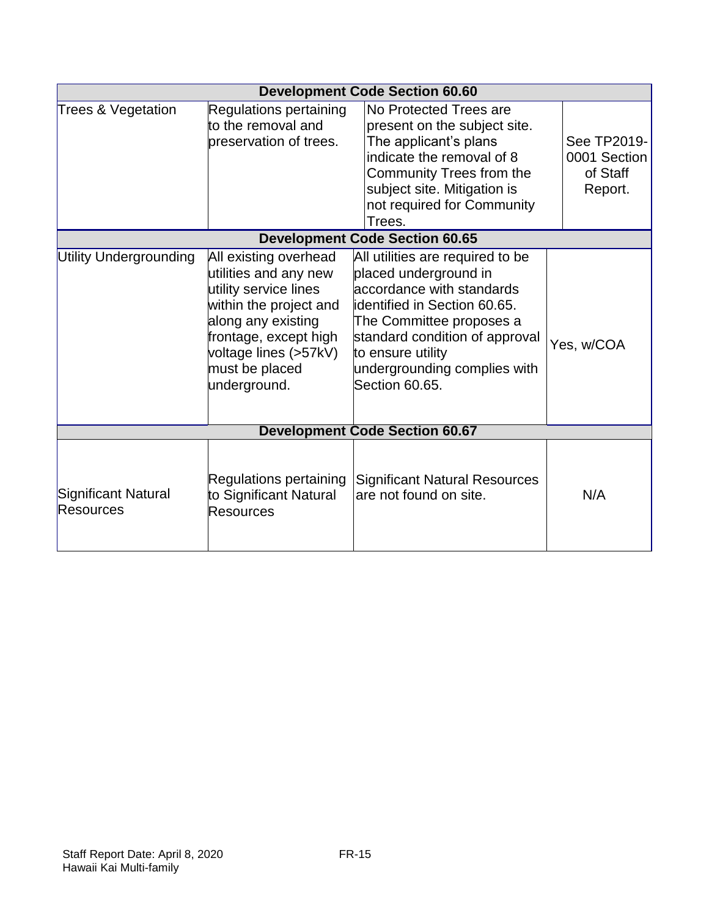| Development Code Section 60.60 | | | |
|---|---|---|---|
| Trees & Vegetation | Regulations pertaining to the removal and preservation of trees. | No Protected Trees are present on the subject site. The applicant's plans indicate the removal of 8 Community Trees from the subject site. Mitigation is not required for Community Trees. | See TP2019-0001 Section of Staff Report. |
| **Development Code Section 60.65** | | | |
| Utility Undergrounding | All existing overhead utilities and any new utility service lines within the project and along any existing frontage, except high voltage lines (>57kV) must be placed underground. | All utilities are required to be placed underground in accordance with standards identified in Section 60.65. The Committee proposes a standard condition of approval to ensure utility undergrounding complies with Section 60.65. | Yes, w/COA |
| **Development Code Section 60.67** | | | |
| Significant Natural Resources | Regulations pertaining to Significant Natural Resources | Significant Natural Resources are not found on site. | N/A |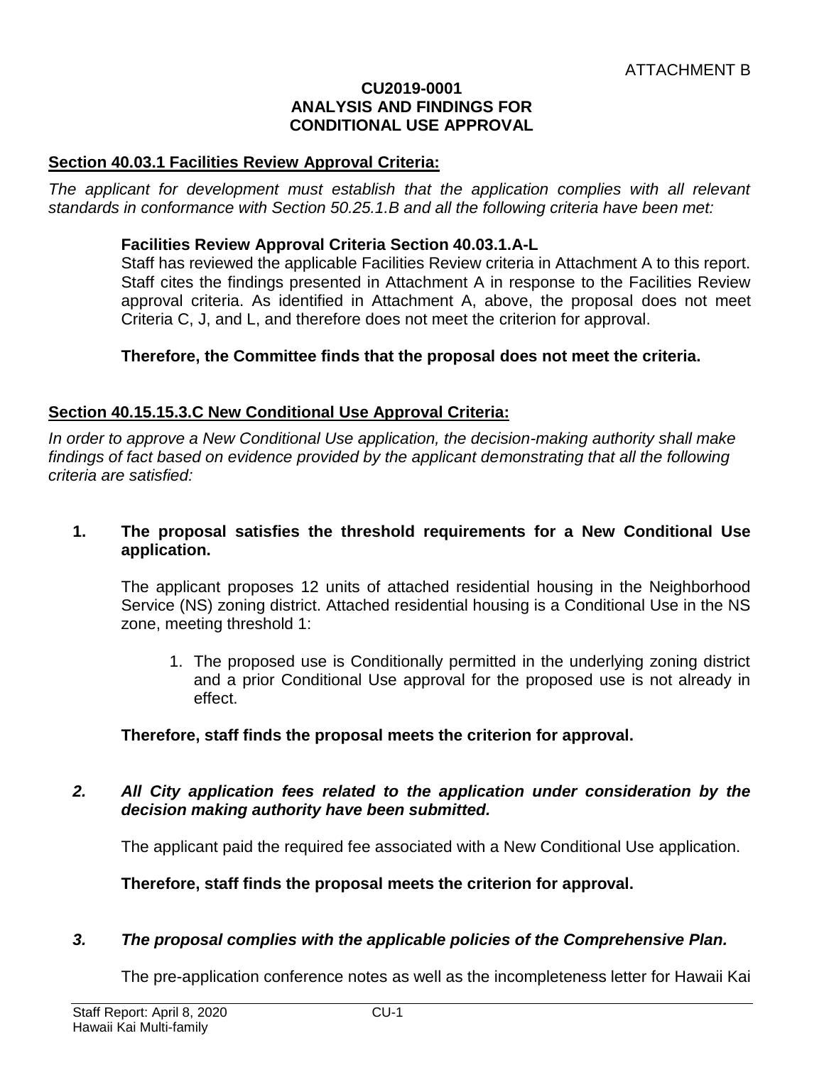ATTACHMENT B

**CU2019-0001**
**ANALYSIS AND FINDINGS FOR**
**CONDITIONAL USE APPROVAL**

## Section 40.03.1 Facilities Review Approval Criteria:

*The applicant for development must establish that the application complies with all relevant standards in conformance with Section 50.25.1.B and all the following criteria have been met:*

**Facilities Review Approval Criteria Section 40.03.1.A-L**

Staff has reviewed the applicable Facilities Review criteria in Attachment A to this report. Staff cites the findings presented in Attachment A in response to the Facilities Review approval criteria. As identified in Attachment A, above, the proposal does not meet Criteria C, J, and L, and therefore does not meet the criterion for approval.

**Therefore, the Committee finds that the proposal does not meet the criteria.**

## Section 40.15.15.3.C New Conditional Use Approval Criteria:

*In order to approve a New Conditional Use application, the decision-making authority shall make findings of fact based on evidence provided by the applicant demonstrating that all the following criteria are satisfied:*

**1. The proposal satisfies the threshold requirements for a New Conditional Use application.**

The applicant proposes 12 units of attached residential housing in the Neighborhood Service (NS) zoning district. Attached residential housing is a Conditional Use in the NS zone, meeting threshold 1:

1. The proposed use is Conditionally permitted in the underlying zoning district and a prior Conditional Use approval for the proposed use is not already in effect.

**Therefore, staff finds the proposal meets the criterion for approval.**

***2. All City application fees related to the application under consideration by the decision making authority have been submitted.***

The applicant paid the required fee associated with a New Conditional Use application.

**Therefore, staff finds the proposal meets the criterion for approval.**

***3. The proposal complies with the applicable policies of the Comprehensive Plan.***

The pre-application conference notes as well as the incompleteness letter for Hawaii Kai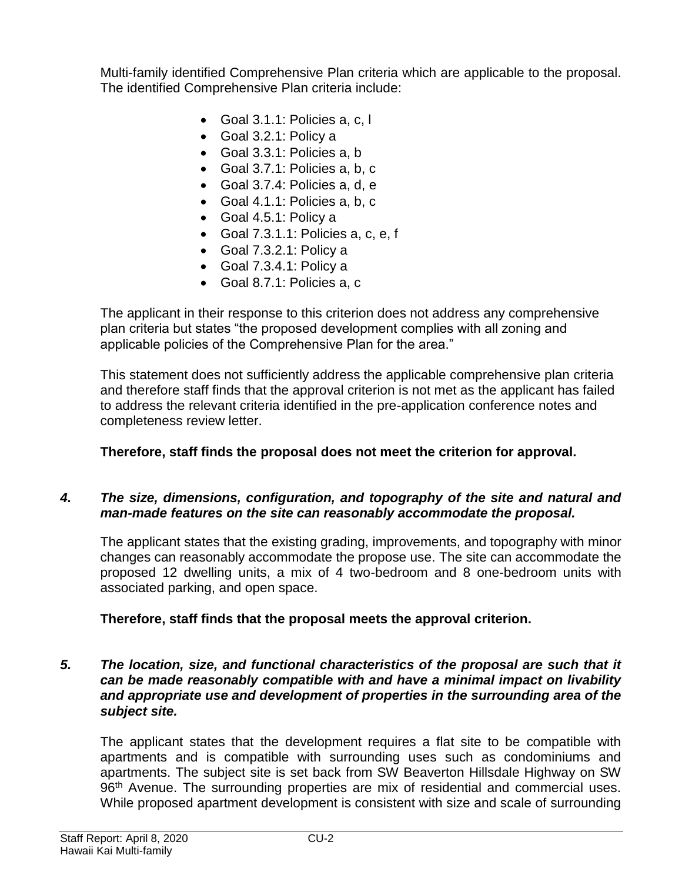Multi-family identified Comprehensive Plan criteria which are applicable to the proposal. The identified Comprehensive Plan criteria include:

- Goal 3.1.1: Policies a, c, l
- Goal 3.2.1: Policy a
- Goal 3.3.1: Policies a, b
- Goal 3.7.1: Policies a, b, c
- Goal 3.7.4: Policies a, d, e
- Goal 4.1.1: Policies a, b, c
- Goal 4.5.1: Policy a
- Goal 7.3.1.1: Policies a, c, e, f
- Goal 7.3.2.1: Policy a
- Goal 7.3.4.1: Policy a
- Goal 8.7.1: Policies a, c

The applicant in their response to this criterion does not address any comprehensive plan criteria but states “the proposed development complies with all zoning and applicable policies of the Comprehensive Plan for the area.”

This statement does not sufficiently address the applicable comprehensive plan criteria and therefore staff finds that the approval criterion is not met as the applicant has failed to address the relevant criteria identified in the pre-application conference notes and completeness review letter.

**Therefore, staff finds the proposal does not meet the criterion for approval.**

***4. The size, dimensions, configuration, and topography of the site and natural and man-made features on the site can reasonably accommodate the proposal.***

The applicant states that the existing grading, improvements, and topography with minor changes can reasonably accommodate the propose use. The site can accommodate the proposed 12 dwelling units, a mix of 4 two-bedroom and 8 one-bedroom units with associated parking, and open space.

**Therefore, staff finds that the proposal meets the approval criterion.**

***5. The location, size, and functional characteristics of the proposal are such that it can be made reasonably compatible with and have a minimal impact on livability and appropriate use and development of properties in the surrounding area of the subject site.***

The applicant states that the development requires a flat site to be compatible with apartments and is compatible with surrounding uses such as condominiums and apartments. The subject site is set back from SW Beaverton Hillsdale Highway on SW 96th Avenue. The surrounding properties are mix of residential and commercial uses. While proposed apartment development is consistent with size and scale of surrounding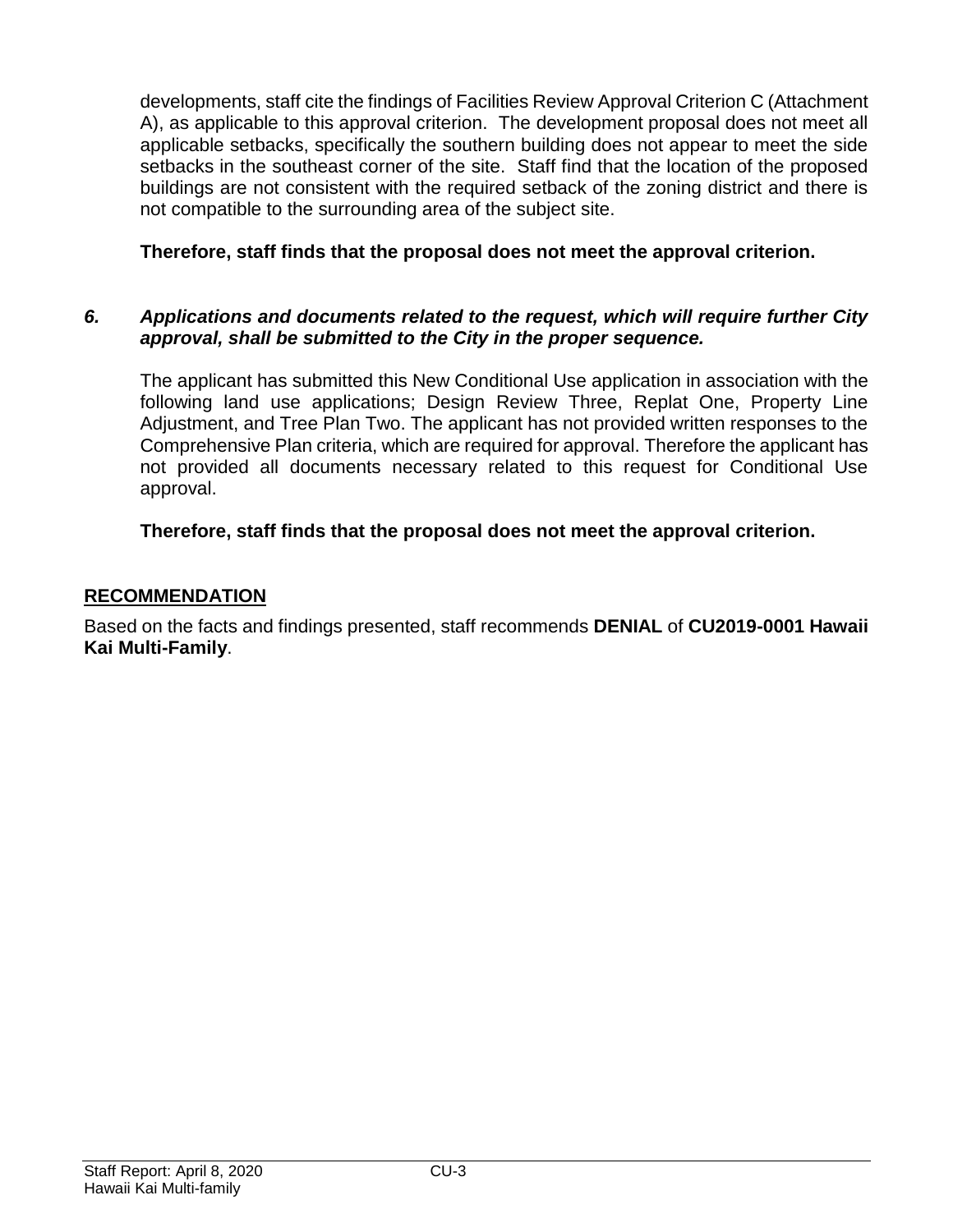developments, staff cite the findings of Facilities Review Approval Criterion C (Attachment A), as applicable to this approval criterion. The development proposal does not meet all applicable setbacks, specifically the southern building does not appear to meet the side setbacks in the southeast corner of the site. Staff find that the location of the proposed buildings are not consistent with the required setback of the zoning district and there is not compatible to the surrounding area of the subject site.

**Therefore, staff finds that the proposal does not meet the approval criterion.**

***6. Applications and documents related to the request, which will require further City approval, shall be submitted to the City in the proper sequence.***

The applicant has submitted this New Conditional Use application in association with the following land use applications; Design Review Three, Replat One, Property Line Adjustment, and Tree Plan Two. The applicant has not provided written responses to the Comprehensive Plan criteria, which are required for approval. Therefore the applicant has not provided all documents necessary related to this request for Conditional Use approval.

**Therefore, staff finds that the proposal does not meet the approval criterion.**

## RECOMMENDATION

Based on the facts and findings presented, staff recommends **DENIAL** of **CU2019-0001 Hawaii Kai Multi-Family**.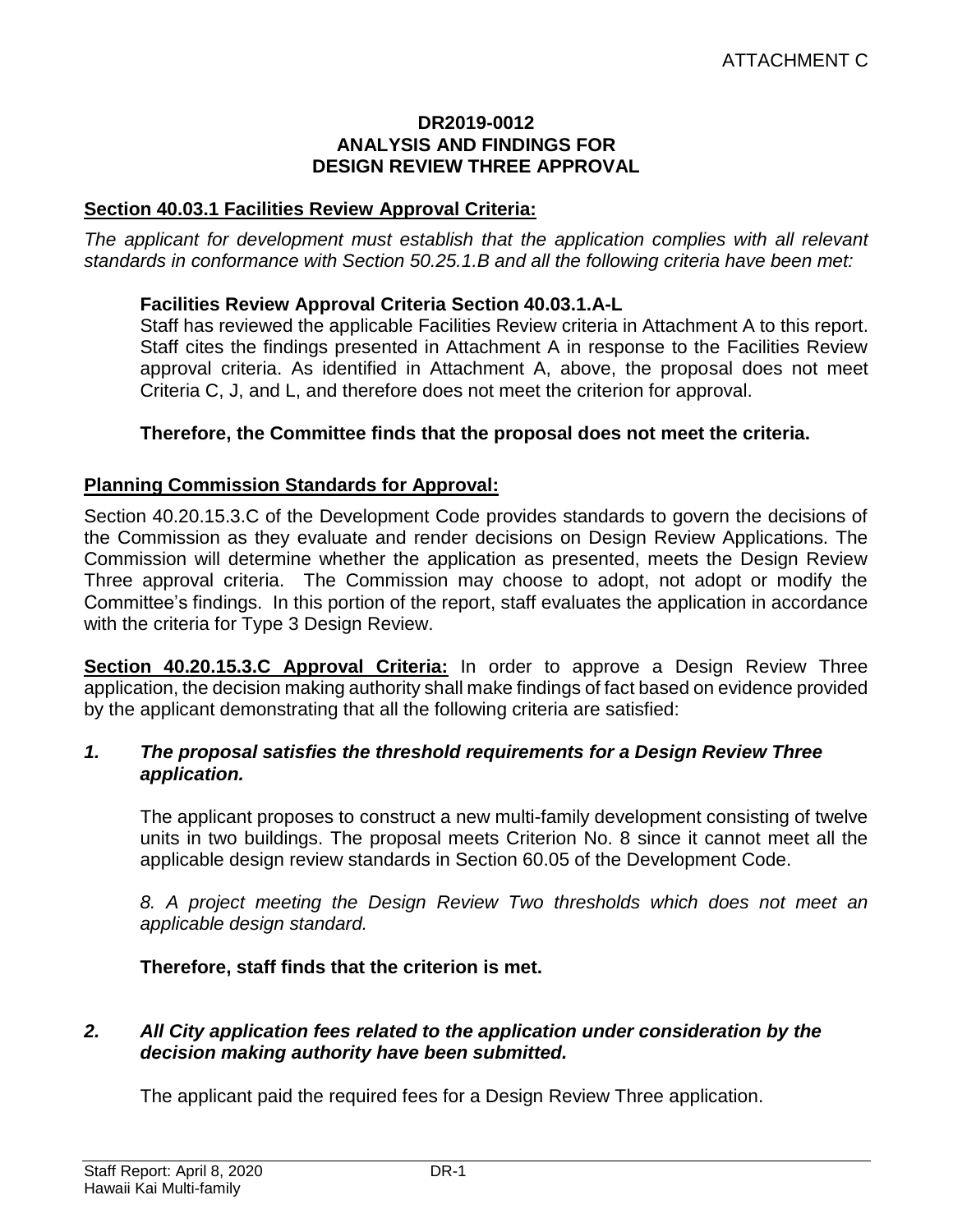ATTACHMENT C

**DR2019-0012**
**ANALYSIS AND FINDINGS FOR**
**DESIGN REVIEW THREE APPROVAL**

## Section 40.03.1 Facilities Review Approval Criteria:

*The applicant for development must establish that the application complies with all relevant standards in conformance with Section 50.25.1.B and all the following criteria have been met:*

### Facilities Review Approval Criteria Section 40.03.1.A-L

Staff has reviewed the applicable Facilities Review criteria in Attachment A to this report. Staff cites the findings presented in Attachment A in response to the Facilities Review approval criteria. As identified in Attachment A, above, the proposal does not meet Criteria C, J, and L, and therefore does not meet the criterion for approval.

**Therefore, the Committee finds that the proposal does not meet the criteria.**

## Planning Commission Standards for Approval:

Section 40.20.15.3.C of the Development Code provides standards to govern the decisions of the Commission as they evaluate and render decisions on Design Review Applications. The Commission will determine whether the application as presented, meets the Design Review Three approval criteria. The Commission may choose to adopt, not adopt or modify the Committee's findings. In this portion of the report, staff evaluates the application in accordance with the criteria for Type 3 Design Review.

**Section 40.20.15.3.C Approval Criteria:** In order to approve a Design Review Three application, the decision making authority shall make findings of fact based on evidence provided by the applicant demonstrating that all the following criteria are satisfied:

***1. The proposal satisfies the threshold requirements for a Design Review Three application.***

The applicant proposes to construct a new multi-family development consisting of twelve units in two buildings. The proposal meets Criterion No. 8 since it cannot meet all the applicable design review standards in Section 60.05 of the Development Code.

*8. A project meeting the Design Review Two thresholds which does not meet an applicable design standard.*

**Therefore, staff finds that the criterion is met.**

***2. All City application fees related to the application under consideration by the decision making authority have been submitted.***

The applicant paid the required fees for a Design Review Three application.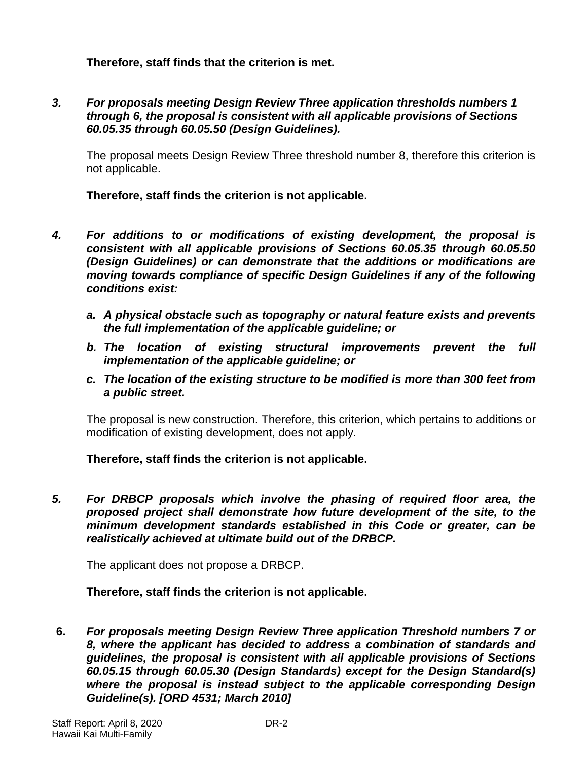**Therefore, staff finds that the criterion is met.**

3. ***For proposals meeting Design Review Three application thresholds numbers 1 through 6, the proposal is consistent with all applicable provisions of Sections 60.05.35 through 60.05.50 (Design Guidelines).***

   The proposal meets Design Review Three threshold number 8, therefore this criterion is not applicable.

   **Therefore, staff finds the criterion is not applicable.**

4. ***For additions to or modifications of existing development, the proposal is consistent with all applicable provisions of Sections 60.05.35 through 60.05.50 (Design Guidelines) or can demonstrate that the additions or modifications are moving towards compliance of specific Design Guidelines if any of the following conditions exist:***

   a. ***A physical obstacle such as topography or natural feature exists and prevents the full implementation of the applicable guideline; or***

   b. ***The location of existing structural improvements prevent the full implementation of the applicable guideline; or***

   c. ***The location of the existing structure to be modified is more than 300 feet from a public street.***

   The proposal is new construction. Therefore, this criterion, which pertains to additions or modification of existing development, does not apply.

   **Therefore, staff finds the criterion is not applicable.**

5. ***For DRBCP proposals which involve the phasing of required floor area, the proposed project shall demonstrate how future development of the site, to the minimum development standards established in this Code or greater, can be realistically achieved at ultimate build out of the DRBCP.***

   The applicant does not propose a DRBCP.

   **Therefore, staff finds the criterion is not applicable.**

6. ***For proposals meeting Design Review Three application Threshold numbers 7 or 8, where the applicant has decided to address a combination of standards and guidelines, the proposal is consistent with all applicable provisions of Sections 60.05.15 through 60.05.30 (Design Standards) except for the Design Standard(s) where the proposal is instead subject to the applicable corresponding Design Guideline(s). [ORD 4531; March 2010]***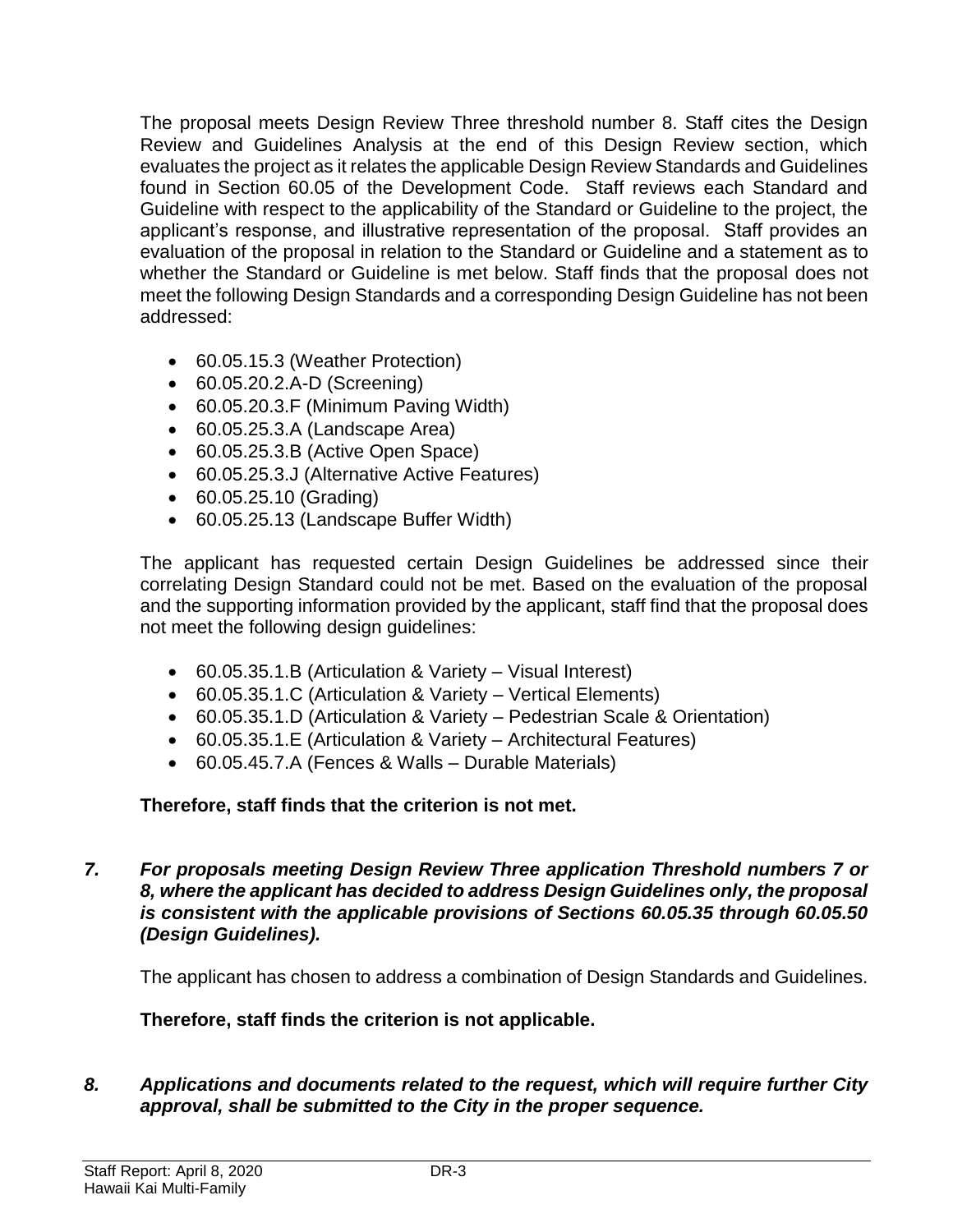The proposal meets Design Review Three threshold number 8. Staff cites the Design Review and Guidelines Analysis at the end of this Design Review section, which evaluates the project as it relates the applicable Design Review Standards and Guidelines found in Section 60.05 of the Development Code. Staff reviews each Standard and Guideline with respect to the applicability of the Standard or Guideline to the project, the applicant's response, and illustrative representation of the proposal. Staff provides an evaluation of the proposal in relation to the Standard or Guideline and a statement as to whether the Standard or Guideline is met below. Staff finds that the proposal does not meet the following Design Standards and a corresponding Design Guideline has not been addressed:

- 60.05.15.3 (Weather Protection)
- 60.05.20.2.A-D (Screening)
- 60.05.20.3.F (Minimum Paving Width)
- 60.05.25.3.A (Landscape Area)
- 60.05.25.3.B (Active Open Space)
- 60.05.25.3.J (Alternative Active Features)
- 60.05.25.10 (Grading)
- 60.05.25.13 (Landscape Buffer Width)

The applicant has requested certain Design Guidelines be addressed since their correlating Design Standard could not be met. Based on the evaluation of the proposal and the supporting information provided by the applicant, staff find that the proposal does not meet the following design guidelines:

- 60.05.35.1.B (Articulation & Variety – Visual Interest)
- 60.05.35.1.C (Articulation & Variety – Vertical Elements)
- 60.05.35.1.D (Articulation & Variety – Pedestrian Scale & Orientation)
- 60.05.35.1.E (Articulation & Variety – Architectural Features)
- 60.05.45.7.A (Fences & Walls – Durable Materials)

**Therefore, staff finds that the criterion is not met.**

***7. For proposals meeting Design Review Three application Threshold numbers 7 or 8, where the applicant has decided to address Design Guidelines only, the proposal is consistent with the applicable provisions of Sections 60.05.35 through 60.05.50 (Design Guidelines).***

The applicant has chosen to address a combination of Design Standards and Guidelines.

**Therefore, staff finds the criterion is not applicable.**

***8. Applications and documents related to the request, which will require further City approval, shall be submitted to the City in the proper sequence.***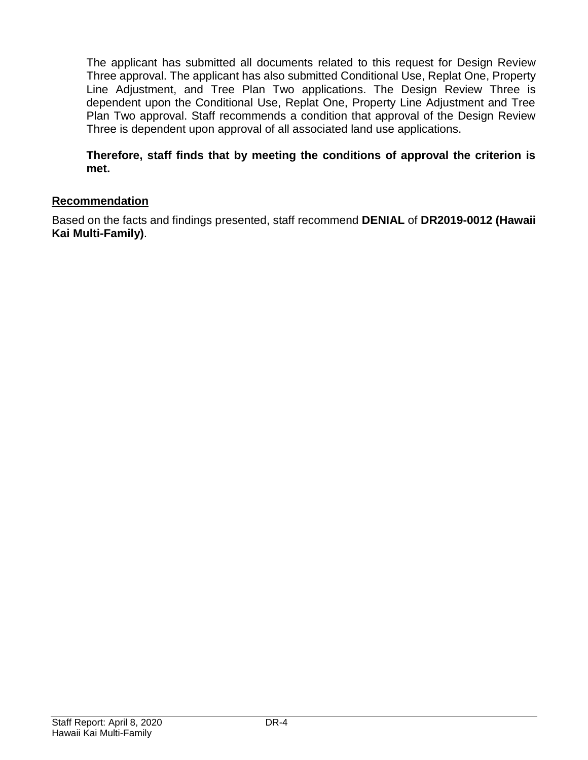The applicant has submitted all documents related to this request for Design Review Three approval. The applicant has also submitted Conditional Use, Replat One, Property Line Adjustment, and Tree Plan Two applications. The Design Review Three is dependent upon the Conditional Use, Replat One, Property Line Adjustment and Tree Plan Two approval. Staff recommends a condition that approval of the Design Review Three is dependent upon approval of all associated land use applications.

**Therefore, staff finds that by meeting the conditions of approval the criterion is met.**

## Recommendation

Based on the facts and findings presented, staff recommend **DENIAL** of **DR2019-0012 (Hawaii Kai Multi-Family)**.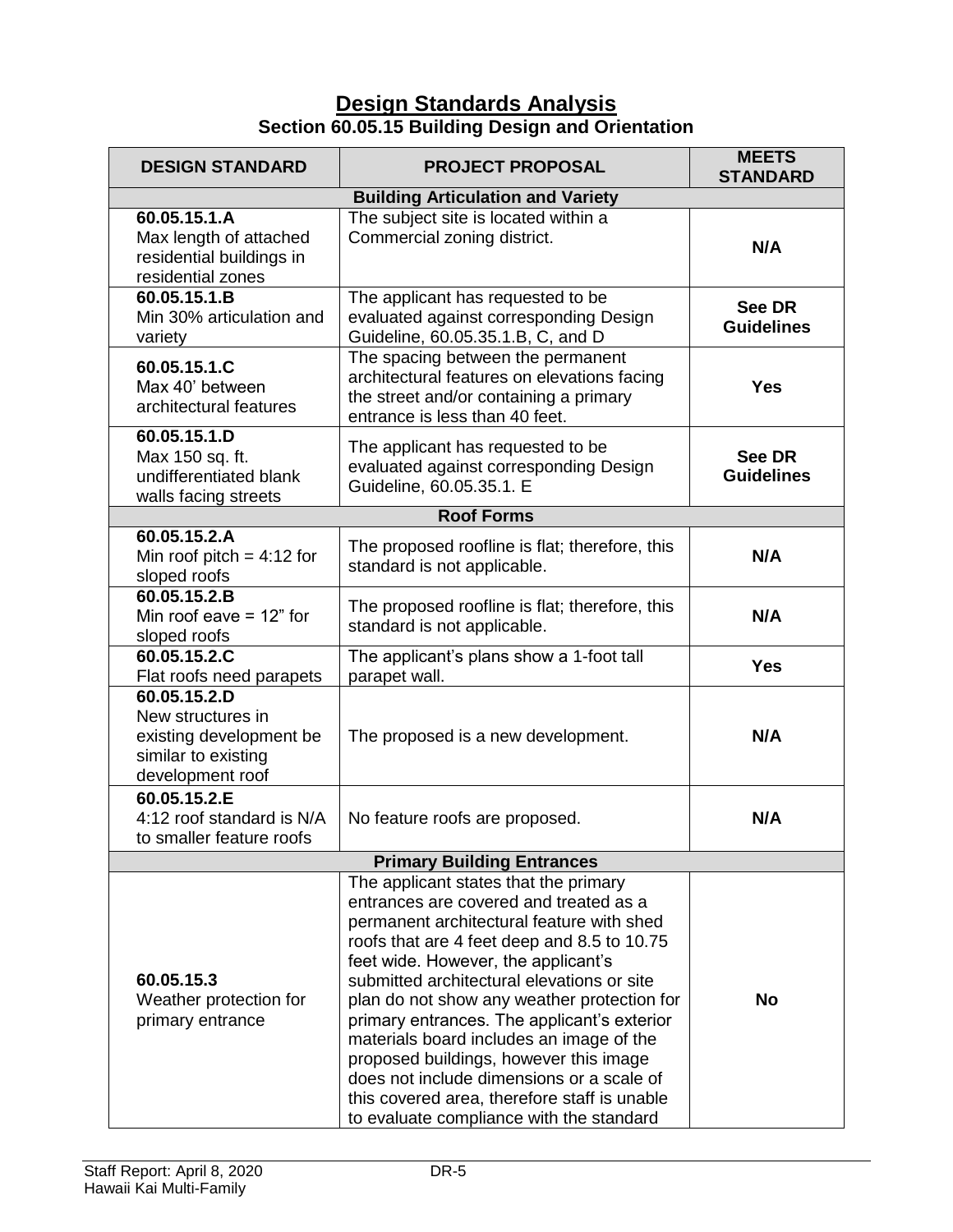# Design Standards Analysis

## Section 60.05.15 Building Design and Orientation

| DESIGN STANDARD | PROJECT PROPOSAL | MEETS STANDARD |
|---|---|---|
| **Building Articulation and Variety** | | |
| **60.05.15.1.A** Max length of attached residential buildings in residential zones | The subject site is located within a Commercial zoning district. | **N/A** |
| **60.05.15.1.B** Min 30% articulation and variety | The applicant has requested to be evaluated against corresponding Design Guideline, 60.05.35.1.B, C, and D | **See DR Guidelines** |
| **60.05.15.1.C** Max 40' between architectural features | The spacing between the permanent architectural features on elevations facing the street and/or containing a primary entrance is less than 40 feet. | **Yes** |
| **60.05.15.1.D** Max 150 sq. ft. undifferentiated blank walls facing streets | The applicant has requested to be evaluated against corresponding Design Guideline, 60.05.35.1. E | **See DR Guidelines** |
| **Roof Forms** | | |
| **60.05.15.2.A** Min roof pitch = 4:12 for sloped roofs | The proposed roofline is flat; therefore, this standard is not applicable. | **N/A** |
| **60.05.15.2.B** Min roof eave = 12" for sloped roofs | The proposed roofline is flat; therefore, this standard is not applicable. | **N/A** |
| **60.05.15.2.C** Flat roofs need parapets | The applicant's plans show a 1-foot tall parapet wall. | **Yes** |
| **60.05.15.2.D** New structures in existing development be similar to existing development roof | The proposed is a new development. | **N/A** |
| **60.05.15.2.E** 4:12 roof standard is N/A to smaller feature roofs | No feature roofs are proposed. | **N/A** |
| **Primary Building Entrances** | | |
| **60.05.15.3** Weather protection for primary entrance | The applicant states that the primary entrances are covered and treated as a permanent architectural feature with shed roofs that are 4 feet deep and 8.5 to 10.75 feet wide. However, the applicant's submitted architectural elevations or site plan do not show any weather protection for primary entrances. The applicant's exterior materials board includes an image of the proposed buildings, however this image does not include dimensions or a scale of this covered area, therefore staff is unable to evaluate compliance with the standard | **No** |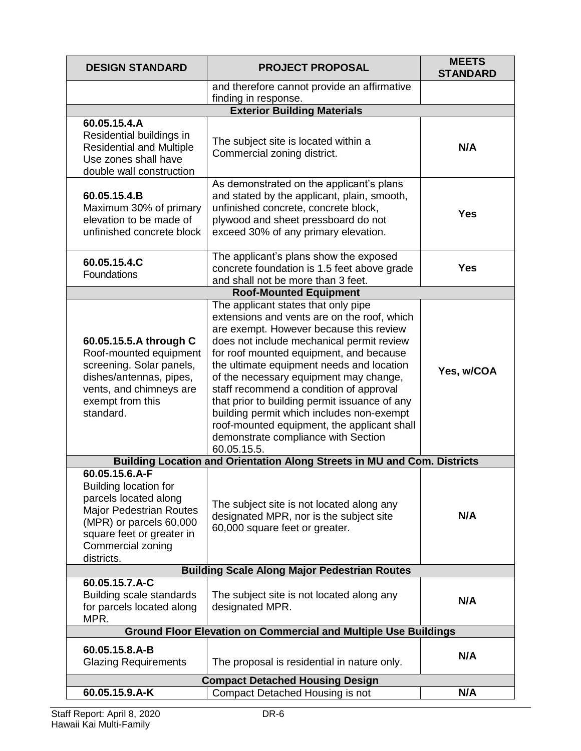| DESIGN STANDARD | PROJECT PROPOSAL | MEETS STANDARD |
|---|---|---|
| | and therefore cannot provide an affirmative finding in response. | |
| **Exterior Building Materials** | | |
| **60.05.15.4.A** Residential buildings in Residential and Multiple Use zones shall have double wall construction | The subject site is located within a Commercial zoning district. | **N/A** |
| **60.05.15.4.B** Maximum 30% of primary elevation to be made of unfinished concrete block | As demonstrated on the applicant's plans and stated by the applicant, plain, smooth, unfinished concrete, concrete block, plywood and sheet pressboard do not exceed 30% of any primary elevation. | **Yes** |
| **60.05.15.4.C** Foundations | The applicant's plans show the exposed concrete foundation is 1.5 feet above grade and shall not be more than 3 feet. | **Yes** |
| **Roof-Mounted Equipment** | | |
| **60.05.15.5.A through C** Roof-mounted equipment screening. Solar panels, dishes/antennas, pipes, vents, and chimneys are exempt from this standard. | The applicant states that only pipe extensions and vents are on the roof, which are exempt. However because this review does not include mechanical permit review for roof mounted equipment, and because the ultimate equipment needs and location of the necessary equipment may change, staff recommend a condition of approval that prior to building permit issuance of any building permit which includes non-exempt roof-mounted equipment, the applicant shall demonstrate compliance with Section 60.05.15.5. | **Yes, w/COA** |
| **Building Location and Orientation Along Streets in MU and Com. Districts** | | |
| **60.05.15.6.A-F** Building location for parcels located along Major Pedestrian Routes (MPR) or parcels 60,000 square feet or greater in Commercial zoning districts. | The subject site is not located along any designated MPR, nor is the subject site 60,000 square feet or greater. | **N/A** |
| **Building Scale Along Major Pedestrian Routes** | | |
| **60.05.15.7.A-C** Building scale standards for parcels located along MPR. | The subject site is not located along any designated MPR. | **N/A** |
| **Ground Floor Elevation on Commercial and Multiple Use Buildings** | | |
| **60.05.15.8.A-B** Glazing Requirements | The proposal is residential in nature only. | **N/A** |
| **Compact Detached Housing Design** | | |
| **60.05.15.9.A-K** | Compact Detached Housing is not | **N/A** |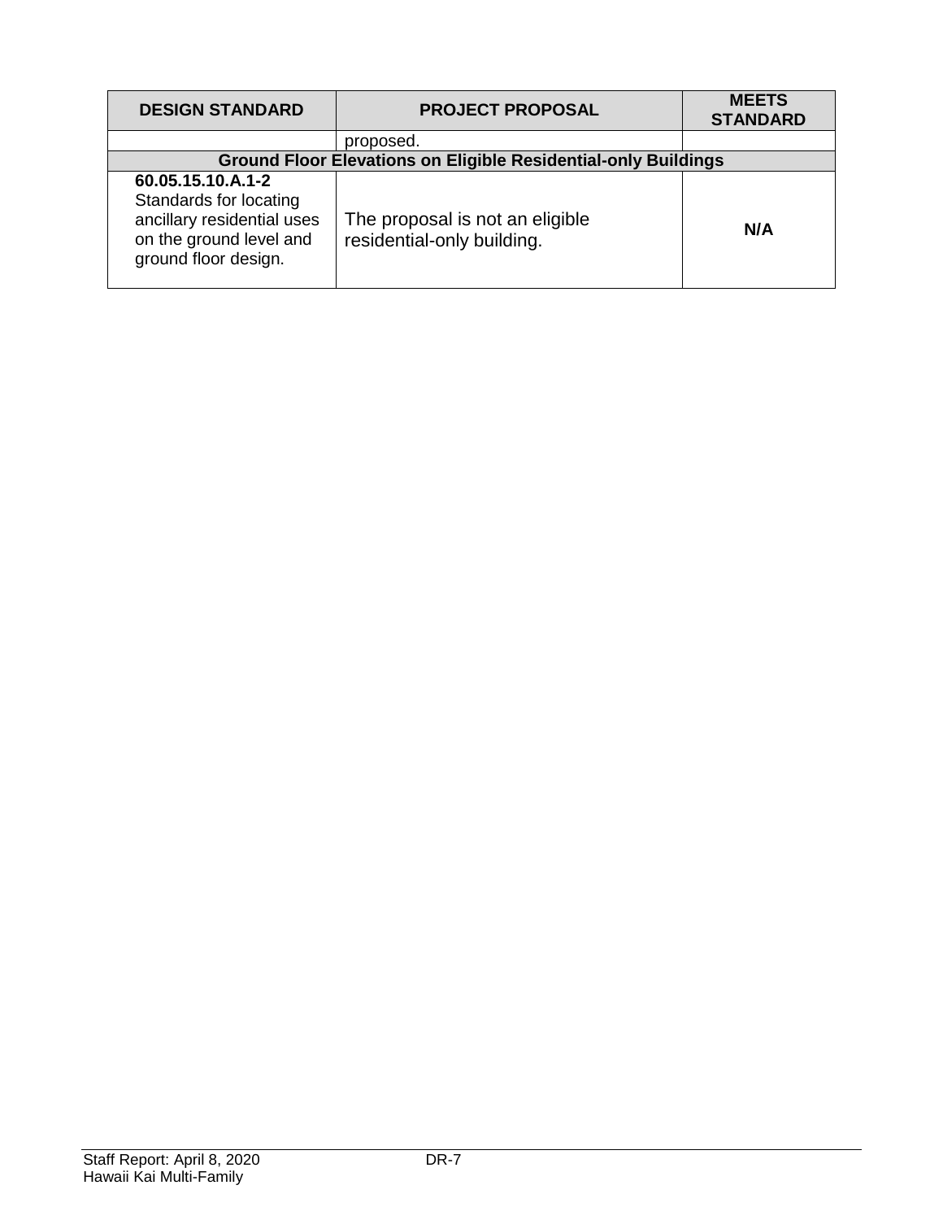| DESIGN STANDARD | PROJECT PROPOSAL | MEETS STANDARD |
|---|---|---|
| | proposed. | |
| **Ground Floor Elevations on Eligible Residential-only Buildings** | | |
| **60.05.15.10.A.1-2** Standards for locating ancillary residential uses on the ground level and ground floor design. | The proposal is not an eligible residential-only building. | **N/A** |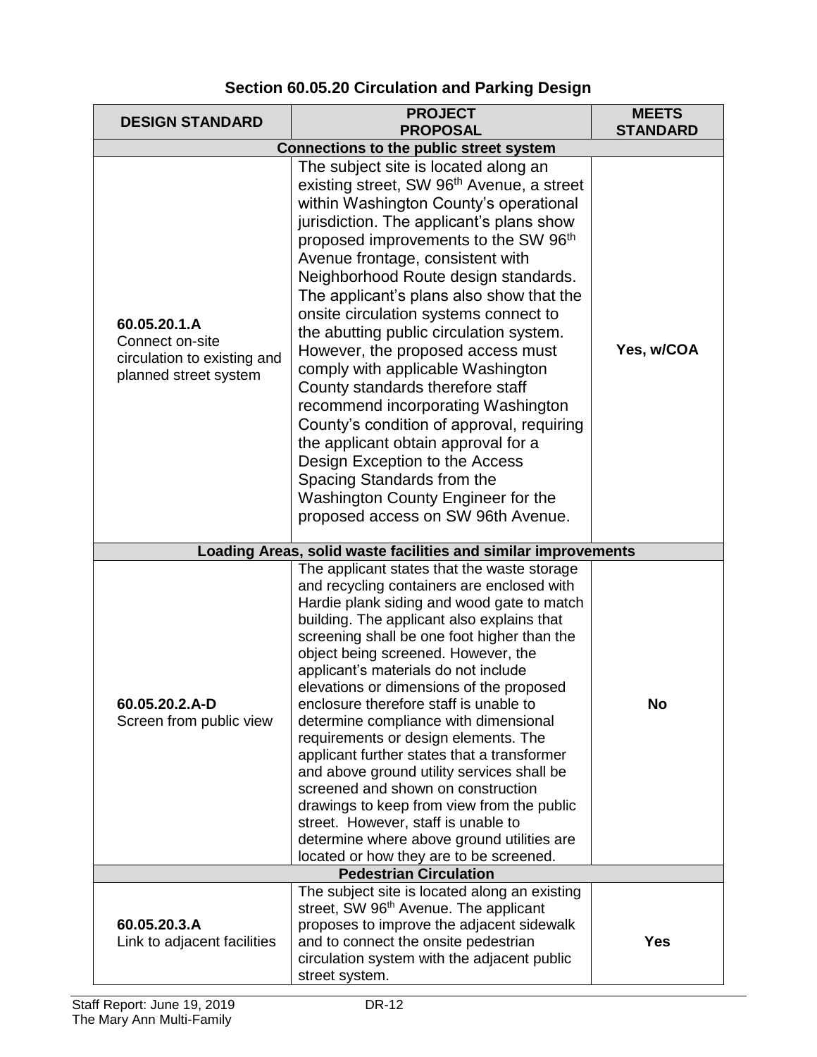## Section 60.05.20 Circulation and Parking Design

| DESIGN STANDARD | PROJECT PROPOSAL | MEETS STANDARD |
|---|---|---|
| **Connections to the public street system** | | |
| **60.05.20.1.A** Connect on-site circulation to existing and planned street system | The subject site is located along an existing street, SW 96th Avenue, a street within Washington County's operational jurisdiction. The applicant's plans show proposed improvements to the SW 96th Avenue frontage, consistent with Neighborhood Route design standards. The applicant's plans also show that the onsite circulation systems connect to the abutting public circulation system. However, the proposed access must comply with applicable Washington County standards therefore staff recommend incorporating Washington County's condition of approval, requiring the applicant obtain approval for a Design Exception to the Access Spacing Standards from the Washington County Engineer for the proposed access on SW 96th Avenue. | **Yes, w/COA** |
| **Loading Areas, solid waste facilities and similar improvements** | | |
| **60.05.20.2.A-D** Screen from public view | The applicant states that the waste storage and recycling containers are enclosed with Hardie plank siding and wood gate to match building. The applicant also explains that screening shall be one foot higher than the object being screened. However, the applicant's materials do not include elevations or dimensions of the proposed enclosure therefore staff is unable to determine compliance with dimensional requirements or design elements. The applicant further states that a transformer and above ground utility services shall be screened and shown on construction drawings to keep from view from the public street. However, staff is unable to determine where above ground utilities are located or how they are to be screened. | **No** |
| **Pedestrian Circulation** | | |
| **60.05.20.3.A** Link to adjacent facilities | The subject site is located along an existing street, SW 96th Avenue. The applicant proposes to improve the adjacent sidewalk and to connect the onsite pedestrian circulation system with the adjacent public street system. | **Yes** |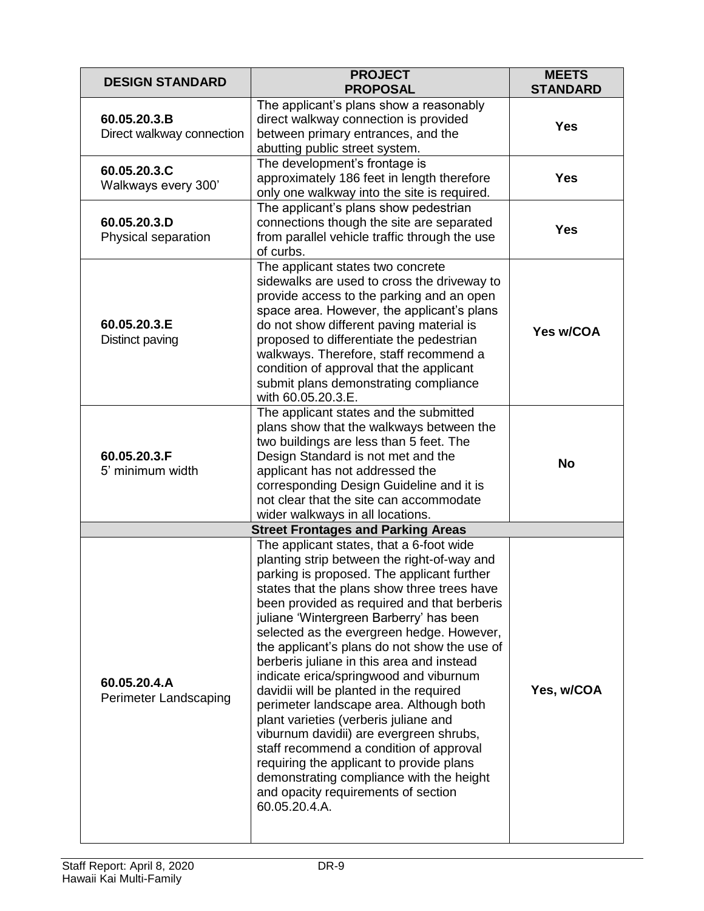| DESIGN STANDARD | PROJECT PROPOSAL | MEETS STANDARD |
|---|---|---|
| **60.05.20.3.B** Direct walkway connection | The applicant's plans show a reasonably direct walkway connection is provided between primary entrances, and the abutting public street system. | **Yes** |
| **60.05.20.3.C** Walkways every 300' | The development's frontage is approximately 186 feet in length therefore only one walkway into the site is required. | **Yes** |
| **60.05.20.3.D** Physical separation | The applicant's plans show pedestrian connections though the site are separated from parallel vehicle traffic through the use of curbs. | **Yes** |
| **60.05.20.3.E** Distinct paving | The applicant states two concrete sidewalks are used to cross the driveway to provide access to the parking and an open space area. However, the applicant's plans do not show different paving material is proposed to differentiate the pedestrian walkways. Therefore, staff recommend a condition of approval that the applicant submit plans demonstrating compliance with 60.05.20.3.E. | **Yes w/COA** |
| **60.05.20.3.F** 5' minimum width | The applicant states and the submitted plans show that the walkways between the two buildings are less than 5 feet. The Design Standard is not met and the applicant has not addressed the corresponding Design Guideline and it is not clear that the site can accommodate wider walkways in all locations. | **No** |
| | **Street Frontages and Parking Areas** | |
| **60.05.20.4.A** Perimeter Landscaping | The applicant states, that a 6-foot wide planting strip between the right-of-way and parking is proposed. The applicant further states that the plans show three trees have been provided as required and that berberis juliane 'Wintergreen Barberry' has been selected as the evergreen hedge. However, the applicant's plans do not show the use of berberis juliane in this area and instead indicate erica/springwood and viburnum davidii will be planted in the required perimeter landscape area. Although both plant varieties (verberis juliane and viburnum davidii) are evergreen shrubs, staff recommend a condition of approval requiring the applicant to provide plans demonstrating compliance with the height and opacity requirements of section 60.05.20.4.A. | **Yes, w/COA** |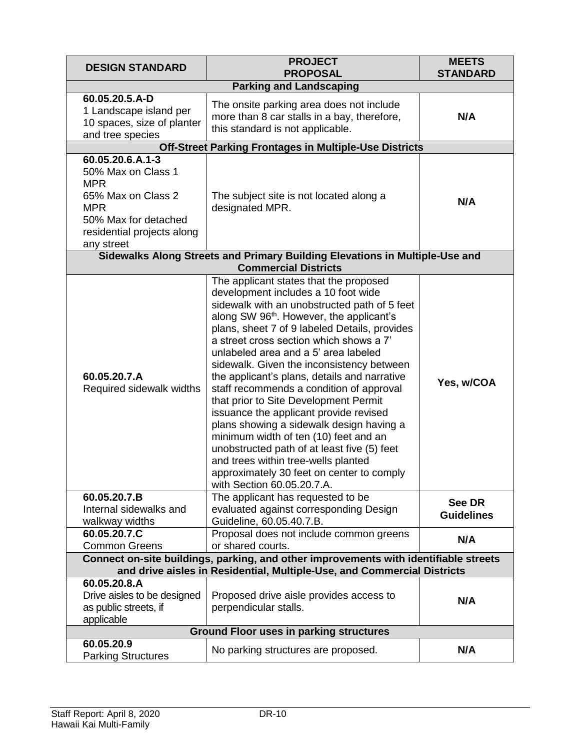| DESIGN STANDARD | PROJECT PROPOSAL | MEETS STANDARD |
|---|---|---|
| **Parking and Landscaping** | | |
| **60.05.20.5.A-D** 1 Landscape island per 10 spaces, size of planter and tree species | The onsite parking area does not include more than 8 car stalls in a bay, therefore, this standard is not applicable. | **N/A** |
| **Off-Street Parking Frontages in Multiple-Use Districts** | | |
| **60.05.20.6.A.1-3** 50% Max on Class 1 MPR 65% Max on Class 2 MPR 50% Max for detached residential projects along any street | The subject site is not located along a designated MPR. | **N/A** |
| **Sidewalks Along Streets and Primary Building Elevations in Multiple-Use and Commercial Districts** | | |
| **60.05.20.7.A** Required sidewalk widths | The applicant states that the proposed development includes a 10 foot wide sidewalk with an unobstructed path of 5 feet along SW 96th. However, the applicant's plans, sheet 7 of 9 labeled Details, provides a street cross section which shows a 7' unlabeled area and a 5' area labeled sidewalk. Given the inconsistency between the applicant's plans, details and narrative staff recommends a condition of approval that prior to Site Development Permit issuance the applicant provide revised plans showing a sidewalk design having a minimum width of ten (10) feet and an unobstructed path of at least five (5) feet and trees within tree-wells planted approximately 30 feet on center to comply with Section 60.05.20.7.A. | **Yes, w/COA** |
| **60.05.20.7.B** Internal sidewalks and walkway widths | The applicant has requested to be evaluated against corresponding Design Guideline, 60.05.40.7.B. | **See DR Guidelines** |
| **60.05.20.7.C** Common Greens | Proposal does not include common greens or shared courts. | **N/A** |
| **Connect on-site buildings, parking, and other improvements with identifiable streets and drive aisles in Residential, Multiple-Use, and Commercial Districts** | | |
| **60.05.20.8.A** Drive aisles to be designed as public streets, if applicable | Proposed drive aisle provides access to perpendicular stalls. | **N/A** |
| **Ground Floor uses in parking structures** | | |
| **60.05.20.9** Parking Structures | No parking structures are proposed. | **N/A** |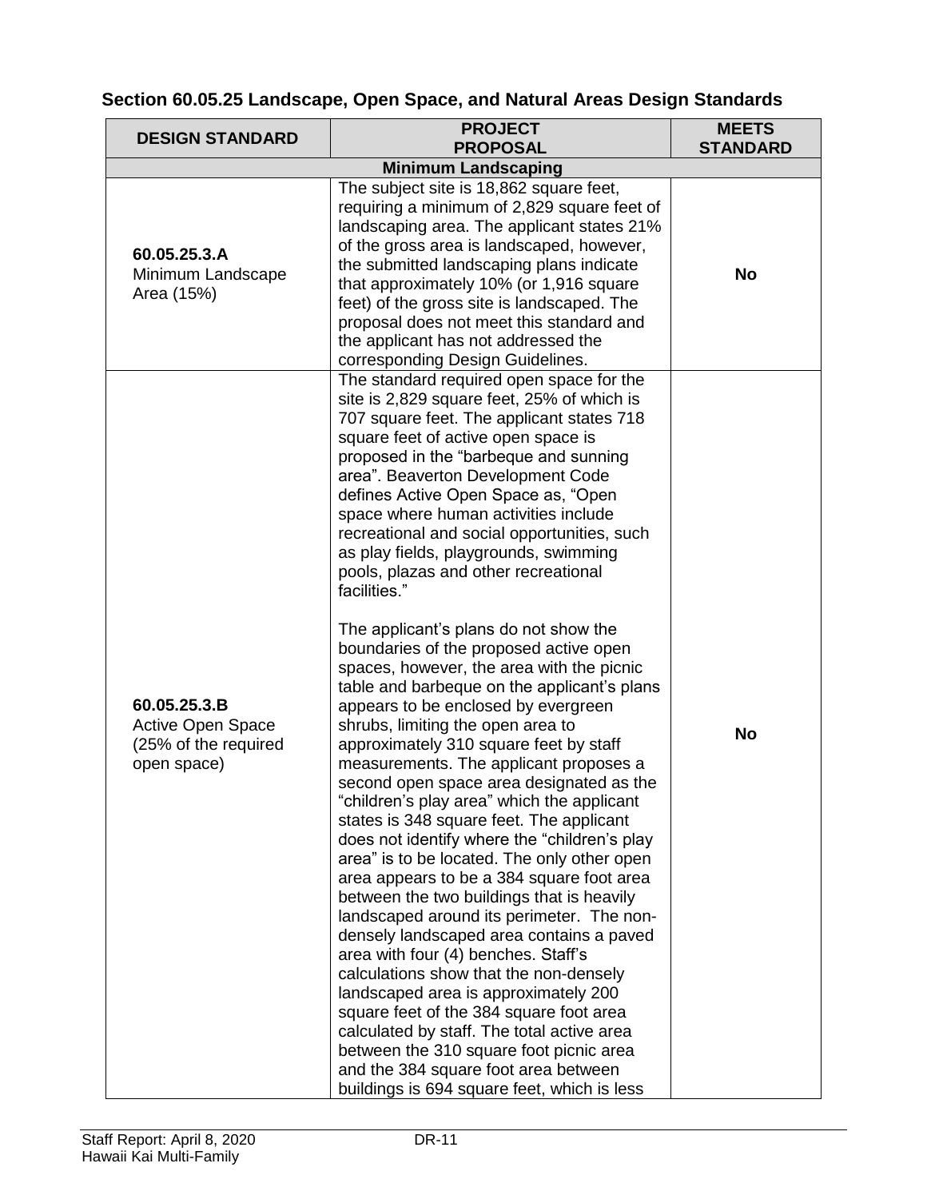## Section 60.05.25 Landscape, Open Space, and Natural Areas Design Standards

| DESIGN STANDARD | PROJECT PROPOSAL | MEETS STANDARD |
|---|---|---|
| **Minimum Landscaping** | | |
| **60.05.25.3.A** Minimum Landscape Area (15%) | The subject site is 18,862 square feet, requiring a minimum of 2,829 square feet of landscaping area. The applicant states 21% of the gross area is landscaped, however, the submitted landscaping plans indicate that approximately 10% (or 1,916 square feet) of the gross site is landscaped. The proposal does not meet this standard and the applicant has not addressed the corresponding Design Guidelines. | **No** |
| **60.05.25.3.B** Active Open Space (25% of the required open space) | The standard required open space for the site is 2,829 square feet, 25% of which is 707 square feet. The applicant states 718 square feet of active open space is proposed in the "barbeque and sunning area". Beaverton Development Code defines Active Open Space as, "Open space where human activities include recreational and social opportunities, such as play fields, playgrounds, swimming pools, plazas and other recreational facilities."<br><br>The applicant's plans do not show the boundaries of the proposed active open spaces, however, the area with the picnic table and barbeque on the applicant's plans appears to be enclosed by evergreen shrubs, limiting the open area to approximately 310 square feet by staff measurements. The applicant proposes a second open space area designated as the "children's play area" which the applicant states is 348 square feet. The applicant does not identify where the "children's play area" is to be located. The only other open area appears to be a 384 square foot area between the two buildings that is heavily landscaped around its perimeter. The non-densely landscaped area contains a paved area with four (4) benches. Staff's calculations show that the non-densely landscaped area is approximately 200 square feet of the 384 square foot area calculated by staff. The total active area between the 310 square foot picnic area and the 384 square foot area between buildings is 694 square feet, which is less | **No** |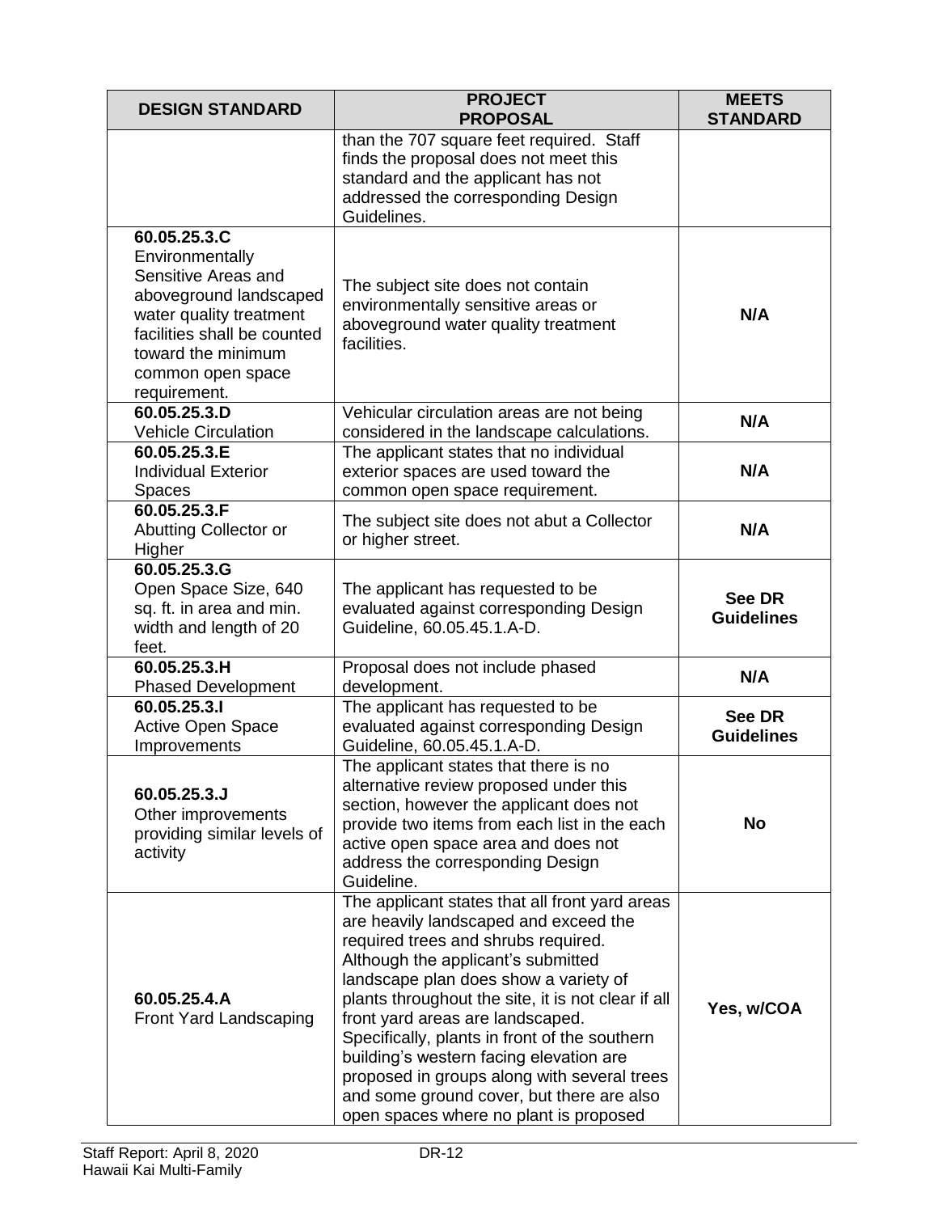| DESIGN STANDARD | PROJECT PROPOSAL | MEETS STANDARD |
|---|---|---|
| | than the 707 square feet required. Staff finds the proposal does not meet this standard and the applicant has not addressed the corresponding Design Guidelines. | |
| **60.05.25.3.C** Environmentally Sensitive Areas and aboveground landscaped water quality treatment facilities shall be counted toward the minimum common open space requirement. | The subject site does not contain environmentally sensitive areas or aboveground water quality treatment facilities. | **N/A** |
| **60.05.25.3.D** Vehicle Circulation | Vehicular circulation areas are not being considered in the landscape calculations. | **N/A** |
| **60.05.25.3.E** Individual Exterior Spaces | The applicant states that no individual exterior spaces are used toward the common open space requirement. | **N/A** |
| **60.05.25.3.F** Abutting Collector or Higher | The subject site does not abut a Collector or higher street. | **N/A** |
| **60.05.25.3.G** Open Space Size, 640 sq. ft. in area and min. width and length of 20 feet. | The applicant has requested to be evaluated against corresponding Design Guideline, 60.05.45.1.A-D. | **See DR Guidelines** |
| **60.05.25.3.H** Phased Development | Proposal does not include phased development. | **N/A** |
| **60.05.25.3.I** Active Open Space Improvements | The applicant has requested to be evaluated against corresponding Design Guideline, 60.05.45.1.A-D. | **See DR Guidelines** |
| **60.05.25.3.J** Other improvements providing similar levels of activity | The applicant states that there is no alternative review proposed under this section, however the applicant does not provide two items from each list in the each active open space area and does not address the corresponding Design Guideline. | **No** |
| **60.05.25.4.A** Front Yard Landscaping | The applicant states that all front yard areas are heavily landscaped and exceed the required trees and shrubs required. Although the applicant's submitted landscape plan does show a variety of plants throughout the site, it is not clear if all front yard areas are landscaped. Specifically, plants in front of the southern building's western facing elevation are proposed in groups along with several trees and some ground cover, but there are also open spaces where no plant is proposed | **Yes, w/COA** |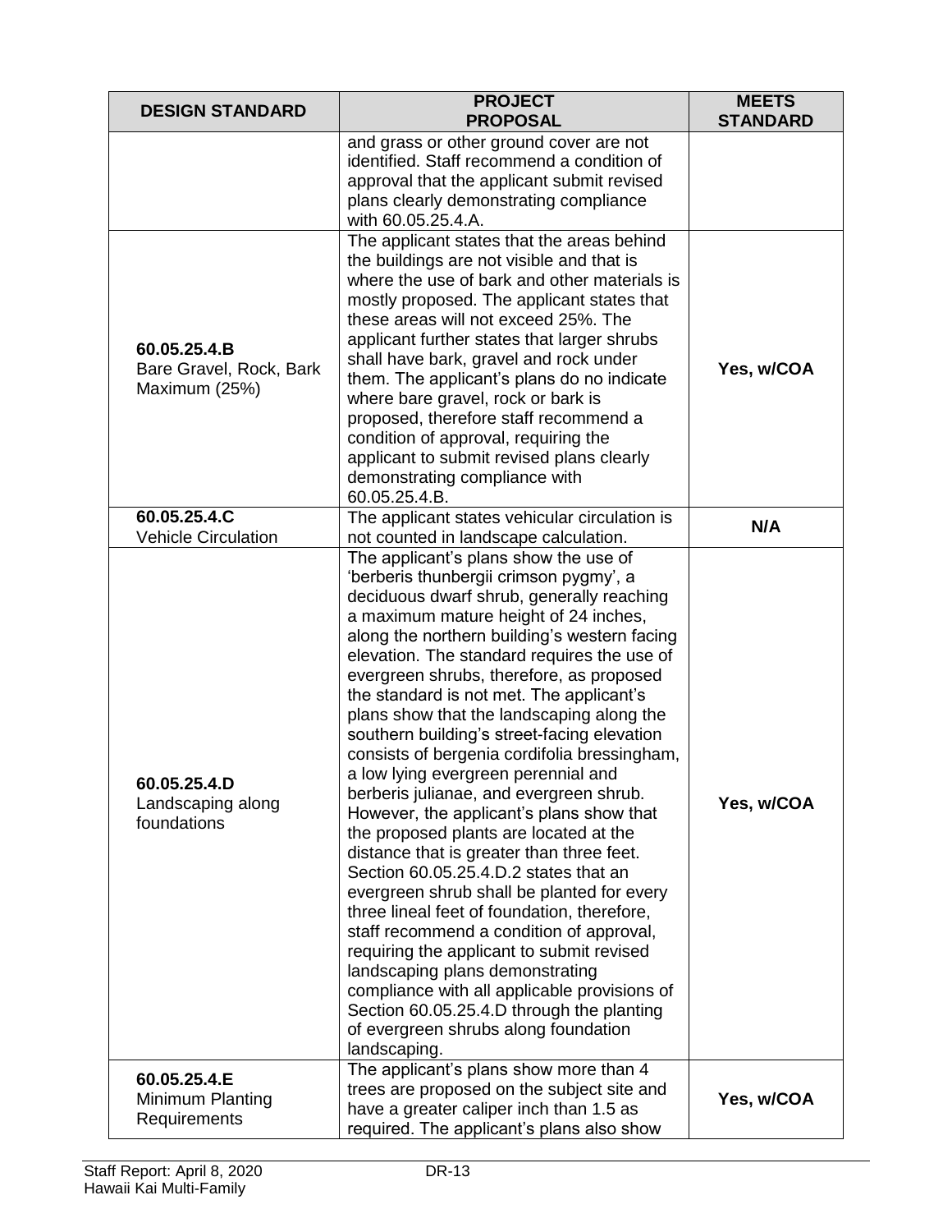| DESIGN STANDARD | PROJECT PROPOSAL | MEETS STANDARD |
|---|---|---|
| | and grass or other ground cover are not identified. Staff recommend a condition of approval that the applicant submit revised plans clearly demonstrating compliance with 60.05.25.4.A. | |
| **60.05.25.4.B** Bare Gravel, Rock, Bark Maximum (25%) | The applicant states that the areas behind the buildings are not visible and that is where the use of bark and other materials is mostly proposed. The applicant states that these areas will not exceed 25%. The applicant further states that larger shrubs shall have bark, gravel and rock under them. The applicant's plans do no indicate where bare gravel, rock or bark is proposed, therefore staff recommend a condition of approval, requiring the applicant to submit revised plans clearly demonstrating compliance with 60.05.25.4.B. | **Yes, w/COA** |
| **60.05.25.4.C** Vehicle Circulation | The applicant states vehicular circulation is not counted in landscape calculation. | **N/A** |
| **60.05.25.4.D** Landscaping along foundations | The applicant's plans show the use of 'berberis thunbergii crimson pygmy', a deciduous dwarf shrub, generally reaching a maximum mature height of 24 inches, along the northern building's western facing elevation. The standard requires the use of evergreen shrubs, therefore, as proposed the standard is not met. The applicant's plans show that the landscaping along the southern building's street-facing elevation consists of bergenia cordifolia bressingham, a low lying evergreen perennial and berberis julianae, and evergreen shrub. However, the applicant's plans show that the proposed plants are located at the distance that is greater than three feet. Section 60.05.25.4.D.2 states that an evergreen shrub shall be planted for every three lineal feet of foundation, therefore, staff recommend a condition of approval, requiring the applicant to submit revised landscaping plans demonstrating compliance with all applicable provisions of Section 60.05.25.4.D through the planting of evergreen shrubs along foundation landscaping. | **Yes, w/COA** |
| **60.05.25.4.E** Minimum Planting Requirements | The applicant's plans show more than 4 trees are proposed on the subject site and have a greater caliper inch than 1.5 as required. The applicant's plans also show | **Yes, w/COA** |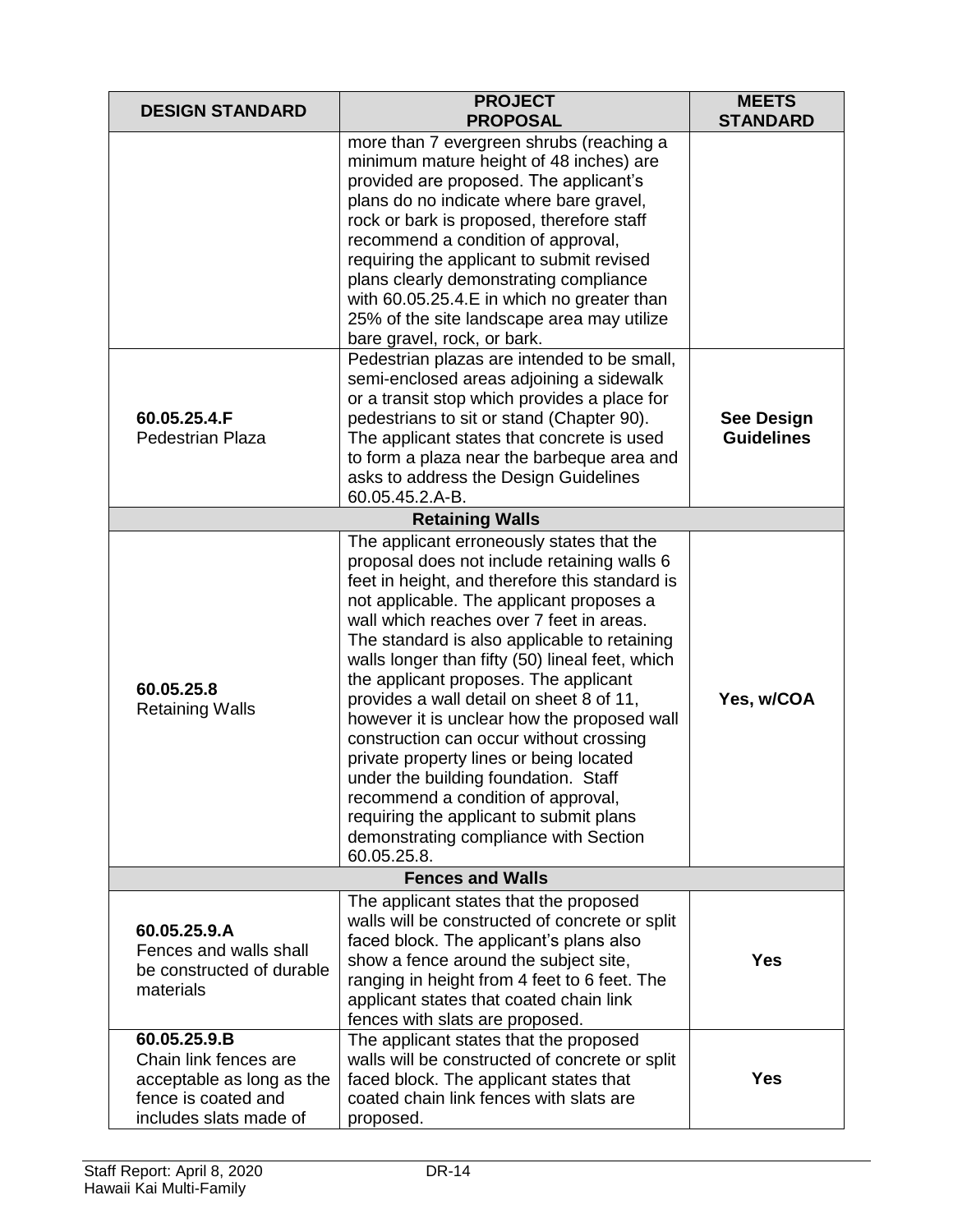| DESIGN STANDARD | PROJECT PROPOSAL | MEETS STANDARD |
|---|---|---|
| | more than 7 evergreen shrubs (reaching a minimum mature height of 48 inches) are provided are proposed. The applicant's plans do no indicate where bare gravel, rock or bark is proposed, therefore staff recommend a condition of approval, requiring the applicant to submit revised plans clearly demonstrating compliance with 60.05.25.4.E in which no greater than 25% of the site landscape area may utilize bare gravel, rock, or bark. | |
| **60.05.25.4.F** Pedestrian Plaza | Pedestrian plazas are intended to be small, semi-enclosed areas adjoining a sidewalk or a transit stop which provides a place for pedestrians to sit or stand (Chapter 90). The applicant states that concrete is used to form a plaza near the barbeque area and asks to address the Design Guidelines 60.05.45.2.A-B. | **See Design Guidelines** |
| **Retaining Walls** | | |
| **60.05.25.8** Retaining Walls | The applicant erroneously states that the proposal does not include retaining walls 6 feet in height, and therefore this standard is not applicable. The applicant proposes a wall which reaches over 7 feet in areas. The standard is also applicable to retaining walls longer than fifty (50) lineal feet, which the applicant proposes. The applicant provides a wall detail on sheet 8 of 11, however it is unclear how the proposed wall construction can occur without crossing private property lines or being located under the building foundation. Staff recommend a condition of approval, requiring the applicant to submit plans demonstrating compliance with Section 60.05.25.8. | **Yes, w/COA** |
| **Fences and Walls** | | |
| **60.05.25.9.A** Fences and walls shall be constructed of durable materials | The applicant states that the proposed walls will be constructed of concrete or split faced block. The applicant's plans also show a fence around the subject site, ranging in height from 4 feet to 6 feet. The applicant states that coated chain link fences with slats are proposed. | **Yes** |
| **60.05.25.9.B** Chain link fences are acceptable as long as the fence is coated and includes slats made of | The applicant states that the proposed walls will be constructed of concrete or split faced block. The applicant states that coated chain link fences with slats are proposed. | **Yes** |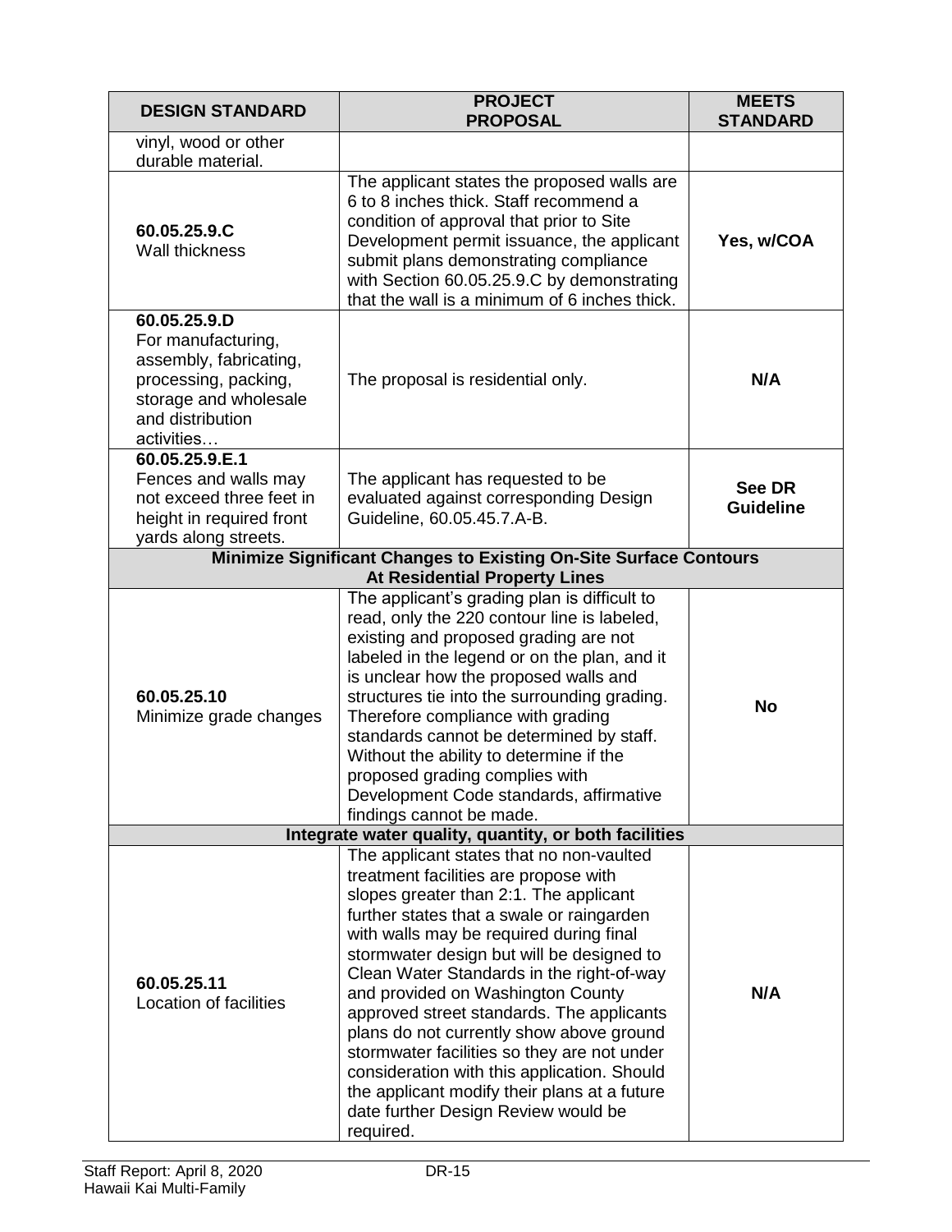| DESIGN STANDARD | PROJECT PROPOSAL | MEETS STANDARD |
|---|---|---|
| vinyl, wood or other durable material. | | |
| **60.05.25.9.C** Wall thickness | The applicant states the proposed walls are 6 to 8 inches thick. Staff recommend a condition of approval that prior to Site Development permit issuance, the applicant submit plans demonstrating compliance with Section 60.05.25.9.C by demonstrating that the wall is a minimum of 6 inches thick. | **Yes, w/COA** |
| **60.05.25.9.D** For manufacturing, assembly, fabricating, processing, packing, storage and wholesale and distribution activities… | The proposal is residential only. | **N/A** |
| **60.05.25.9.E.1** Fences and walls may not exceed three feet in height in required front yards along streets. | The applicant has requested to be evaluated against corresponding Design Guideline, 60.05.45.7.A-B. | **See DR Guideline** |
| **Minimize Significant Changes to Existing On-Site Surface Contours At Residential Property Lines** | | |
| **60.05.25.10** Minimize grade changes | The applicant's grading plan is difficult to read, only the 220 contour line is labeled, existing and proposed grading are not labeled in the legend or on the plan, and it is unclear how the proposed walls and structures tie into the surrounding grading. Therefore compliance with grading standards cannot be determined by staff. Without the ability to determine if the proposed grading complies with Development Code standards, affirmative findings cannot be made. | **No** |
| **Integrate water quality, quantity, or both facilities** | | |
| **60.05.25.11** Location of facilities | The applicant states that no non-vaulted treatment facilities are propose with slopes greater than 2:1. The applicant further states that a swale or raingarden with walls may be required during final stormwater design but will be designed to Clean Water Standards in the right-of-way and provided on Washington County approved street standards. The applicants plans do not currently show above ground stormwater facilities so they are not under consideration with this application. Should the applicant modify their plans at a future date further Design Review would be required. | **N/A** |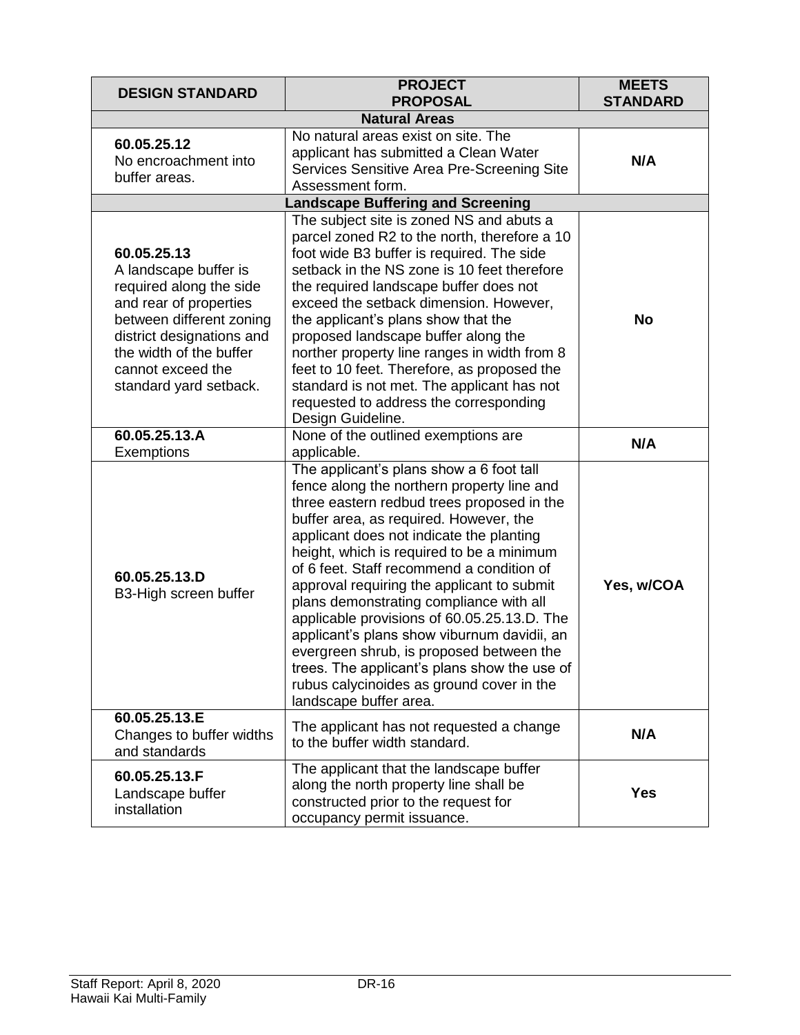| DESIGN STANDARD | PROJECT PROPOSAL | MEETS STANDARD |
|---|---|---|
| **Natural Areas** | | |
| **60.05.25.12** No encroachment into buffer areas. | No natural areas exist on site. The applicant has submitted a Clean Water Services Sensitive Area Pre-Screening Site Assessment form. | **N/A** |
| **Landscape Buffering and Screening** | | |
| **60.05.25.13** A landscape buffer is required along the side and rear of properties between different zoning district designations and the width of the buffer cannot exceed the standard yard setback. | The subject site is zoned NS and abuts a parcel zoned R2 to the north, therefore a 10 foot wide B3 buffer is required. The side setback in the NS zone is 10 feet therefore the required landscape buffer does not exceed the setback dimension. However, the applicant's plans show that the proposed landscape buffer along the norther property line ranges in width from 8 feet to 10 feet. Therefore, as proposed the standard is not met. The applicant has not requested to address the corresponding Design Guideline. | **No** |
| **60.05.25.13.A** Exemptions | None of the outlined exemptions are applicable. | **N/A** |
| **60.05.25.13.D** B3-High screen buffer | The applicant's plans show a 6 foot tall fence along the northern property line and three eastern redbud trees proposed in the buffer area, as required. However, the applicant does not indicate the planting height, which is required to be a minimum of 6 feet. Staff recommend a condition of approval requiring the applicant to submit plans demonstrating compliance with all applicable provisions of 60.05.25.13.D. The applicant's plans show viburnum davidii, an evergreen shrub, is proposed between the trees. The applicant's plans show the use of rubus calycinoides as ground cover in the landscape buffer area. | **Yes, w/COA** |
| **60.05.25.13.E** Changes to buffer widths and standards | The applicant has not requested a change to the buffer width standard. | **N/A** |
| **60.05.25.13.F** Landscape buffer installation | The applicant that the landscape buffer along the north property line shall be constructed prior to the request for occupancy permit issuance. | **Yes** |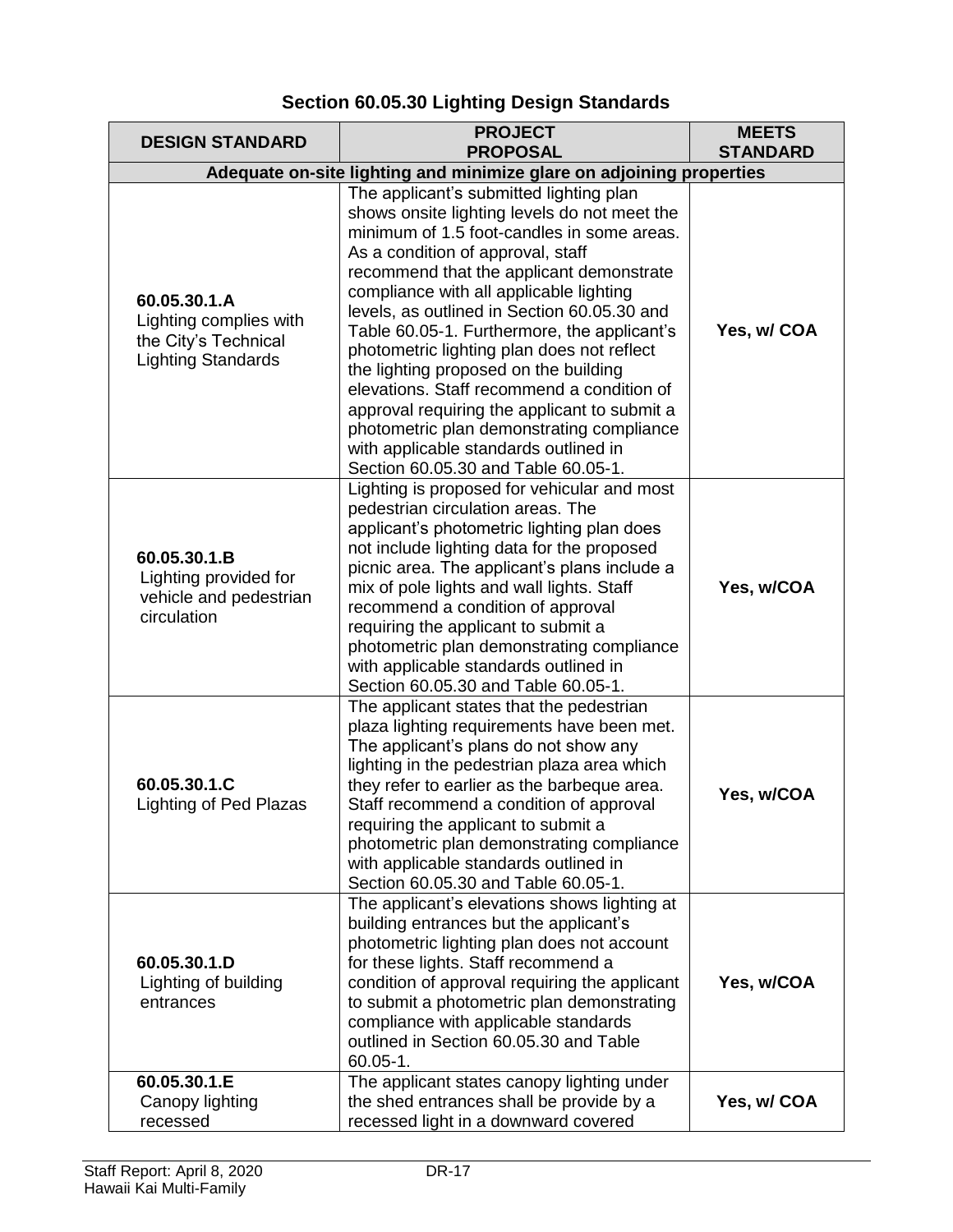## Section 60.05.30 Lighting Design Standards

| DESIGN STANDARD | PROJECT PROPOSAL | MEETS STANDARD |
|---|---|---|
| **Adequate on-site lighting and minimize glare on adjoining properties** | | |
| **60.05.30.1.A** Lighting complies with the City's Technical Lighting Standards | The applicant's submitted lighting plan shows onsite lighting levels do not meet the minimum of 1.5 foot-candles in some areas. As a condition of approval, staff recommend that the applicant demonstrate compliance with all applicable lighting levels, as outlined in Section 60.05.30 and Table 60.05-1. Furthermore, the applicant's photometric lighting plan does not reflect the lighting proposed on the building elevations. Staff recommend a condition of approval requiring the applicant to submit a photometric plan demonstrating compliance with applicable standards outlined in Section 60.05.30 and Table 60.05-1. | **Yes, w/ COA** |
| **60.05.30.1.B** Lighting provided for vehicle and pedestrian circulation | Lighting is proposed for vehicular and most pedestrian circulation areas. The applicant's photometric lighting plan does not include lighting data for the proposed picnic area. The applicant's plans include a mix of pole lights and wall lights. Staff recommend a condition of approval requiring the applicant to submit a photometric plan demonstrating compliance with applicable standards outlined in Section 60.05.30 and Table 60.05-1. | **Yes, w/COA** |
| **60.05.30.1.C** Lighting of Ped Plazas | The applicant states that the pedestrian plaza lighting requirements have been met. The applicant's plans do not show any lighting in the pedestrian plaza area which they refer to earlier as the barbeque area. Staff recommend a condition of approval requiring the applicant to submit a photometric plan demonstrating compliance with applicable standards outlined in Section 60.05.30 and Table 60.05-1. | **Yes, w/COA** |
| **60.05.30.1.D** Lighting of building entrances | The applicant's elevations shows lighting at building entrances but the applicant's photometric lighting plan does not account for these lights. Staff recommend a condition of approval requiring the applicant to submit a photometric plan demonstrating compliance with applicable standards outlined in Section 60.05.30 and Table 60.05-1. | **Yes, w/COA** |
| **60.05.30.1.E** Canopy lighting recessed | The applicant states canopy lighting under the shed entrances shall be provide by a recessed light in a downward covered | **Yes, w/ COA** |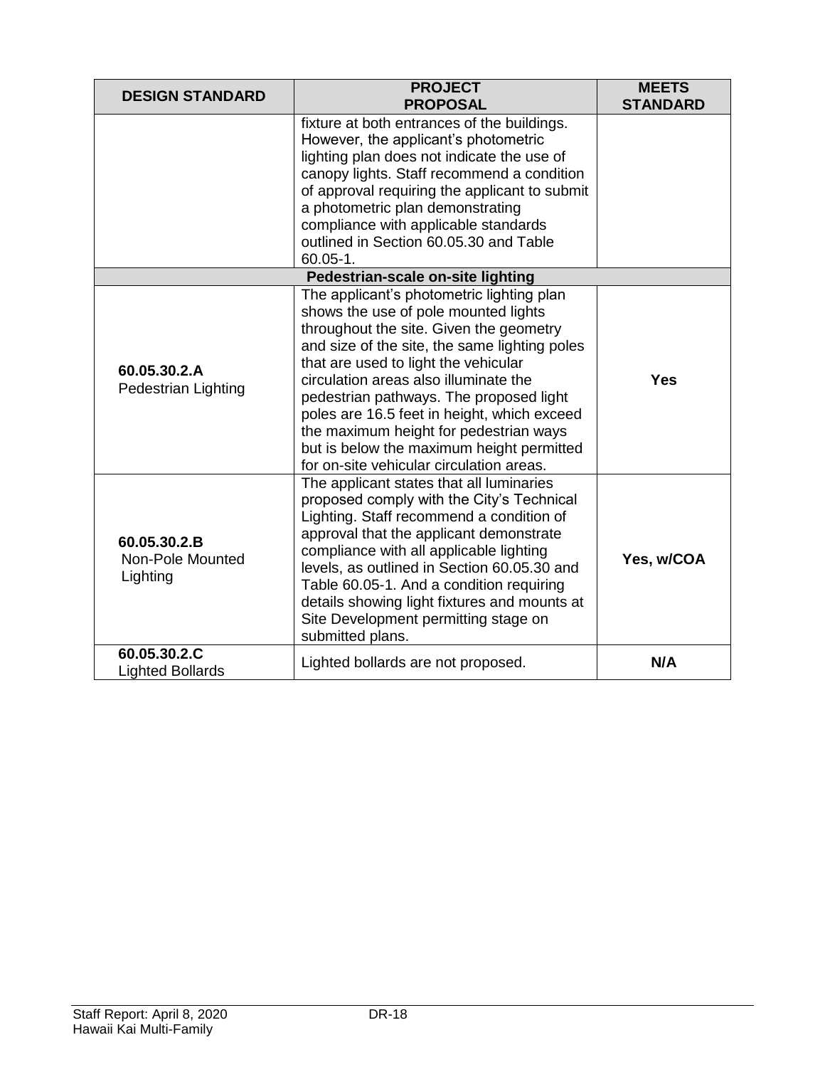| DESIGN STANDARD | PROJECT PROPOSAL | MEETS STANDARD |
|---|---|---|
| | fixture at both entrances of the buildings. However, the applicant's photometric lighting plan does not indicate the use of canopy lights. Staff recommend a condition of approval requiring the applicant to submit a photometric plan demonstrating compliance with applicable standards outlined in Section 60.05.30 and Table 60.05-1. | |
| **Pedestrian-scale on-site lighting** | | |
| **60.05.30.2.A** Pedestrian Lighting | The applicant's photometric lighting plan shows the use of pole mounted lights throughout the site. Given the geometry and size of the site, the same lighting poles that are used to light the vehicular circulation areas also illuminate the pedestrian pathways. The proposed light poles are 16.5 feet in height, which exceed the maximum height for pedestrian ways but is below the maximum height permitted for on-site vehicular circulation areas. | **Yes** |
| **60.05.30.2.B** Non-Pole Mounted Lighting | The applicant states that all luminaries proposed comply with the City's Technical Lighting. Staff recommend a condition of approval that the applicant demonstrate compliance with all applicable lighting levels, as outlined in Section 60.05.30 and Table 60.05-1. And a condition requiring details showing light fixtures and mounts at Site Development permitting stage on submitted plans. | **Yes, w/COA** |
| **60.05.30.2.C** Lighted Bollards | Lighted bollards are not proposed. | **N/A** |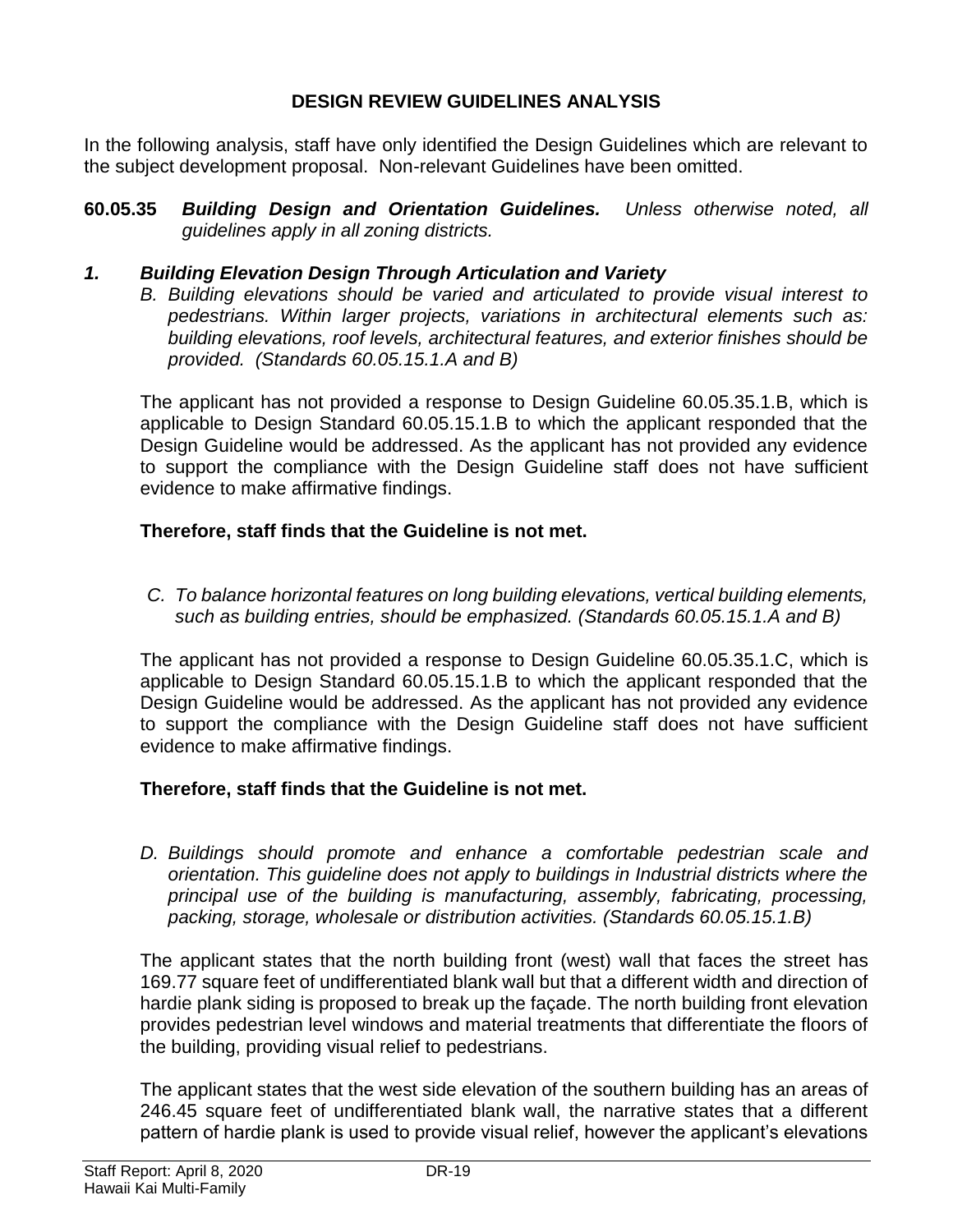## DESIGN REVIEW GUIDELINES ANALYSIS

In the following analysis, staff have only identified the Design Guidelines which are relevant to the subject development proposal. Non-relevant Guidelines have been omitted.

**60.05.35** ***Building Design and Orientation Guidelines.*** *Unless otherwise noted, all guidelines apply in all zoning districts.*

### *1. Building Elevation Design Through Articulation and Variety*

*B. Building elevations should be varied and articulated to provide visual interest to pedestrians. Within larger projects, variations in architectural elements such as: building elevations, roof levels, architectural features, and exterior finishes should be provided. (Standards 60.05.15.1.A and B)*

The applicant has not provided a response to Design Guideline 60.05.35.1.B, which is applicable to Design Standard 60.05.15.1.B to which the applicant responded that the Design Guideline would be addressed. As the applicant has not provided any evidence to support the compliance with the Design Guideline staff does not have sufficient evidence to make affirmative findings.

**Therefore, staff finds that the Guideline is not met.**

*C. To balance horizontal features on long building elevations, vertical building elements, such as building entries, should be emphasized. (Standards 60.05.15.1.A and B)*

The applicant has not provided a response to Design Guideline 60.05.35.1.C, which is applicable to Design Standard 60.05.15.1.B to which the applicant responded that the Design Guideline would be addressed. As the applicant has not provided any evidence to support the compliance with the Design Guideline staff does not have sufficient evidence to make affirmative findings.

**Therefore, staff finds that the Guideline is not met.**

*D. Buildings should promote and enhance a comfortable pedestrian scale and orientation. This guideline does not apply to buildings in Industrial districts where the principal use of the building is manufacturing, assembly, fabricating, processing, packing, storage, wholesale or distribution activities. (Standards 60.05.15.1.B)*

The applicant states that the north building front (west) wall that faces the street has 169.77 square feet of undifferentiated blank wall but that a different width and direction of hardie plank siding is proposed to break up the façade. The north building front elevation provides pedestrian level windows and material treatments that differentiate the floors of the building, providing visual relief to pedestrians.

The applicant states that the west side elevation of the southern building has an areas of 246.45 square feet of undifferentiated blank wall, the narrative states that a different pattern of hardie plank is used to provide visual relief, however the applicant's elevations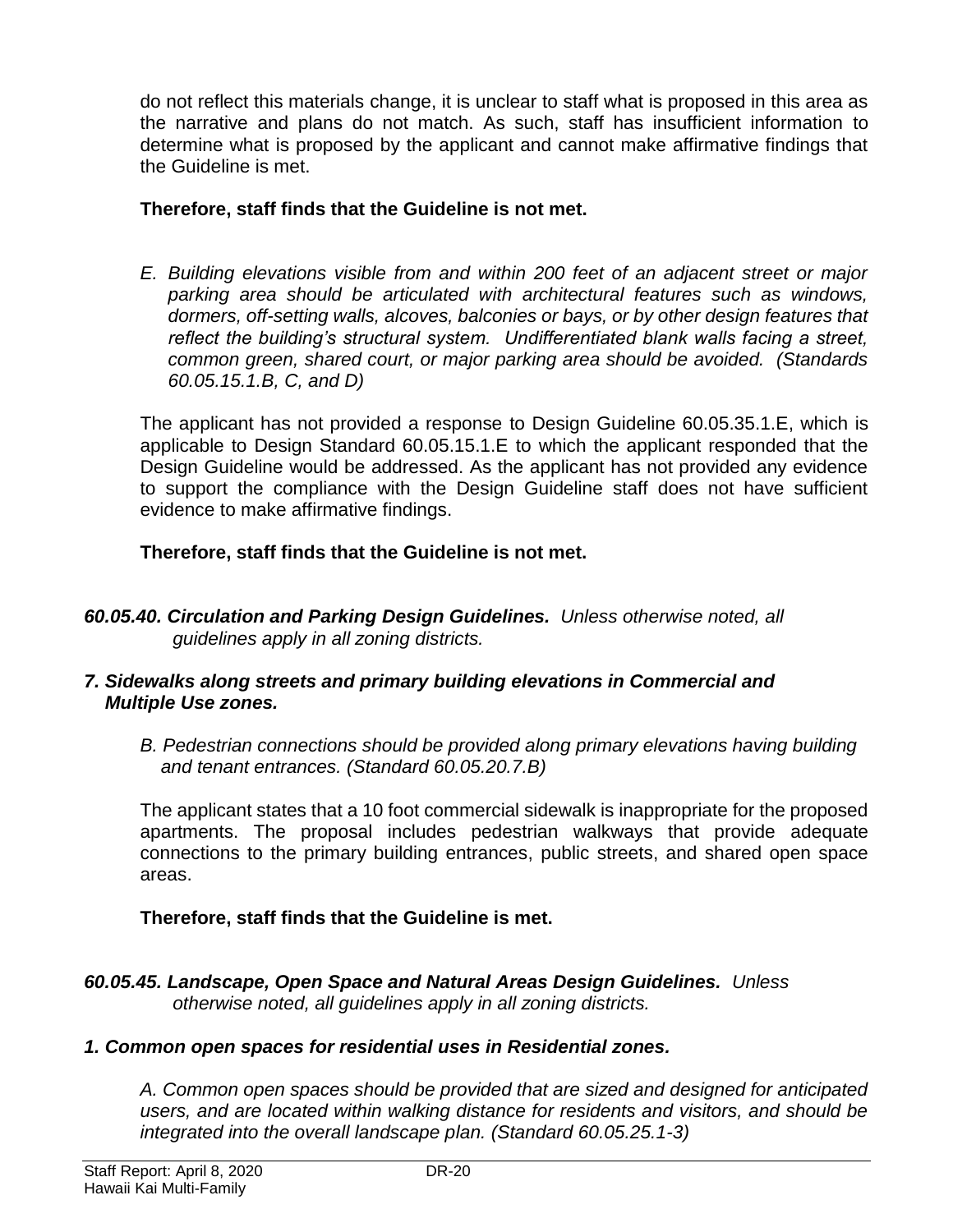do not reflect this materials change, it is unclear to staff what is proposed in this area as the narrative and plans do not match. As such, staff has insufficient information to determine what is proposed by the applicant and cannot make affirmative findings that the Guideline is met.

**Therefore, staff finds that the Guideline is not met.**

*E. Building elevations visible from and within 200 feet of an adjacent street or major parking area should be articulated with architectural features such as windows, dormers, off-setting walls, alcoves, balconies or bays, or by other design features that reflect the building's structural system. Undifferentiated blank walls facing a street, common green, shared court, or major parking area should be avoided. (Standards 60.05.15.1.B, C, and D)*

The applicant has not provided a response to Design Guideline 60.05.35.1.E, which is applicable to Design Standard 60.05.15.1.E to which the applicant responded that the Design Guideline would be addressed. As the applicant has not provided any evidence to support the compliance with the Design Guideline staff does not have sufficient evidence to make affirmative findings.

**Therefore, staff finds that the Guideline is not met.**

***60.05.40. Circulation and Parking Design Guidelines.*** *Unless otherwise noted, all guidelines apply in all zoning districts.*

***7. Sidewalks along streets and primary building elevations in Commercial and Multiple Use zones.***

*B. Pedestrian connections should be provided along primary elevations having building and tenant entrances. (Standard 60.05.20.7.B)*

The applicant states that a 10 foot commercial sidewalk is inappropriate for the proposed apartments. The proposal includes pedestrian walkways that provide adequate connections to the primary building entrances, public streets, and shared open space areas.

**Therefore, staff finds that the Guideline is met.**

***60.05.45. Landscape, Open Space and Natural Areas Design Guidelines.*** *Unless otherwise noted, all guidelines apply in all zoning districts.*

***1. Common open spaces for residential uses in Residential zones.***

*A. Common open spaces should be provided that are sized and designed for anticipated users, and are located within walking distance for residents and visitors, and should be integrated into the overall landscape plan. (Standard 60.05.25.1-3)*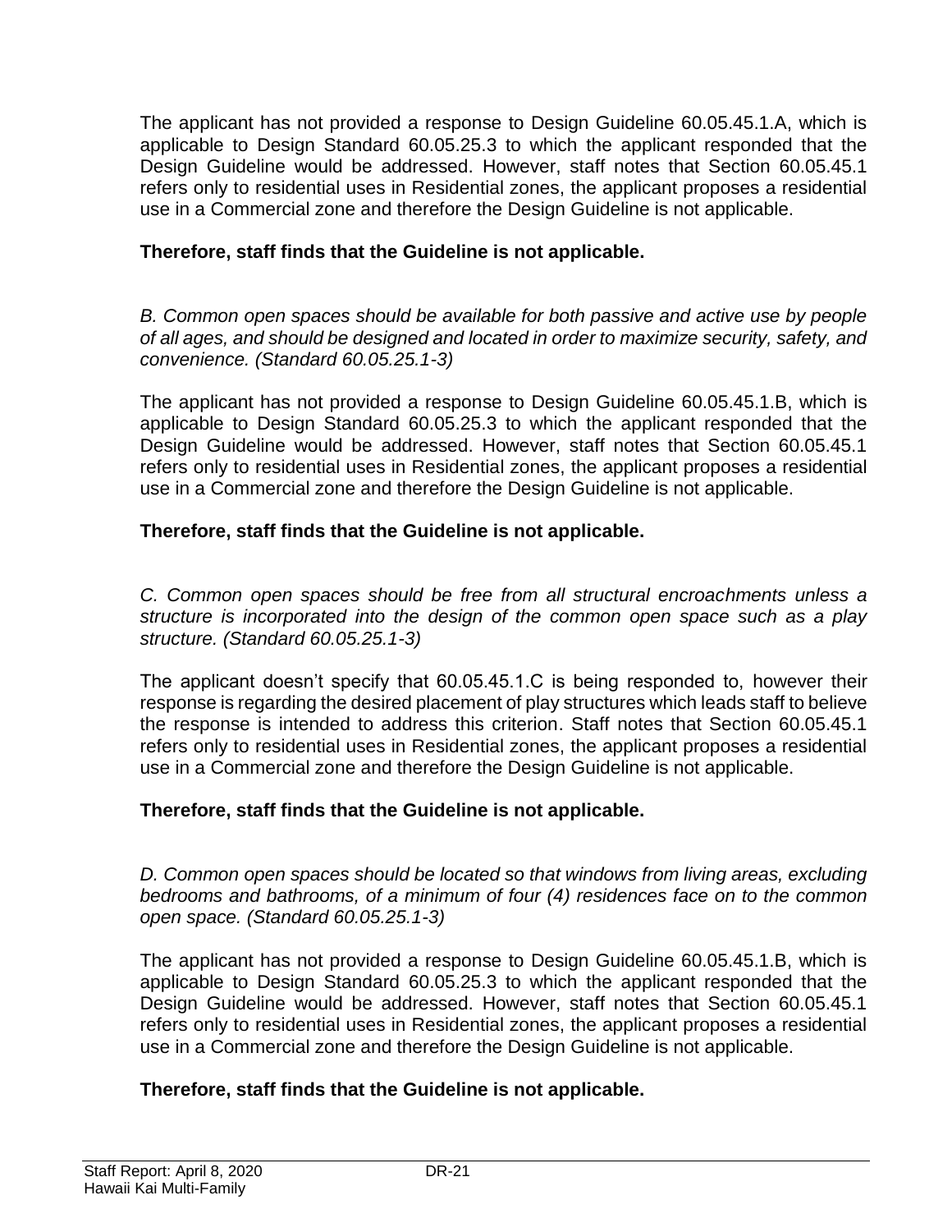The applicant has not provided a response to Design Guideline 60.05.45.1.A, which is applicable to Design Standard 60.05.25.3 to which the applicant responded that the Design Guideline would be addressed. However, staff notes that Section 60.05.45.1 refers only to residential uses in Residential zones, the applicant proposes a residential use in a Commercial zone and therefore the Design Guideline is not applicable.

**Therefore, staff finds that the Guideline is not applicable.**

*B. Common open spaces should be available for both passive and active use by people of all ages, and should be designed and located in order to maximize security, safety, and convenience. (Standard 60.05.25.1-3)*

The applicant has not provided a response to Design Guideline 60.05.45.1.B, which is applicable to Design Standard 60.05.25.3 to which the applicant responded that the Design Guideline would be addressed. However, staff notes that Section 60.05.45.1 refers only to residential uses in Residential zones, the applicant proposes a residential use in a Commercial zone and therefore the Design Guideline is not applicable.

**Therefore, staff finds that the Guideline is not applicable.**

*C. Common open spaces should be free from all structural encroachments unless a structure is incorporated into the design of the common open space such as a play structure. (Standard 60.05.25.1-3)*

The applicant doesn't specify that 60.05.45.1.C is being responded to, however their response is regarding the desired placement of play structures which leads staff to believe the response is intended to address this criterion. Staff notes that Section 60.05.45.1 refers only to residential uses in Residential zones, the applicant proposes a residential use in a Commercial zone and therefore the Design Guideline is not applicable.

**Therefore, staff finds that the Guideline is not applicable.**

*D. Common open spaces should be located so that windows from living areas, excluding bedrooms and bathrooms, of a minimum of four (4) residences face on to the common open space. (Standard 60.05.25.1-3)*

The applicant has not provided a response to Design Guideline 60.05.45.1.B, which is applicable to Design Standard 60.05.25.3 to which the applicant responded that the Design Guideline would be addressed. However, staff notes that Section 60.05.45.1 refers only to residential uses in Residential zones, the applicant proposes a residential use in a Commercial zone and therefore the Design Guideline is not applicable.

**Therefore, staff finds that the Guideline is not applicable.**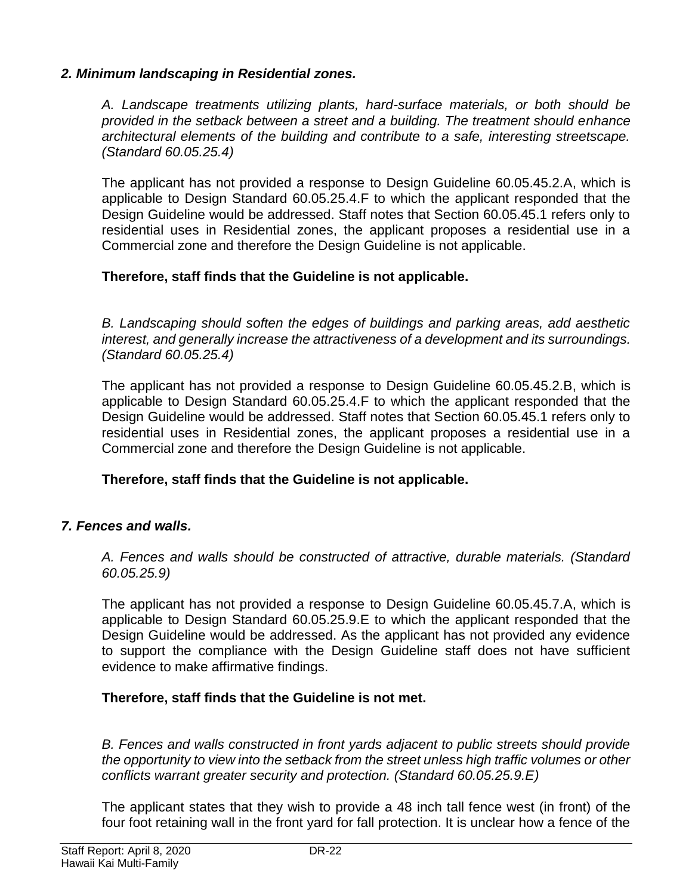### *2. Minimum landscaping in Residential zones.*

*A. Landscape treatments utilizing plants, hard-surface materials, or both should be provided in the setback between a street and a building. The treatment should enhance architectural elements of the building and contribute to a safe, interesting streetscape. (Standard 60.05.25.4)*

The applicant has not provided a response to Design Guideline 60.05.45.2.A, which is applicable to Design Standard 60.05.25.4.F to which the applicant responded that the Design Guideline would be addressed. Staff notes that Section 60.05.45.1 refers only to residential uses in Residential zones, the applicant proposes a residential use in a Commercial zone and therefore the Design Guideline is not applicable.

**Therefore, staff finds that the Guideline is not applicable.**

*B. Landscaping should soften the edges of buildings and parking areas, add aesthetic interest, and generally increase the attractiveness of a development and its surroundings. (Standard 60.05.25.4)*

The applicant has not provided a response to Design Guideline 60.05.45.2.B, which is applicable to Design Standard 60.05.25.4.F to which the applicant responded that the Design Guideline would be addressed. Staff notes that Section 60.05.45.1 refers only to residential uses in Residential zones, the applicant proposes a residential use in a Commercial zone and therefore the Design Guideline is not applicable.

**Therefore, staff finds that the Guideline is not applicable.**

### *7. Fences and walls.*

*A. Fences and walls should be constructed of attractive, durable materials. (Standard 60.05.25.9)*

The applicant has not provided a response to Design Guideline 60.05.45.7.A, which is applicable to Design Standard 60.05.25.9.E to which the applicant responded that the Design Guideline would be addressed. As the applicant has not provided any evidence to support the compliance with the Design Guideline staff does not have sufficient evidence to make affirmative findings.

**Therefore, staff finds that the Guideline is not met.**

*B. Fences and walls constructed in front yards adjacent to public streets should provide the opportunity to view into the setback from the street unless high traffic volumes or other conflicts warrant greater security and protection. (Standard 60.05.25.9.E)*

The applicant states that they wish to provide a 48 inch tall fence west (in front) of the four foot retaining wall in the front yard for fall protection. It is unclear how a fence of the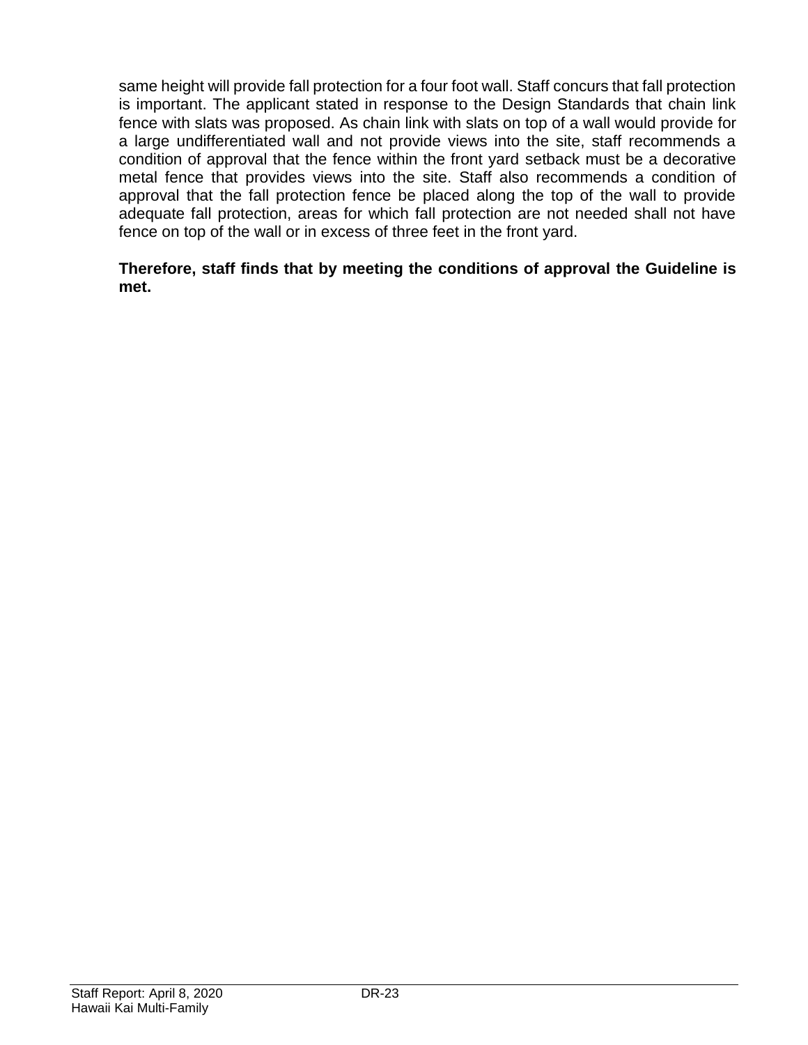same height will provide fall protection for a four foot wall. Staff concurs that fall protection is important. The applicant stated in response to the Design Standards that chain link fence with slats was proposed. As chain link with slats on top of a wall would provide for a large undifferentiated wall and not provide views into the site, staff recommends a condition of approval that the fence within the front yard setback must be a decorative metal fence that provides views into the site. Staff also recommends a condition of approval that the fall protection fence be placed along the top of the wall to provide adequate fall protection, areas for which fall protection are not needed shall not have fence on top of the wall or in excess of three feet in the front yard.

**Therefore, staff finds that by meeting the conditions of approval the Guideline is met.**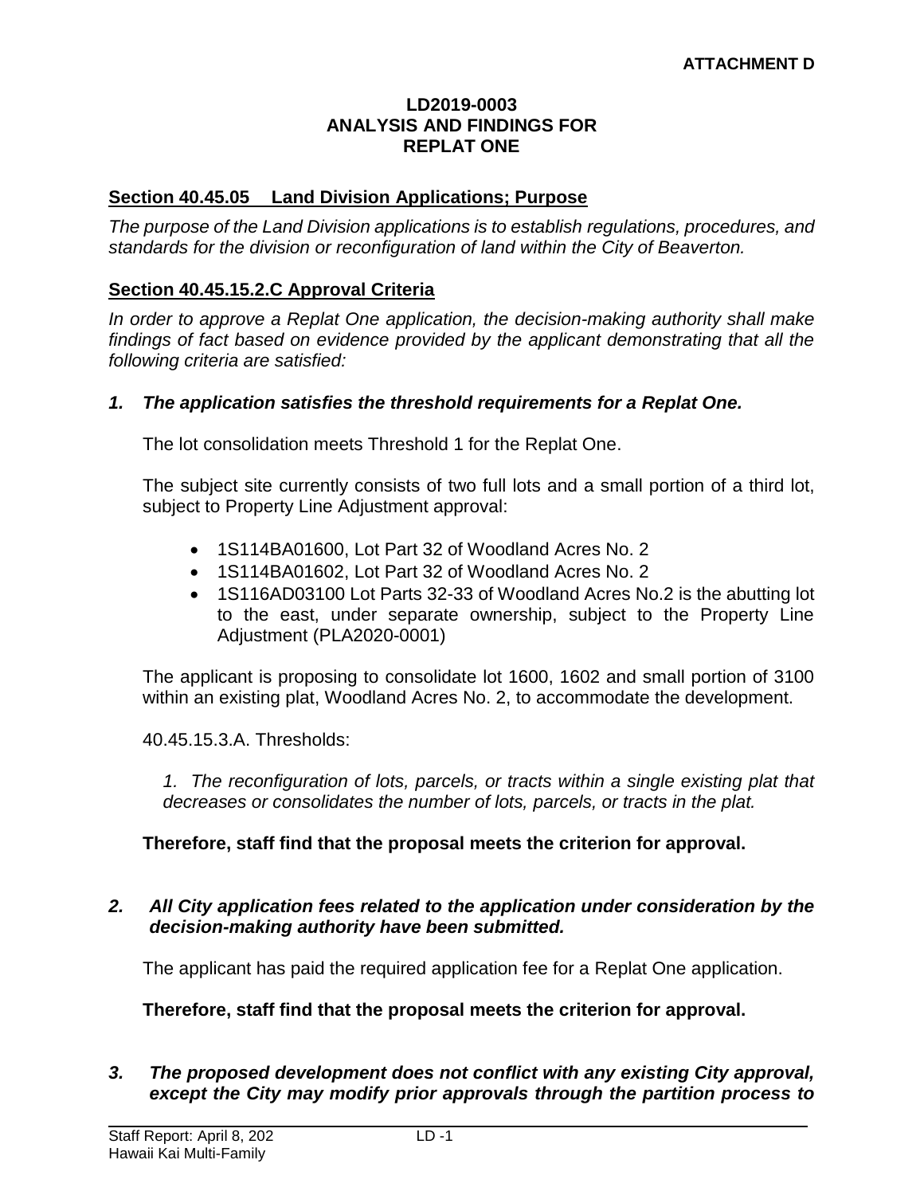**ATTACHMENT D**

**LD2019-0003**
**ANALYSIS AND FINDINGS FOR**
**REPLAT ONE**

## Section 40.45.05 Land Division Applications; Purpose

*The purpose of the Land Division applications is to establish regulations, procedures, and standards for the division or reconfiguration of land within the City of Beaverton.*

## Section 40.45.15.2.C Approval Criteria

*In order to approve a Replat One application, the decision-making authority shall make findings of fact based on evidence provided by the applicant demonstrating that all the following criteria are satisfied:*

***1. The application satisfies the threshold requirements for a Replat One.***

The lot consolidation meets Threshold 1 for the Replat One.

The subject site currently consists of two full lots and a small portion of a third lot, subject to Property Line Adjustment approval:

- 1S114BA01600, Lot Part 32 of Woodland Acres No. 2
- 1S114BA01602, Lot Part 32 of Woodland Acres No. 2
- 1S116AD03100 Lot Parts 32-33 of Woodland Acres No.2 is the abutting lot to the east, under separate ownership, subject to the Property Line Adjustment (PLA2020-0001)

The applicant is proposing to consolidate lot 1600, 1602 and small portion of 3100 within an existing plat, Woodland Acres No. 2, to accommodate the development.

40.45.15.3.A. Thresholds:

*1. The reconfiguration of lots, parcels, or tracts within a single existing plat that decreases or consolidates the number of lots, parcels, or tracts in the plat.*

**Therefore, staff find that the proposal meets the criterion for approval.**

***2. All City application fees related to the application under consideration by the decision-making authority have been submitted.***

The applicant has paid the required application fee for a Replat One application.

**Therefore, staff find that the proposal meets the criterion for approval.**

***3. The proposed development does not conflict with any existing City approval, except the City may modify prior approvals through the partition process to***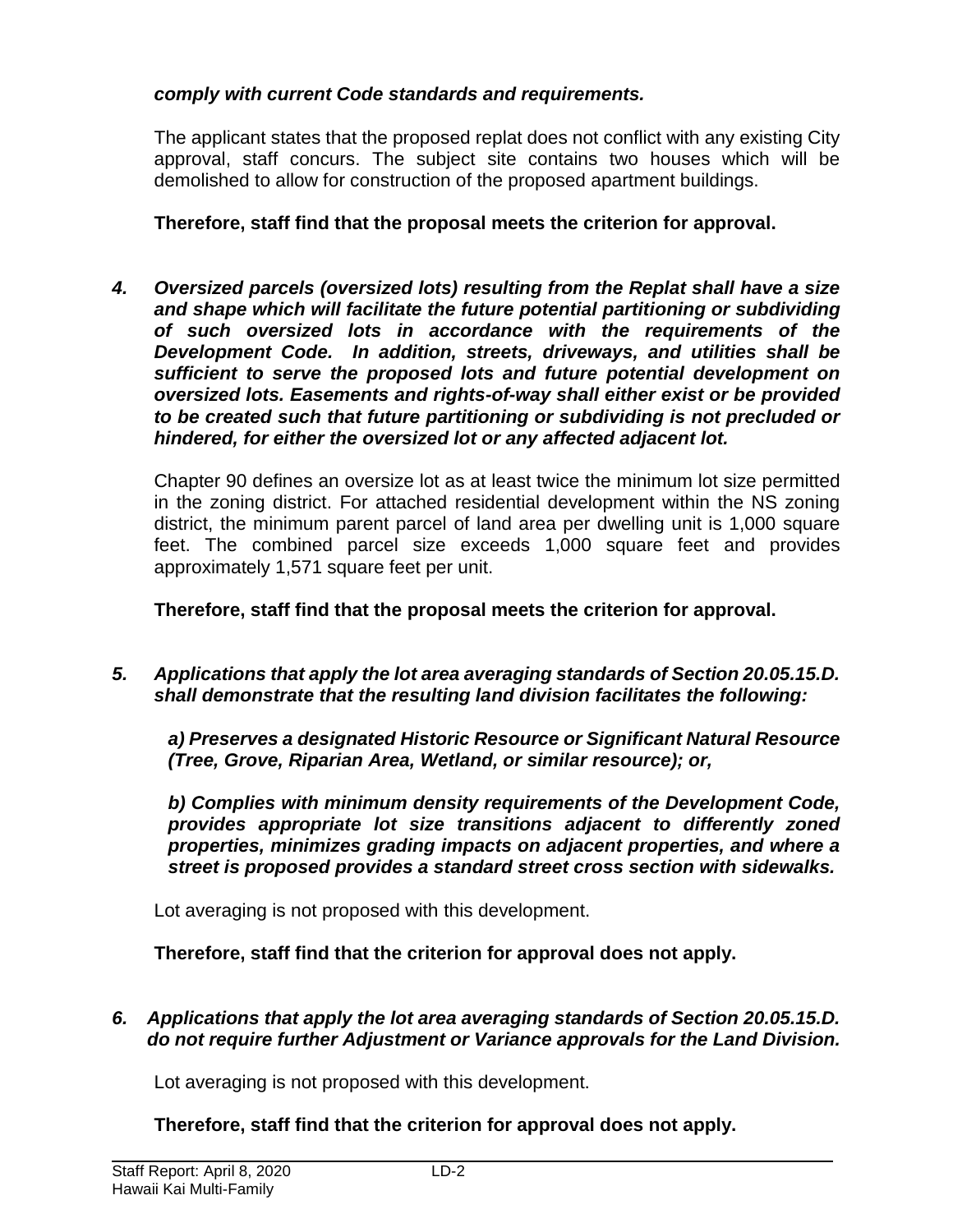***comply with current Code standards and requirements.***

The applicant states that the proposed replat does not conflict with any existing City approval, staff concurs. The subject site contains two houses which will be demolished to allow for construction of the proposed apartment buildings.

**Therefore, staff find that the proposal meets the criterion for approval.**

4. ***Oversized parcels (oversized lots) resulting from the Replat shall have a size and shape which will facilitate the future potential partitioning or subdividing of such oversized lots in accordance with the requirements of the Development Code. In addition, streets, driveways, and utilities shall be sufficient to serve the proposed lots and future potential development on oversized lots. Easements and rights-of-way shall either exist or be provided to be created such that future partitioning or subdividing is not precluded or hindered, for either the oversized lot or any affected adjacent lot.***

   Chapter 90 defines an oversize lot as at least twice the minimum lot size permitted in the zoning district. For attached residential development within the NS zoning district, the minimum parent parcel of land area per dwelling unit is 1,000 square feet. The combined parcel size exceeds 1,000 square feet and provides approximately 1,571 square feet per unit.

   **Therefore, staff find that the proposal meets the criterion for approval.**

5. ***Applications that apply the lot area averaging standards of Section 20.05.15.D. shall demonstrate that the resulting land division facilitates the following:***

   ***a) Preserves a designated Historic Resource or Significant Natural Resource (Tree, Grove, Riparian Area, Wetland, or similar resource); or,***

   ***b) Complies with minimum density requirements of the Development Code, provides appropriate lot size transitions adjacent to differently zoned properties, minimizes grading impacts on adjacent properties, and where a street is proposed provides a standard street cross section with sidewalks.***

   Lot averaging is not proposed with this development.

   **Therefore, staff find that the criterion for approval does not apply.**

6. ***Applications that apply the lot area averaging standards of Section 20.05.15.D. do not require further Adjustment or Variance approvals for the Land Division.***

   Lot averaging is not proposed with this development.

   **Therefore, staff find that the criterion for approval does not apply.**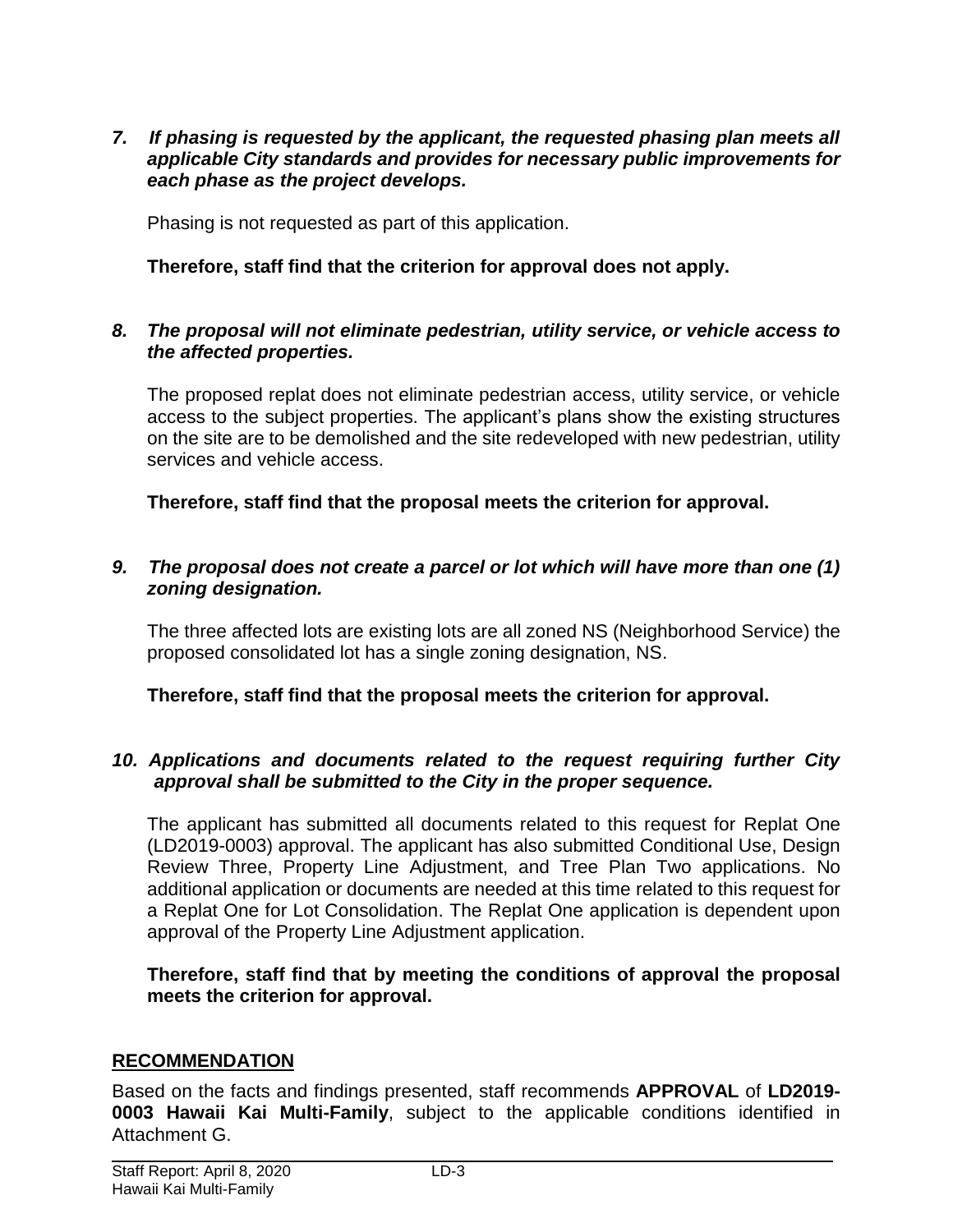***7. If phasing is requested by the applicant, the requested phasing plan meets all applicable City standards and provides for necessary public improvements for each phase as the project develops.***

Phasing is not requested as part of this application.

**Therefore, staff find that the criterion for approval does not apply.**

***8. The proposal will not eliminate pedestrian, utility service, or vehicle access to the affected properties.***

The proposed replat does not eliminate pedestrian access, utility service, or vehicle access to the subject properties. The applicant's plans show the existing structures on the site are to be demolished and the site redeveloped with new pedestrian, utility services and vehicle access.

**Therefore, staff find that the proposal meets the criterion for approval.**

***9. The proposal does not create a parcel or lot which will have more than one (1) zoning designation.***

The three affected lots are existing lots are all zoned NS (Neighborhood Service) the proposed consolidated lot has a single zoning designation, NS.

**Therefore, staff find that the proposal meets the criterion for approval.**

***10. Applications and documents related to the request requiring further City approval shall be submitted to the City in the proper sequence.***

The applicant has submitted all documents related to this request for Replat One (LD2019-0003) approval. The applicant has also submitted Conditional Use, Design Review Three, Property Line Adjustment, and Tree Plan Two applications. No additional application or documents are needed at this time related to this request for a Replat One for Lot Consolidation. The Replat One application is dependent upon approval of the Property Line Adjustment application.

**Therefore, staff find that by meeting the conditions of approval the proposal meets the criterion for approval.**

## RECOMMENDATION

Based on the facts and findings presented, staff recommends **APPROVAL** of **LD2019-0003 Hawaii Kai Multi-Family**, subject to the applicable conditions identified in Attachment G.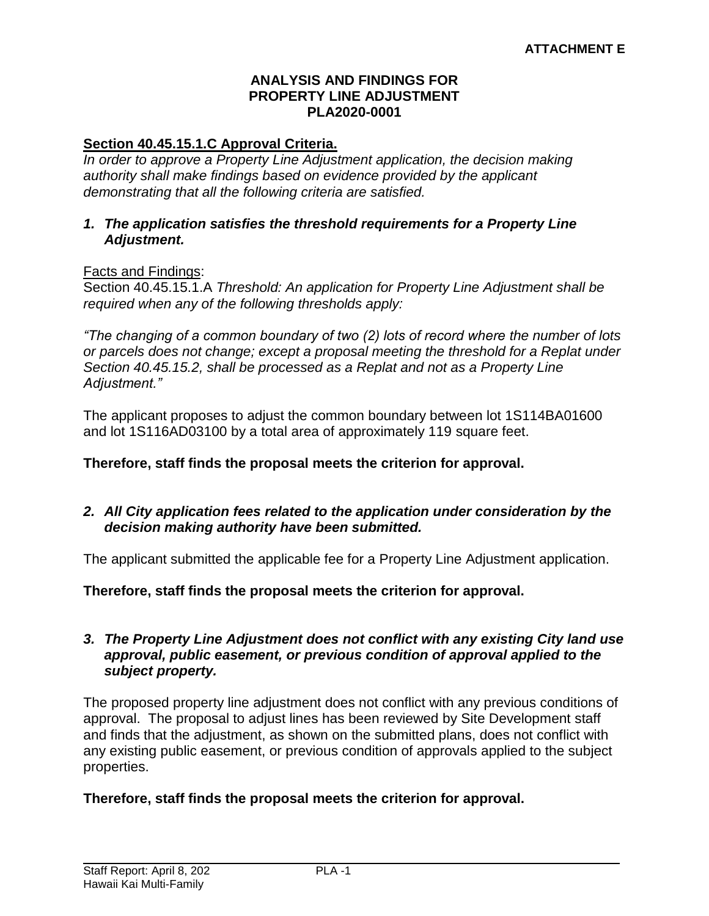**ATTACHMENT E**

# ANALYSIS AND FINDINGS FOR PROPERTY LINE ADJUSTMENT PLA2020-0001

## Section 40.45.15.1.C Approval Criteria.

*In order to approve a Property Line Adjustment application, the decision making authority shall make findings based on evidence provided by the applicant demonstrating that all the following criteria are satisfied.*

***1. The application satisfies the threshold requirements for a Property Line Adjustment.***

Facts and Findings:
Section 40.45.15.1.A *Threshold: An application for Property Line Adjustment shall be required when any of the following thresholds apply:*

*"The changing of a common boundary of two (2) lots of record where the number of lots or parcels does not change; except a proposal meeting the threshold for a Replat under Section 40.45.15.2, shall be processed as a Replat and not as a Property Line Adjustment."*

The applicant proposes to adjust the common boundary between lot 1S114BA01600 and lot 1S116AD03100 by a total area of approximately 119 square feet.

**Therefore, staff finds the proposal meets the criterion for approval.**

***2. All City application fees related to the application under consideration by the decision making authority have been submitted.***

The applicant submitted the applicable fee for a Property Line Adjustment application.

**Therefore, staff finds the proposal meets the criterion for approval.**

***3. The Property Line Adjustment does not conflict with any existing City land use approval, public easement, or previous condition of approval applied to the subject property.***

The proposed property line adjustment does not conflict with any previous conditions of approval. The proposal to adjust lines has been reviewed by Site Development staff and finds that the adjustment, as shown on the submitted plans, does not conflict with any existing public easement, or previous condition of approvals applied to the subject properties.

**Therefore, staff finds the proposal meets the criterion for approval.**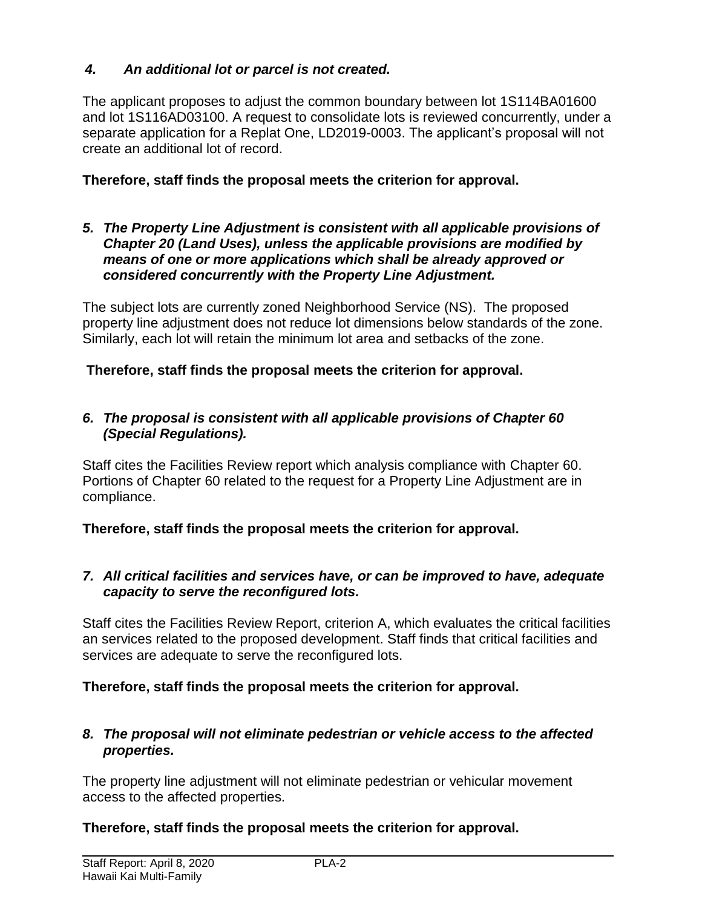*4. An additional lot or parcel is not created.*

The applicant proposes to adjust the common boundary between lot 1S114BA01600 and lot 1S116AD03100. A request to consolidate lots is reviewed concurrently, under a separate application for a Replat One, LD2019-0003. The applicant's proposal will not create an additional lot of record.

**Therefore, staff finds the proposal meets the criterion for approval.**

***5. The Property Line Adjustment is consistent with all applicable provisions of Chapter 20 (Land Uses), unless the applicable provisions are modified by means of one or more applications which shall be already approved or considered concurrently with the Property Line Adjustment.***

The subject lots are currently zoned Neighborhood Service (NS). The proposed property line adjustment does not reduce lot dimensions below standards of the zone. Similarly, each lot will retain the minimum lot area and setbacks of the zone.

**Therefore, staff finds the proposal meets the criterion for approval.**

***6. The proposal is consistent with all applicable provisions of Chapter 60 (Special Regulations).***

Staff cites the Facilities Review report which analysis compliance with Chapter 60. Portions of Chapter 60 related to the request for a Property Line Adjustment are in compliance.

**Therefore, staff finds the proposal meets the criterion for approval.**

***7. All critical facilities and services have, or can be improved to have, adequate capacity to serve the reconfigured lots.***

Staff cites the Facilities Review Report, criterion A, which evaluates the critical facilities an services related to the proposed development. Staff finds that critical facilities and services are adequate to serve the reconfigured lots.

**Therefore, staff finds the proposal meets the criterion for approval.**

***8. The proposal will not eliminate pedestrian or vehicle access to the affected properties.***

The property line adjustment will not eliminate pedestrian or vehicular movement access to the affected properties.

**Therefore, staff finds the proposal meets the criterion for approval.**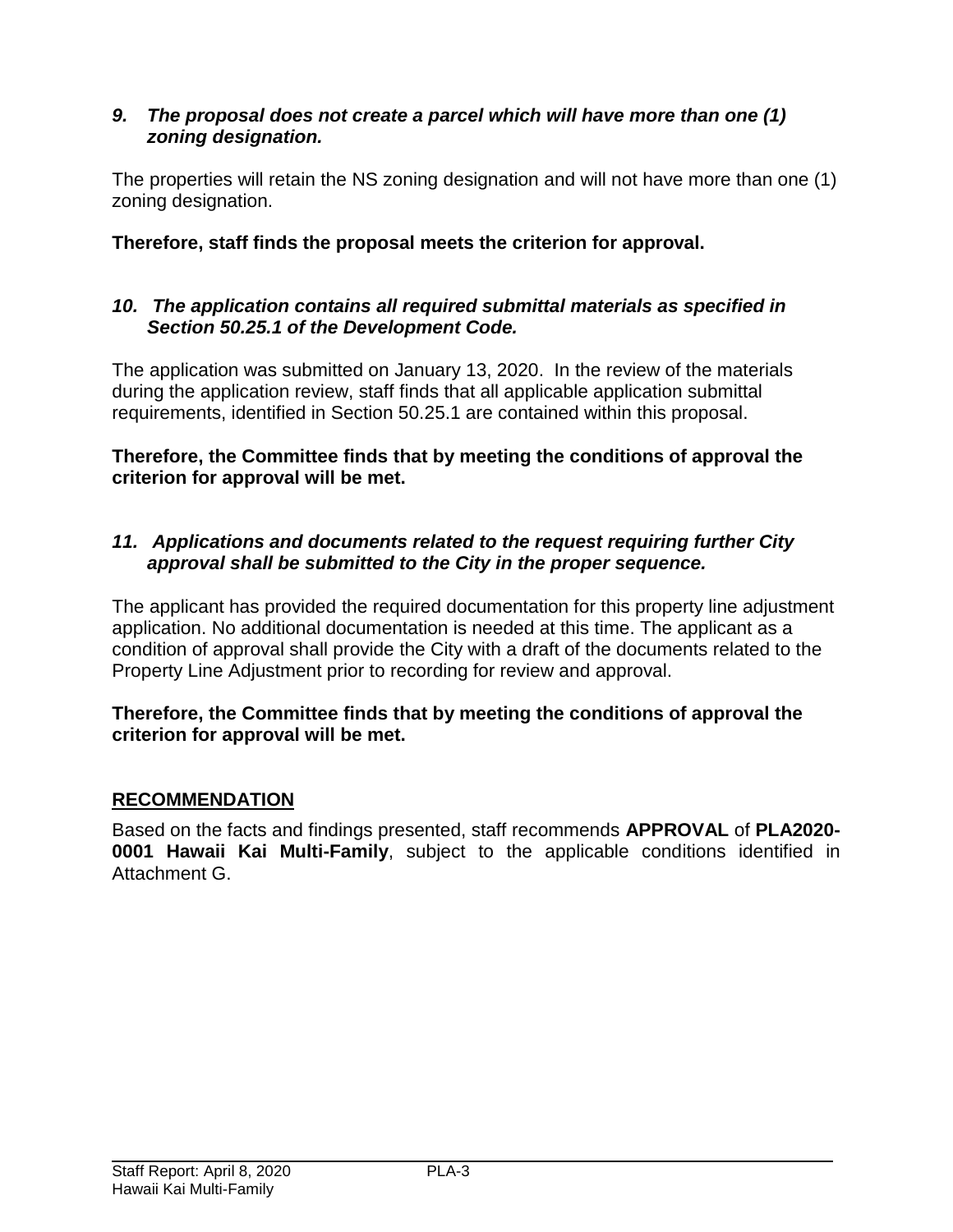***9. The proposal does not create a parcel which will have more than one (1) zoning designation.***

The properties will retain the NS zoning designation and will not have more than one (1) zoning designation.

**Therefore, staff finds the proposal meets the criterion for approval.**

***10. The application contains all required submittal materials as specified in Section 50.25.1 of the Development Code.***

The application was submitted on January 13, 2020. In the review of the materials during the application review, staff finds that all applicable application submittal requirements, identified in Section 50.25.1 are contained within this proposal.

**Therefore, the Committee finds that by meeting the conditions of approval the criterion for approval will be met.**

***11. Applications and documents related to the request requiring further City approval shall be submitted to the City in the proper sequence.***

The applicant has provided the required documentation for this property line adjustment application. No additional documentation is needed at this time. The applicant as a condition of approval shall provide the City with a draft of the documents related to the Property Line Adjustment prior to recording for review and approval.

**Therefore, the Committee finds that by meeting the conditions of approval the criterion for approval will be met.**

## RECOMMENDATION

Based on the facts and findings presented, staff recommends **APPROVAL** of **PLA2020-0001 Hawaii Kai Multi-Family**, subject to the applicable conditions identified in Attachment G.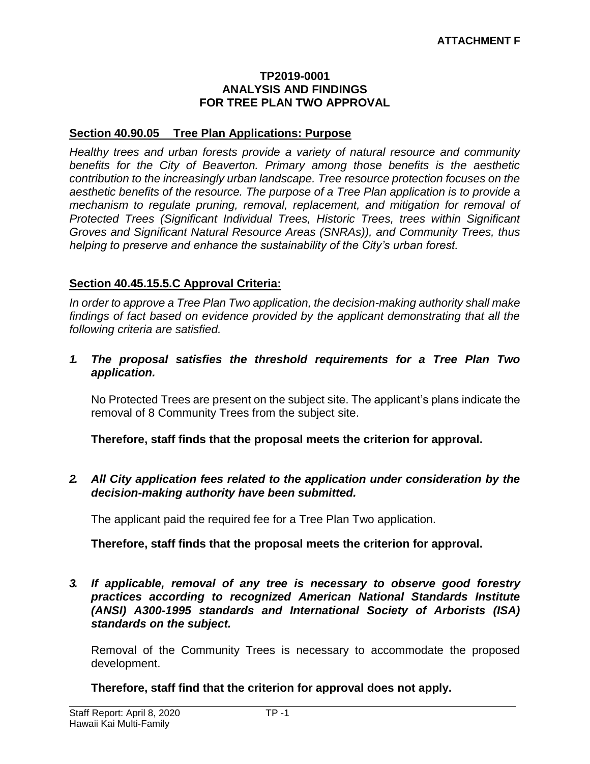**ATTACHMENT F**

**TP2019-0001**
**ANALYSIS AND FINDINGS**
**FOR TREE PLAN TWO APPROVAL**

## Section 40.90.05 Tree Plan Applications: Purpose

*Healthy trees and urban forests provide a variety of natural resource and community benefits for the City of Beaverton. Primary among those benefits is the aesthetic contribution to the increasingly urban landscape. Tree resource protection focuses on the aesthetic benefits of the resource. The purpose of a Tree Plan application is to provide a mechanism to regulate pruning, removal, replacement, and mitigation for removal of Protected Trees (Significant Individual Trees, Historic Trees, trees within Significant Groves and Significant Natural Resource Areas (SNRAs)), and Community Trees, thus helping to preserve and enhance the sustainability of the City's urban forest.*

## Section 40.45.15.5.C Approval Criteria:

*In order to approve a Tree Plan Two application, the decision-making authority shall make findings of fact based on evidence provided by the applicant demonstrating that all the following criteria are satisfied.*

***1. The proposal satisfies the threshold requirements for a Tree Plan Two application.***

No Protected Trees are present on the subject site. The applicant's plans indicate the removal of 8 Community Trees from the subject site.

**Therefore, staff finds that the proposal meets the criterion for approval.**

***2. All City application fees related to the application under consideration by the decision-making authority have been submitted.***

The applicant paid the required fee for a Tree Plan Two application.

**Therefore, staff finds that the proposal meets the criterion for approval.**

***3. If applicable, removal of any tree is necessary to observe good forestry practices according to recognized American National Standards Institute (ANSI) A300-1995 standards and International Society of Arborists (ISA) standards on the subject.***

Removal of the Community Trees is necessary to accommodate the proposed development.

**Therefore, staff find that the criterion for approval does not apply.**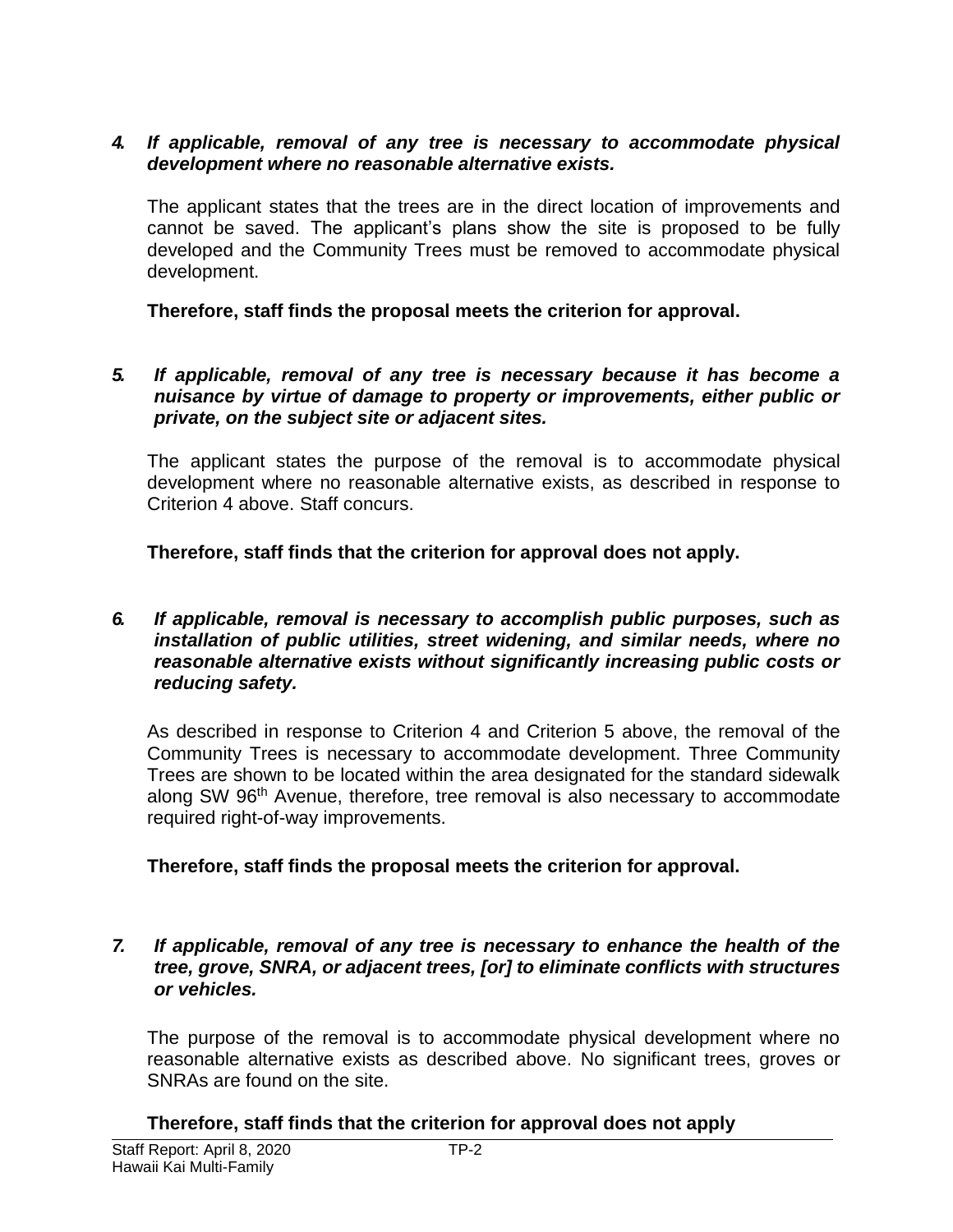***4. If applicable, removal of any tree is necessary to accommodate physical development where no reasonable alternative exists.***

The applicant states that the trees are in the direct location of improvements and cannot be saved. The applicant's plans show the site is proposed to be fully developed and the Community Trees must be removed to accommodate physical development.

**Therefore, staff finds the proposal meets the criterion for approval.**

***5. If applicable, removal of any tree is necessary because it has become a nuisance by virtue of damage to property or improvements, either public or private, on the subject site or adjacent sites.***

The applicant states the purpose of the removal is to accommodate physical development where no reasonable alternative exists, as described in response to Criterion 4 above. Staff concurs.

**Therefore, staff finds that the criterion for approval does not apply.**

***6. If applicable, removal is necessary to accomplish public purposes, such as installation of public utilities, street widening, and similar needs, where no reasonable alternative exists without significantly increasing public costs or reducing safety.***

As described in response to Criterion 4 and Criterion 5 above, the removal of the Community Trees is necessary to accommodate development. Three Community Trees are shown to be located within the area designated for the standard sidewalk along SW 96th Avenue, therefore, tree removal is also necessary to accommodate required right-of-way improvements.

**Therefore, staff finds the proposal meets the criterion for approval.**

***7. If applicable, removal of any tree is necessary to enhance the health of the tree, grove, SNRA, or adjacent trees, [or] to eliminate conflicts with structures or vehicles.***

The purpose of the removal is to accommodate physical development where no reasonable alternative exists as described above. No significant trees, groves or SNRAs are found on the site.

**Therefore, staff finds that the criterion for approval does not apply**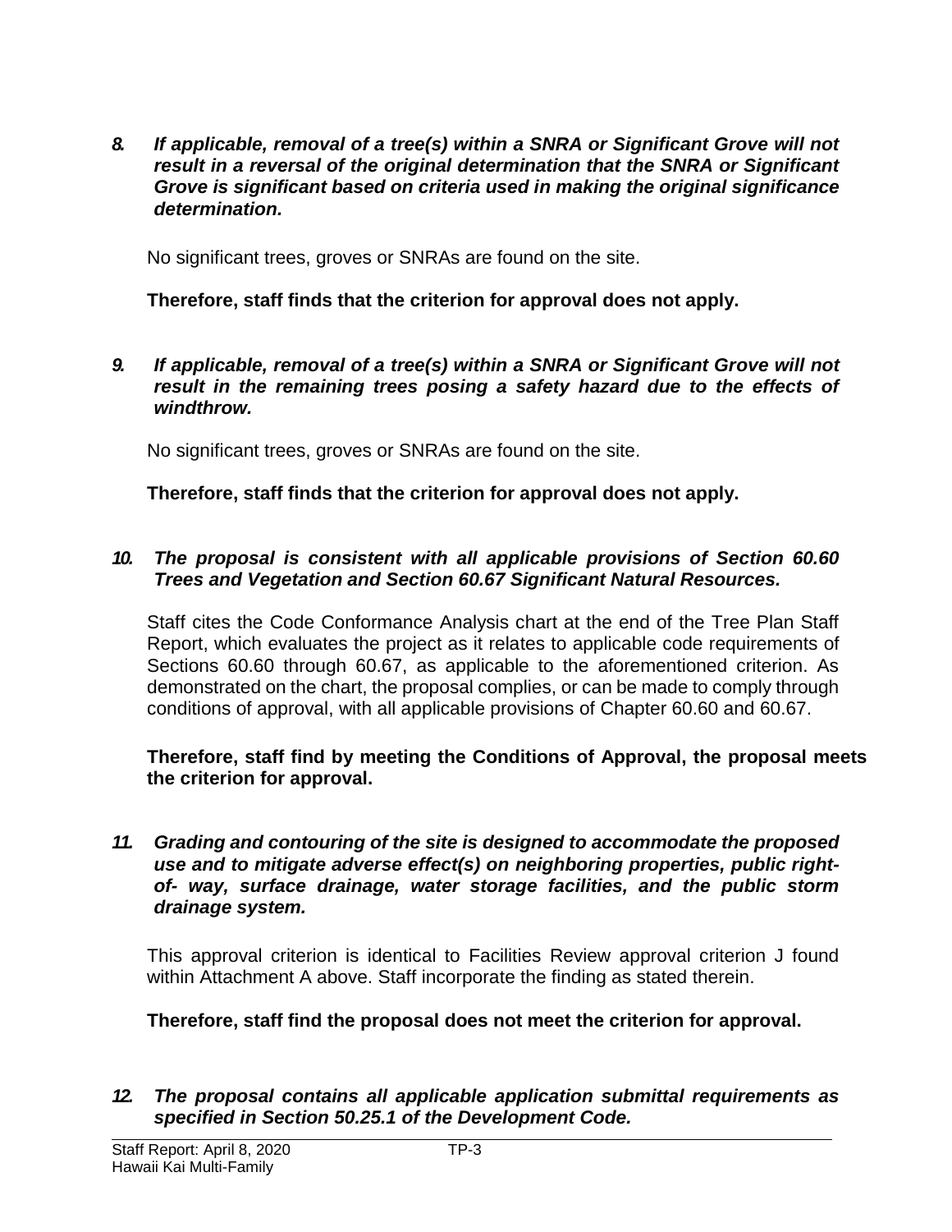***8. If applicable, removal of a tree(s) within a SNRA or Significant Grove will not result in a reversal of the original determination that the SNRA or Significant Grove is significant based on criteria used in making the original significance determination.***

No significant trees, groves or SNRAs are found on the site.

**Therefore, staff finds that the criterion for approval does not apply.**

***9. If applicable, removal of a tree(s) within a SNRA or Significant Grove will not result in the remaining trees posing a safety hazard due to the effects of windthrow.***

No significant trees, groves or SNRAs are found on the site.

**Therefore, staff finds that the criterion for approval does not apply.**

***10. The proposal is consistent with all applicable provisions of Section 60.60 Trees and Vegetation and Section 60.67 Significant Natural Resources.***

Staff cites the Code Conformance Analysis chart at the end of the Tree Plan Staff Report, which evaluates the project as it relates to applicable code requirements of Sections 60.60 through 60.67, as applicable to the aforementioned criterion. As demonstrated on the chart, the proposal complies, or can be made to comply through conditions of approval, with all applicable provisions of Chapter 60.60 and 60.67.

**Therefore, staff find by meeting the Conditions of Approval, the proposal meets the criterion for approval.**

***11. Grading and contouring of the site is designed to accommodate the proposed use and to mitigate adverse effect(s) on neighboring properties, public right-of- way, surface drainage, water storage facilities, and the public storm drainage system.***

This approval criterion is identical to Facilities Review approval criterion J found within Attachment A above. Staff incorporate the finding as stated therein.

**Therefore, staff find the proposal does not meet the criterion for approval.**

***12. The proposal contains all applicable application submittal requirements as specified in Section 50.25.1 of the Development Code.***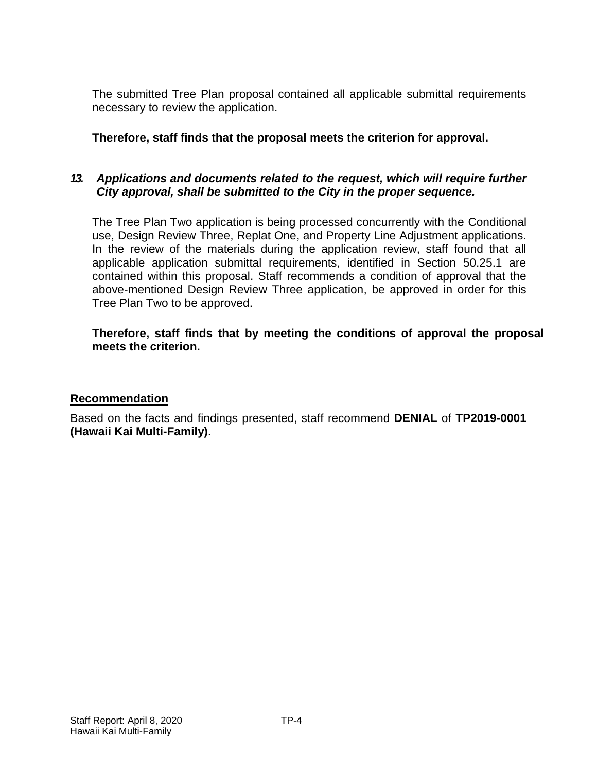The submitted Tree Plan proposal contained all applicable submittal requirements necessary to review the application.

**Therefore, staff finds that the proposal meets the criterion for approval.**

***13. Applications and documents related to the request, which will require further City approval, shall be submitted to the City in the proper sequence.***

The Tree Plan Two application is being processed concurrently with the Conditional use, Design Review Three, Replat One, and Property Line Adjustment applications. In the review of the materials during the application review, staff found that all applicable application submittal requirements, identified in Section 50.25.1 are contained within this proposal. Staff recommends a condition of approval that the above-mentioned Design Review Three application, be approved in order for this Tree Plan Two to be approved.

**Therefore, staff finds that by meeting the conditions of approval the proposal meets the criterion.**

## Recommendation

Based on the facts and findings presented, staff recommend **DENIAL** of **TP2019-0001 (Hawaii Kai Multi-Family)**.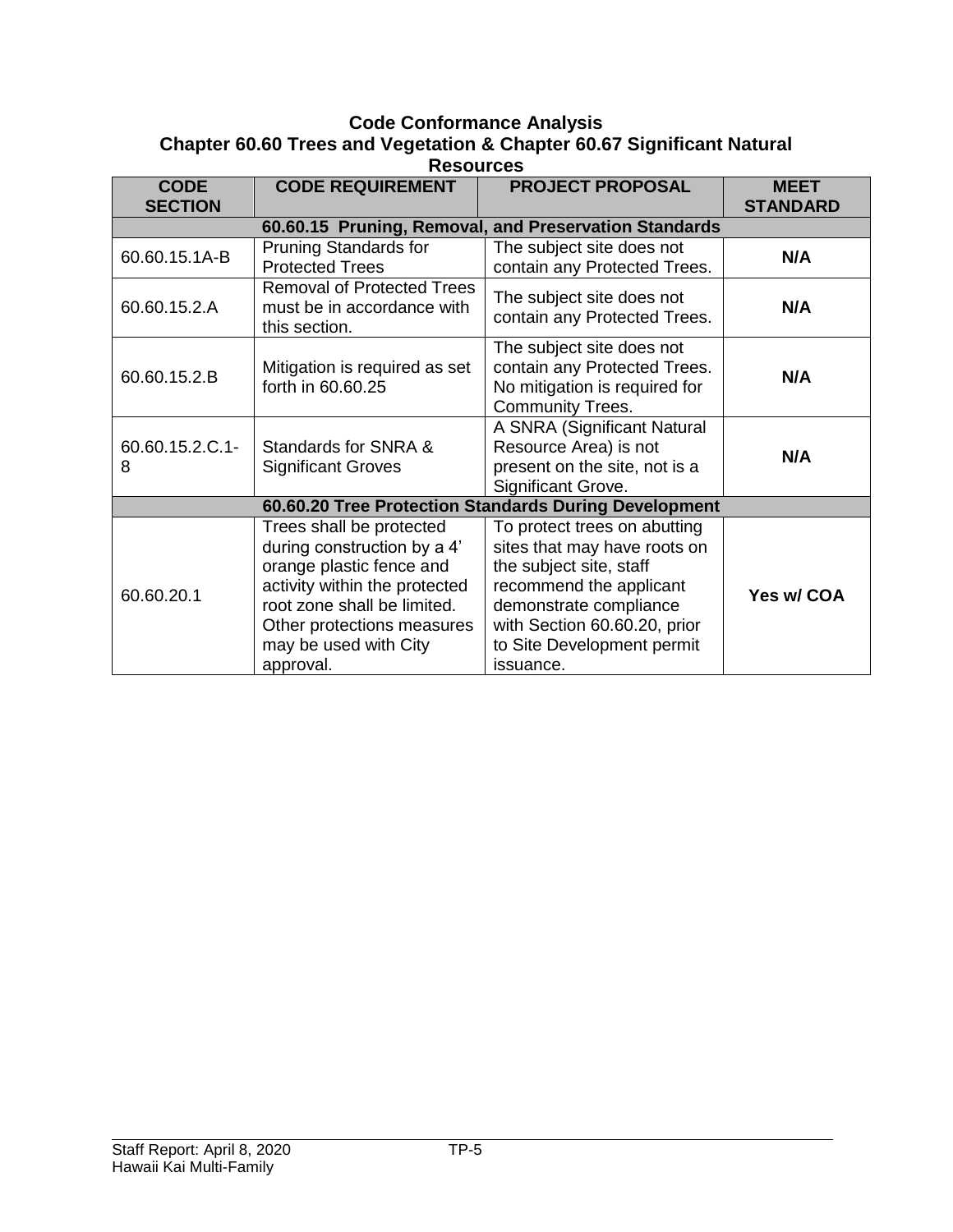**Code Conformance Analysis**
**Chapter 60.60 Trees and Vegetation & Chapter 60.67 Significant Natural Resources**

| CODE SECTION | CODE REQUIREMENT | PROJECT PROPOSAL | MEET STANDARD |
|---|---|---|---|
| **60.60.15 Pruning, Removal, and Preservation Standards** | | | |
| 60.60.15.1A-B | Pruning Standards for Protected Trees | The subject site does not contain any Protected Trees. | **N/A** |
| 60.60.15.2.A | Removal of Protected Trees must be in accordance with this section. | The subject site does not contain any Protected Trees. | **N/A** |
| 60.60.15.2.B | Mitigation is required as set forth in 60.60.25 | The subject site does not contain any Protected Trees. No mitigation is required for Community Trees. | **N/A** |
| 60.60.15.2.C.1-8 | Standards for SNRA & Significant Groves | A SNRA (Significant Natural Resource Area) is not present on the site, not is a Significant Grove. | **N/A** |
| **60.60.20 Tree Protection Standards During Development** | | | |
| 60.60.20.1 | Trees shall be protected during construction by a 4' orange plastic fence and activity within the protected root zone shall be limited. Other protections measures may be used with City approval. | To protect trees on abutting sites that may have roots on the subject site, staff recommend the applicant demonstrate compliance with Section 60.60.20, prior to Site Development permit issuance. | **Yes w/ COA** |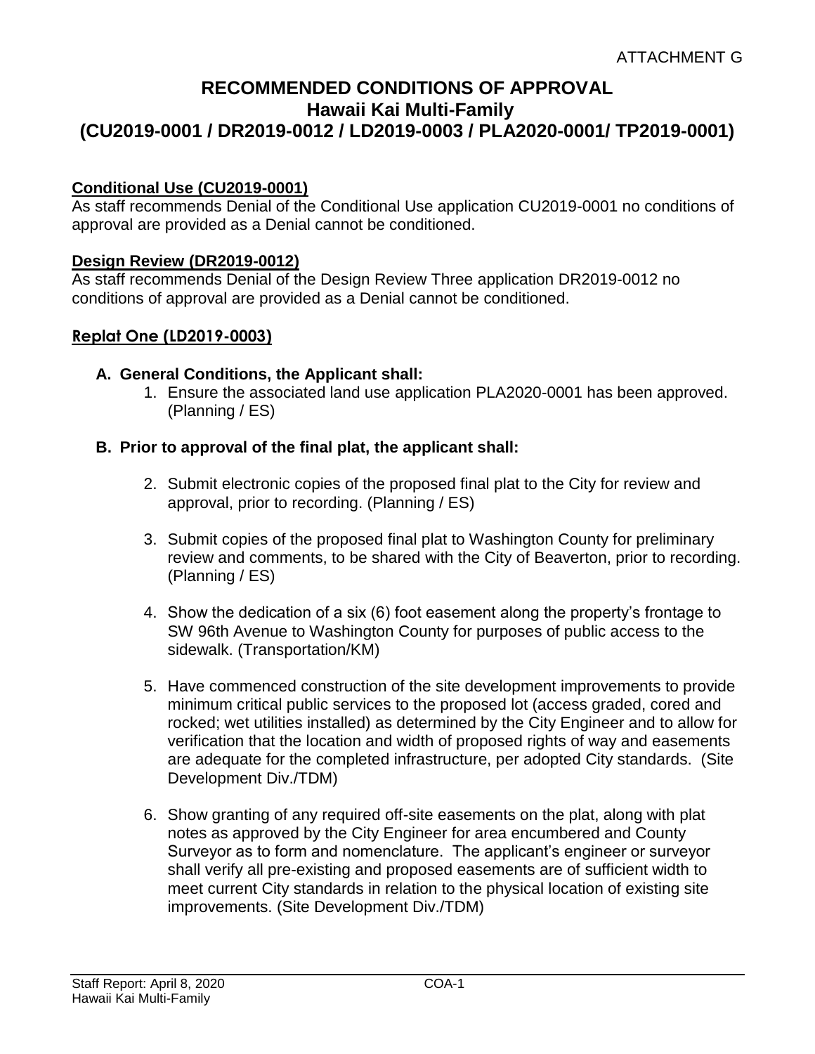ATTACHMENT G

# RECOMMENDED CONDITIONS OF APPROVAL
## Hawaii Kai Multi-Family
## (CU2019-0001 / DR2019-0012 / LD2019-0003 / PLA2020-0001/ TP2019-0001)

**Conditional Use (CU2019-0001)**
As staff recommends Denial of the Conditional Use application CU2019-0001 no conditions of approval are provided as a Denial cannot be conditioned.

**Design Review (DR2019-0012)**
As staff recommends Denial of the Design Review Three application DR2019-0012 no conditions of approval are provided as a Denial cannot be conditioned.

**Replat One (LD2019-0003)**

**A. General Conditions, the Applicant shall:**

1. Ensure the associated land use application PLA2020-0001 has been approved. (Planning / ES)

**B. Prior to approval of the final plat, the applicant shall:**

2. Submit electronic copies of the proposed final plat to the City for review and approval, prior to recording. (Planning / ES)

3. Submit copies of the proposed final plat to Washington County for preliminary review and comments, to be shared with the City of Beaverton, prior to recording. (Planning / ES)

4. Show the dedication of a six (6) foot easement along the property's frontage to SW 96th Avenue to Washington County for purposes of public access to the sidewalk. (Transportation/KM)

5. Have commenced construction of the site development improvements to provide minimum critical public services to the proposed lot (access graded, cored and rocked; wet utilities installed) as determined by the City Engineer and to allow for verification that the location and width of proposed rights of way and easements are adequate for the completed infrastructure, per adopted City standards. (Site Development Div./TDM)

6. Show granting of any required off-site easements on the plat, along with plat notes as approved by the City Engineer for area encumbered and County Surveyor as to form and nomenclature. The applicant's engineer or surveyor shall verify all pre-existing and proposed easements are of sufficient width to meet current City standards in relation to the physical location of existing site improvements. (Site Development Div./TDM)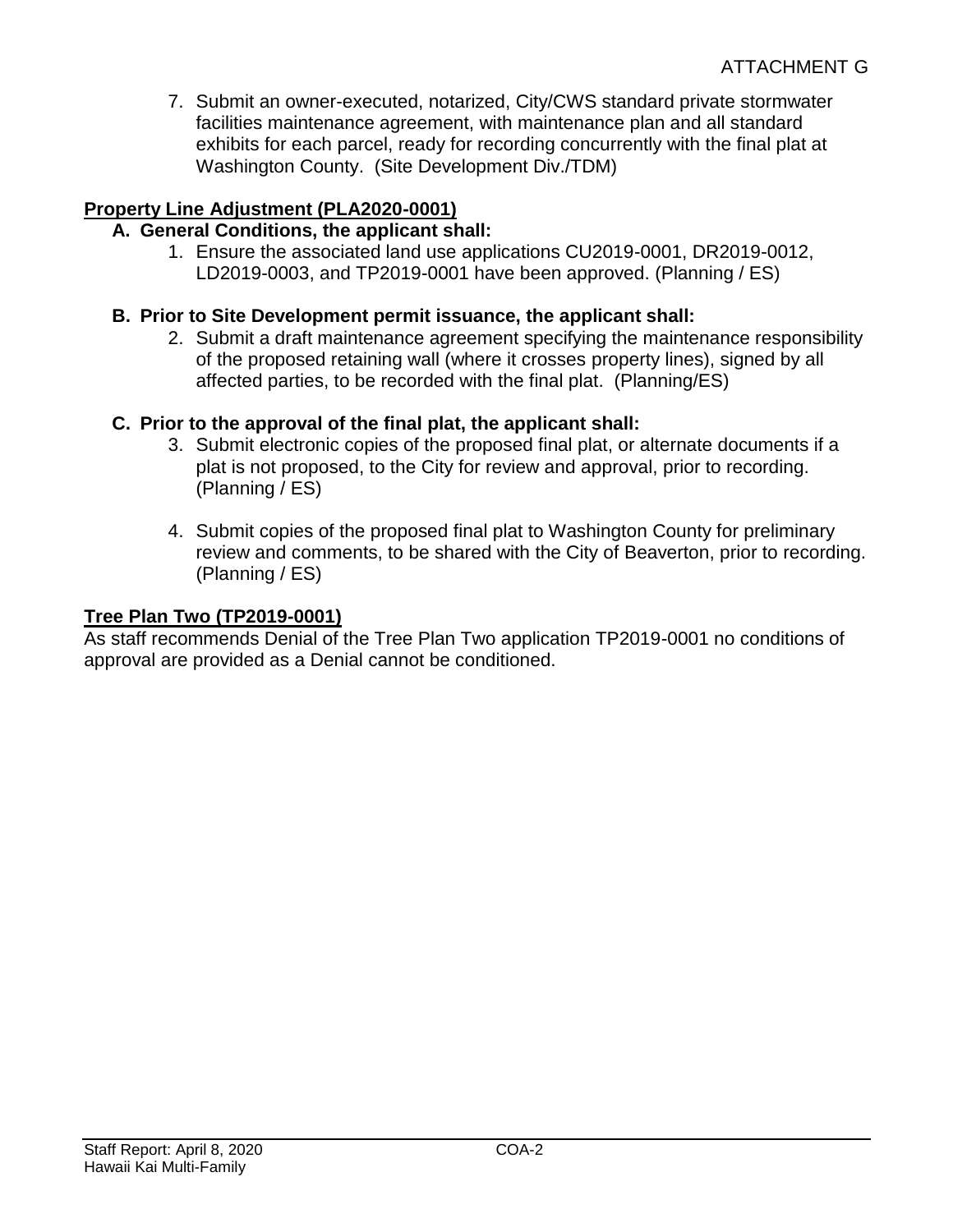7. Submit an owner-executed, notarized, City/CWS standard private stormwater facilities maintenance agreement, with maintenance plan and all standard exhibits for each parcel, ready for recording concurrently with the final plat at Washington County. (Site Development Div./TDM)

**Property Line Adjustment (PLA2020-0001)**

**A. General Conditions, the applicant shall:**

1. Ensure the associated land use applications CU2019-0001, DR2019-0012, LD2019-0003, and TP2019-0001 have been approved. (Planning / ES)

**B. Prior to Site Development permit issuance, the applicant shall:**

2. Submit a draft maintenance agreement specifying the maintenance responsibility of the proposed retaining wall (where it crosses property lines), signed by all affected parties, to be recorded with the final plat. (Planning/ES)

**C. Prior to the approval of the final plat, the applicant shall:**

3. Submit electronic copies of the proposed final plat, or alternate documents if a plat is not proposed, to the City for review and approval, prior to recording. (Planning / ES)

4. Submit copies of the proposed final plat to Washington County for preliminary review and comments, to be shared with the City of Beaverton, prior to recording. (Planning / ES)

**Tree Plan Two (TP2019-0001)**

As staff recommends Denial of the Tree Plan Two application TP2019-0001 no conditions of approval are provided as a Denial cannot be conditioned.